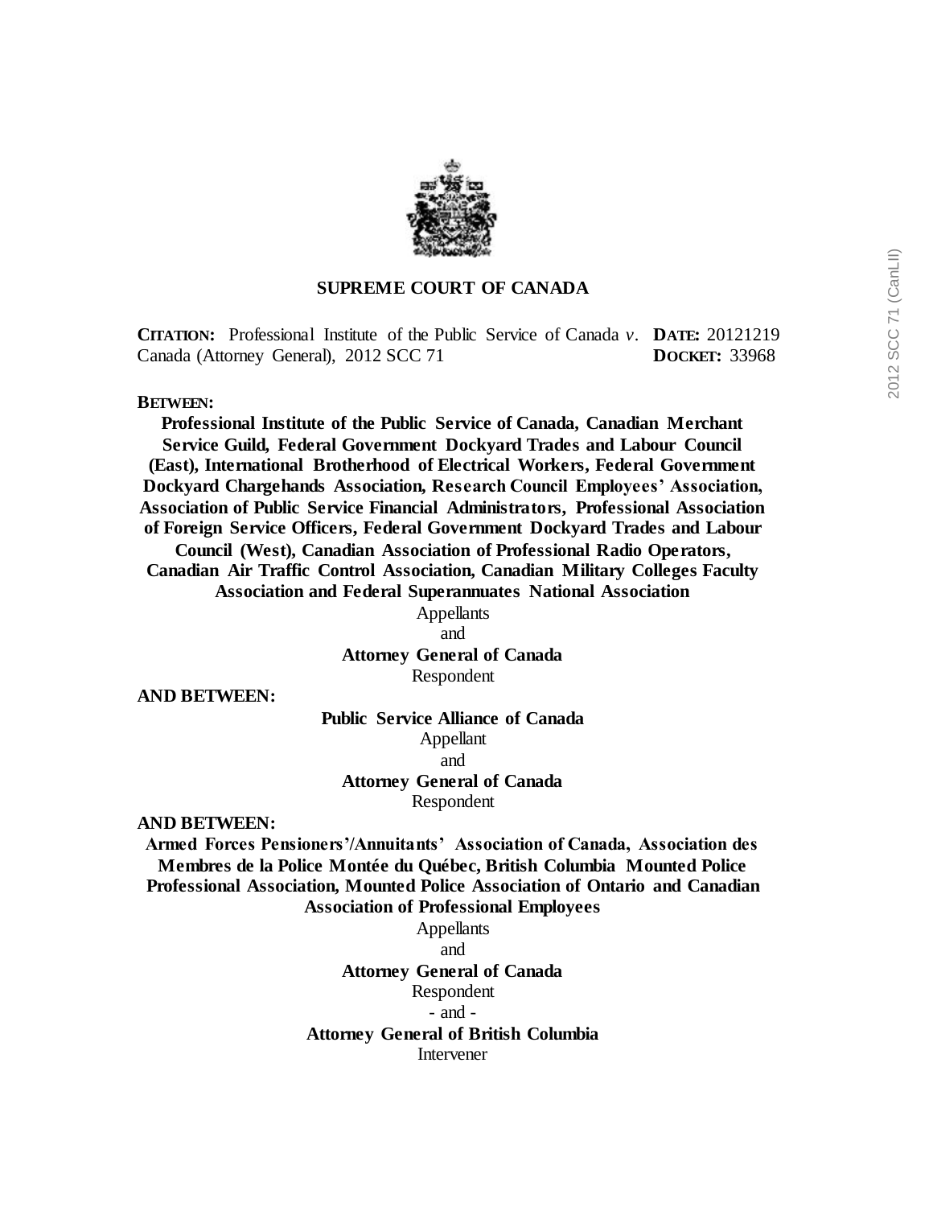**SUPREME COURT OF CANADA**

**CITATION:** Professional Institute of the Public Service of Canada *v*. Canada (Attorney General), 2012 SCC 71

**DATE:** 20121219
**DOCKET:** 33968

**BETWEEN:**

**Professional Institute of the Public Service of Canada, Canadian Merchant Service Guild, Federal Government Dockyard Trades and Labour Council (East), International Brotherhood of Electrical Workers, Federal Government Dockyard Chargehands Association, Research Council Employees' Association, Association of Public Service Financial Administrators, Professional Association of Foreign Service Officers, Federal Government Dockyard Trades and Labour Council (West), Canadian Association of Professional Radio Operators, Canadian Air Traffic Control Association, Canadian Military Colleges Faculty Association and Federal Superannuates National Association**
Appellants
and
**Attorney General of Canada**
Respondent

**AND BETWEEN:**

**Public Service Alliance of Canada**
Appellant
and
**Attorney General of Canada**
Respondent

**AND BETWEEN:**

**Armed Forces Pensioners'/Annuitants' Association of Canada, Association des Membres de la Police Montée du Québec, British Columbia Mounted Police Professional Association, Mounted Police Association of Ontario and Canadian Association of Professional Employees**
Appellants
and
**Attorney General of Canada**
Respondent
- and -
**Attorney General of British Columbia**
Intervener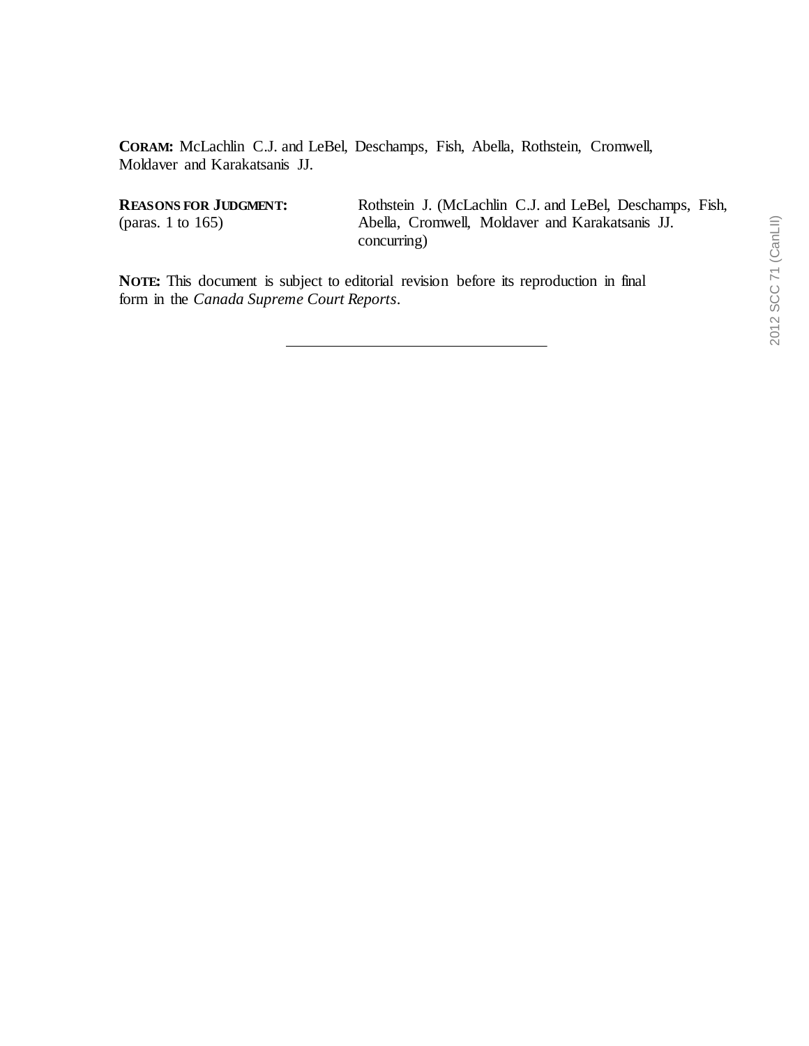**CORAM:** McLachlin C.J. and LeBel, Deschamps, Fish, Abella, Rothstein, Cromwell, Moldaver and Karakatsanis JJ.

| | |
|---|---|
| **REASONS FOR JUDGMENT:** (paras. 1 to 165) | Rothstein J. (McLachlin C.J. and LeBel, Deschamps, Fish, Abella, Cromwell, Moldaver and Karakatsanis JJ. concurring) |

**NOTE:** This document is subject to editorial revision before its reproduction in final form in the *Canada Supreme Court Reports*.

---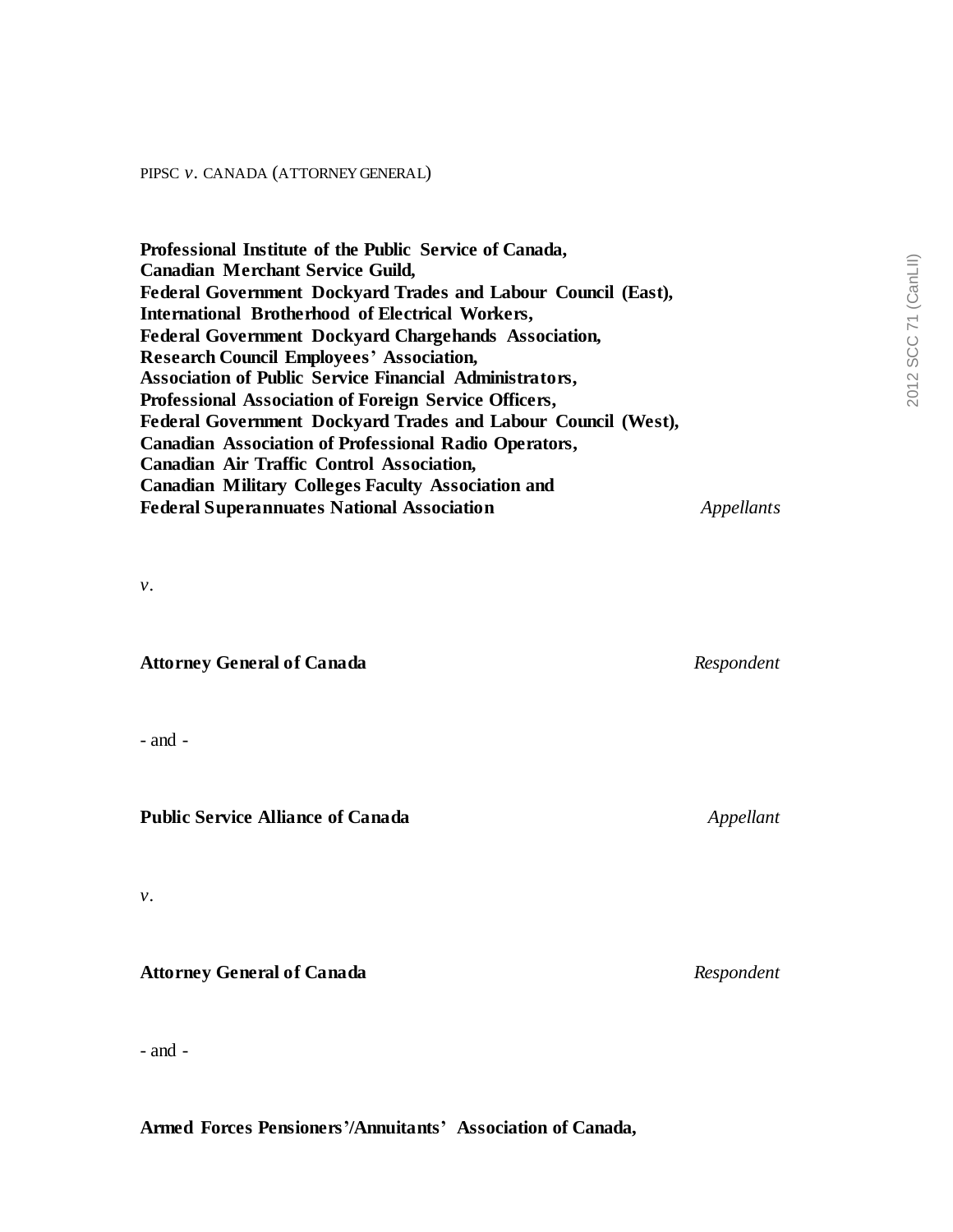PIPSC *v.* CANADA (ATTORNEY GENERAL)

**Professional Institute of the Public Service of Canada,**
**Canadian Merchant Service Guild,**
**Federal Government Dockyard Trades and Labour Council (East),**
**International Brotherhood of Electrical Workers,**
**Federal Government Dockyard Chargehands Association,**
**Research Council Employees' Association,**
**Association of Public Service Financial Administrators,**
**Professional Association of Foreign Service Officers,**
**Federal Government Dockyard Trades and Labour Council (West),**
**Canadian Association of Professional Radio Operators,**
**Canadian Air Traffic Control Association,**
**Canadian Military Colleges Faculty Association and**
**Federal Superannuates National Association** *Appellants*

*v.*

**Attorney General of Canada** *Respondent*

- and -

**Public Service Alliance of Canada** *Appellant*

*v.*

**Attorney General of Canada** *Respondent*

- and -

**Armed Forces Pensioners'/Annuitants' Association of Canada,**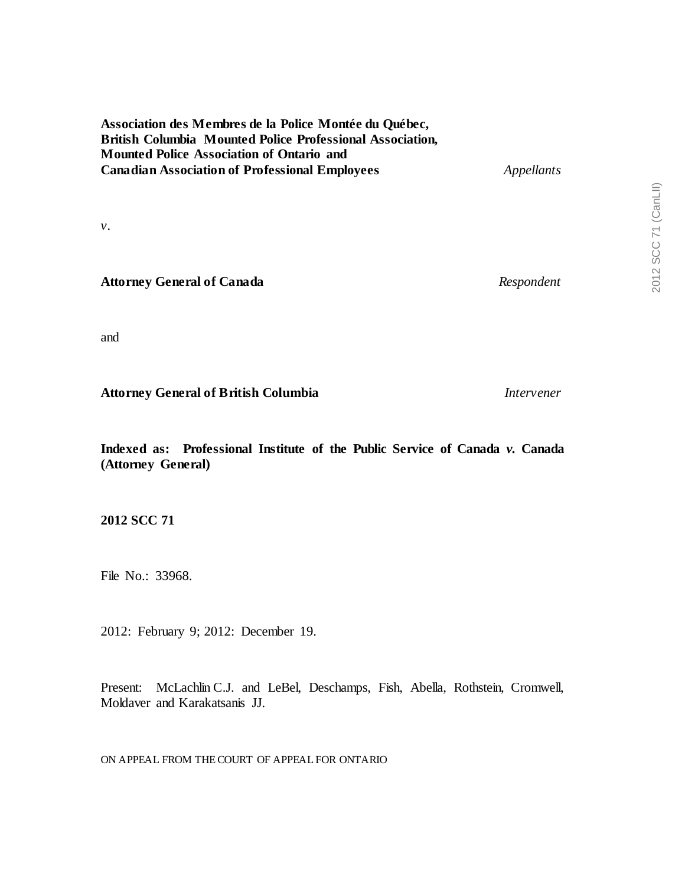**Association des Membres de la Police Montée du Québec,**
**British Columbia Mounted Police Professional Association,**
**Mounted Police Association of Ontario and**
**Canadian Association of Professional Employees** *Appellants*

*v*.

**Attorney General of Canada** *Respondent*

and

**Attorney General of British Columbia** *Intervener*

**Indexed as: Professional Institute of the Public Service of Canada *v.* Canada (Attorney General)**

**2012 SCC 71**

File No.: 33968.

2012: February 9; 2012: December 19.

Present: McLachlin C.J. and LeBel, Deschamps, Fish, Abella, Rothstein, Cromwell, Moldaver and Karakatsanis JJ.

ON APPEAL FROM THE COURT OF APPEAL FOR ONTARIO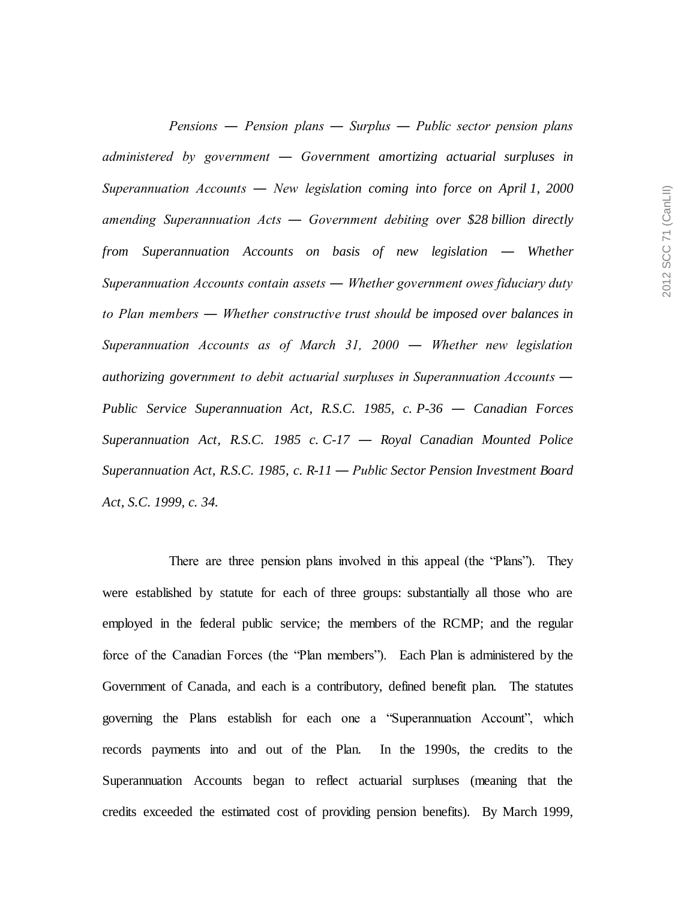*Pensions — Pension plans — Surplus — Public sector pension plans administered by government — Government amortizing actuarial surpluses in Superannuation Accounts — New legislation coming into force on April 1, 2000 amending Superannuation Acts — Government debiting over $28 billion directly from Superannuation Accounts on basis of new legislation — Whether Superannuation Accounts contain assets — Whether government owes fiduciary duty to Plan members — Whether constructive trust should be imposed over balances in Superannuation Accounts as of March 31, 2000 — Whether new legislation authorizing government to debit actuarial surpluses in Superannuation Accounts — Public Service Superannuation Act, R.S.C. 1985, c. P-36 — Canadian Forces Superannuation Act, R.S.C. 1985 c. C-17 — Royal Canadian Mounted Police Superannuation Act, R.S.C. 1985, c. R-11 — Public Sector Pension Investment Board Act, S.C. 1999, c. 34.*

There are three pension plans involved in this appeal (the "Plans"). They were established by statute for each of three groups: substantially all those who are employed in the federal public service; the members of the RCMP; and the regular force of the Canadian Forces (the "Plan members"). Each Plan is administered by the Government of Canada, and each is a contributory, defined benefit plan. The statutes governing the Plans establish for each one a "Superannuation Account", which records payments into and out of the Plan. In the 1990s, the credits to the Superannuation Accounts began to reflect actuarial surpluses (meaning that the credits exceeded the estimated cost of providing pension benefits). By March 1999,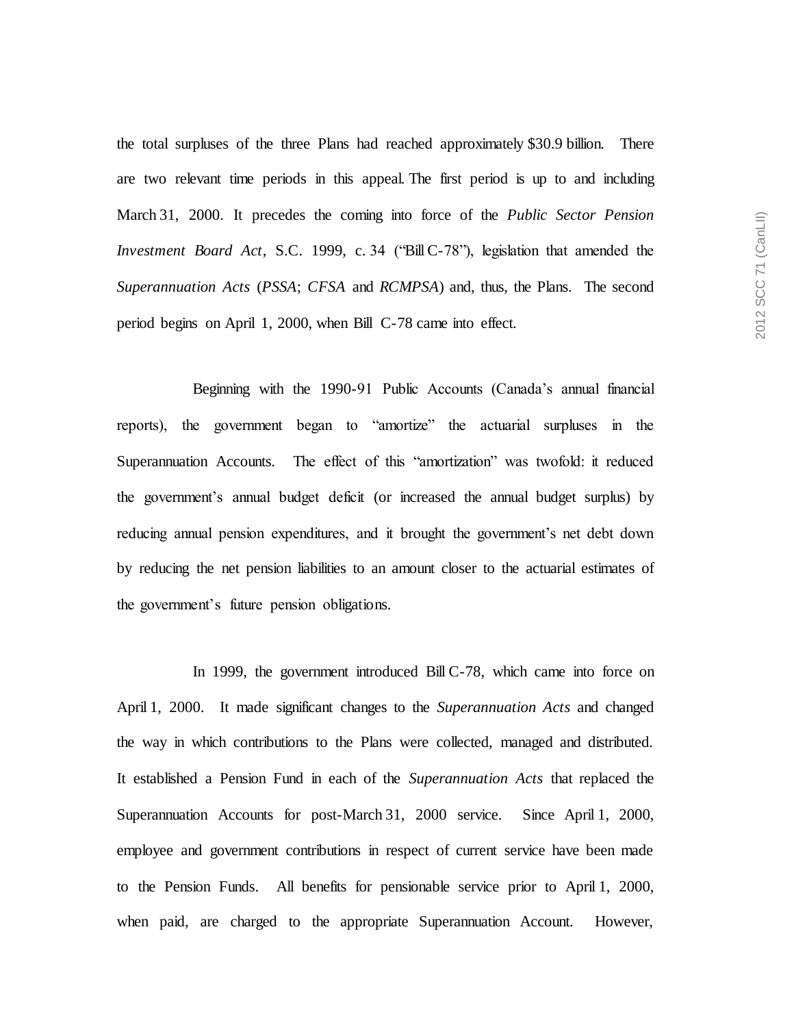the total surpluses of the three Plans had reached approximately $30.9 billion. There are two relevant time periods in this appeal. The first period is up to and including March 31, 2000. It precedes the coming into force of the *Public Sector Pension Investment Board Act*, S.C. 1999, c. 34 ("Bill C-78"), legislation that amended the *Superannuation Acts* (*PSSA*; *CFSA* and *RCMPSA*) and, thus, the Plans. The second period begins on April 1, 2000, when Bill C-78 came into effect.

Beginning with the 1990-91 Public Accounts (Canada's annual financial reports), the government began to "amortize" the actuarial surpluses in the Superannuation Accounts. The effect of this "amortization" was twofold: it reduced the government's annual budget deficit (or increased the annual budget surplus) by reducing annual pension expenditures, and it brought the government's net debt down by reducing the net pension liabilities to an amount closer to the actuarial estimates of the government's future pension obligations.

In 1999, the government introduced Bill C-78, which came into force on April 1, 2000. It made significant changes to the *Superannuation Acts* and changed the way in which contributions to the Plans were collected, managed and distributed. It established a Pension Fund in each of the *Superannuation Acts* that replaced the Superannuation Accounts for post-March 31, 2000 service. Since April 1, 2000, employee and government contributions in respect of current service have been made to the Pension Funds. All benefits for pensionable service prior to April 1, 2000, when paid, are charged to the appropriate Superannuation Account. However,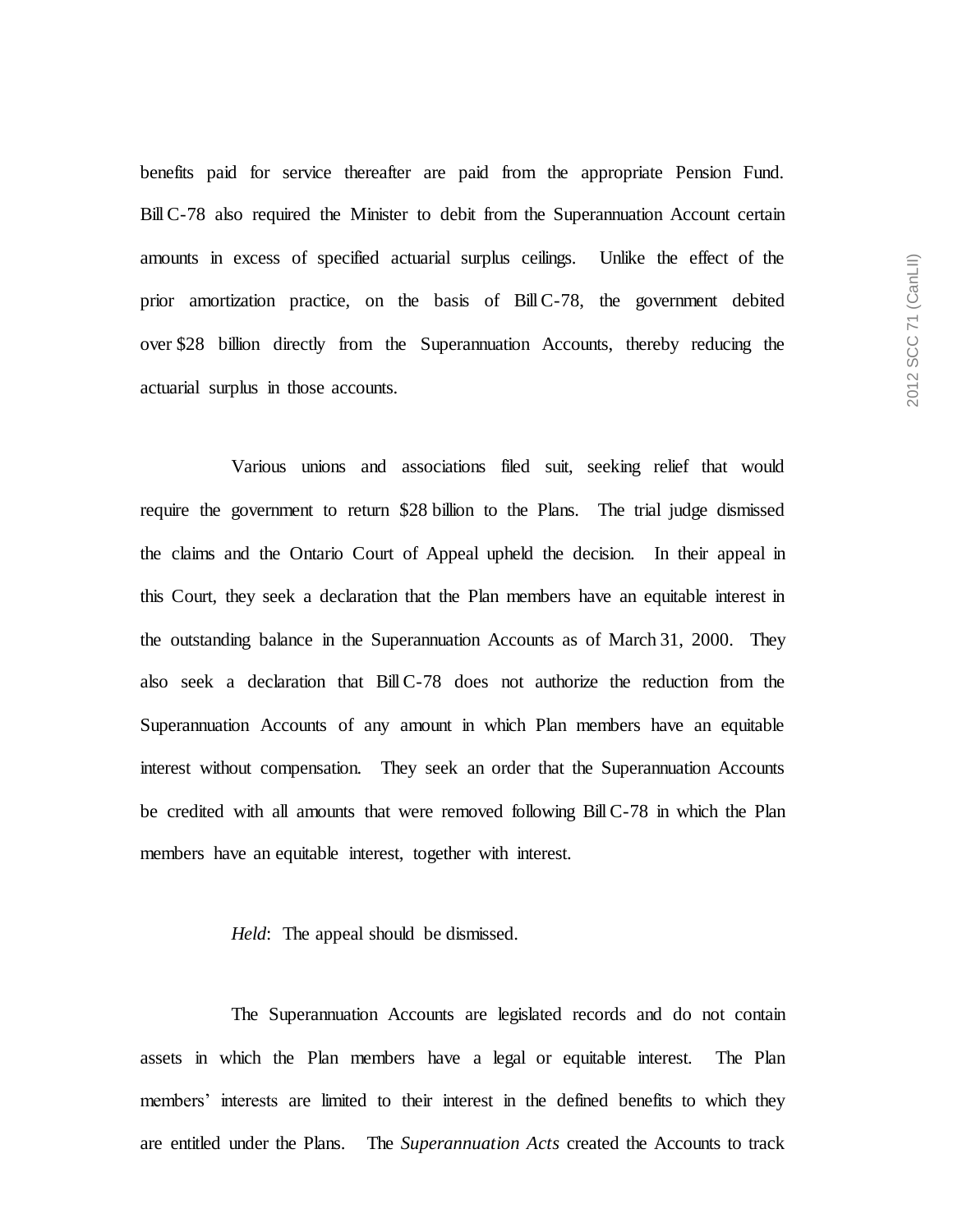benefits paid for service thereafter are paid from the appropriate Pension Fund. Bill C-78 also required the Minister to debit from the Superannuation Account certain amounts in excess of specified actuarial surplus ceilings. Unlike the effect of the prior amortization practice, on the basis of Bill C-78, the government debited over $28 billion directly from the Superannuation Accounts, thereby reducing the actuarial surplus in those accounts.

Various unions and associations filed suit, seeking relief that would require the government to return $28 billion to the Plans. The trial judge dismissed the claims and the Ontario Court of Appeal upheld the decision. In their appeal in this Court, they seek a declaration that the Plan members have an equitable interest in the outstanding balance in the Superannuation Accounts as of March 31, 2000. They also seek a declaration that Bill C-78 does not authorize the reduction from the Superannuation Accounts of any amount in which Plan members have an equitable interest without compensation. They seek an order that the Superannuation Accounts be credited with all amounts that were removed following Bill C-78 in which the Plan members have an equitable interest, together with interest.

*Held*: The appeal should be dismissed.

The Superannuation Accounts are legislated records and do not contain assets in which the Plan members have a legal or equitable interest. The Plan members' interests are limited to their interest in the defined benefits to which they are entitled under the Plans. The *Superannuation Acts* created the Accounts to track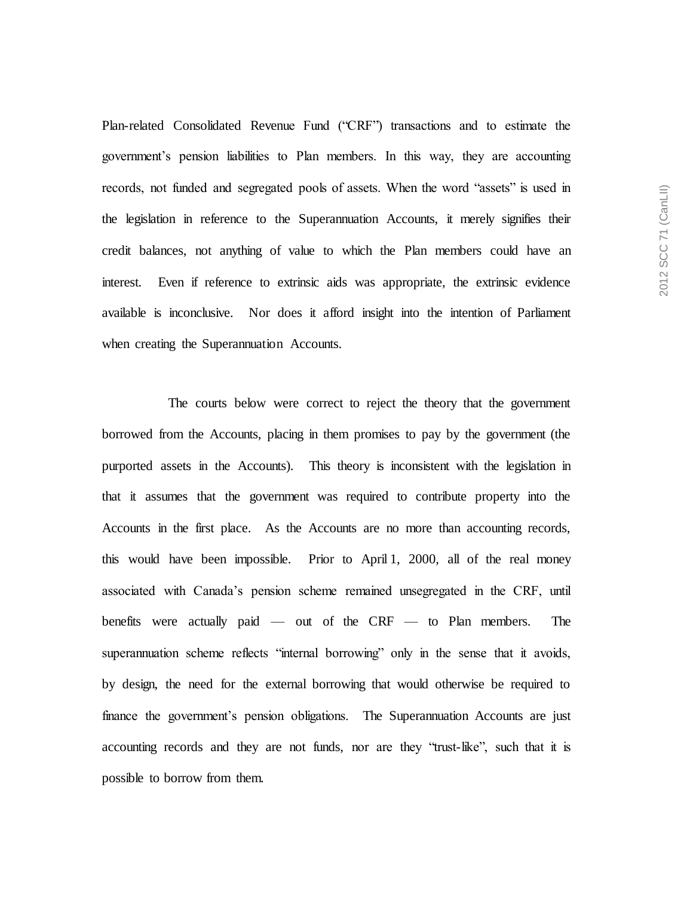Plan-related Consolidated Revenue Fund ("CRF") transactions and to estimate the government's pension liabilities to Plan members. In this way, they are accounting records, not funded and segregated pools of assets. When the word "assets" is used in the legislation in reference to the Superannuation Accounts, it merely signifies their credit balances, not anything of value to which the Plan members could have an interest. Even if reference to extrinsic aids was appropriate, the extrinsic evidence available is inconclusive. Nor does it afford insight into the intention of Parliament when creating the Superannuation Accounts.

The courts below were correct to reject the theory that the government borrowed from the Accounts, placing in them promises to pay by the government (the purported assets in the Accounts). This theory is inconsistent with the legislation in that it assumes that the government was required to contribute property into the Accounts in the first place. As the Accounts are no more than accounting records, this would have been impossible. Prior to April 1, 2000, all of the real money associated with Canada's pension scheme remained unsegregated in the CRF, until benefits were actually paid — out of the CRF — to Plan members. The superannuation scheme reflects "internal borrowing" only in the sense that it avoids, by design, the need for the external borrowing that would otherwise be required to finance the government's pension obligations. The Superannuation Accounts are just accounting records and they are not funds, nor are they "trust-like", such that it is possible to borrow from them.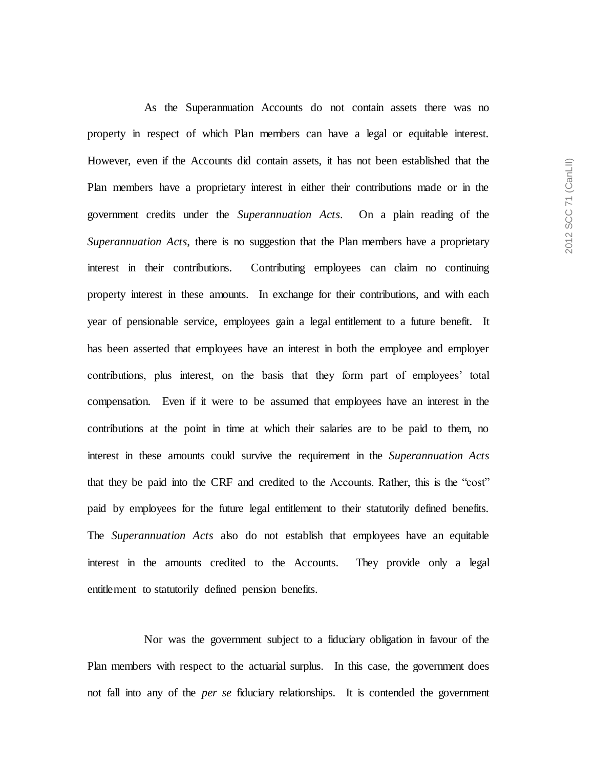As the Superannuation Accounts do not contain assets there was no property in respect of which Plan members can have a legal or equitable interest. However, even if the Accounts did contain assets, it has not been established that the Plan members have a proprietary interest in either their contributions made or in the government credits under the *Superannuation Acts*. On a plain reading of the *Superannuation Acts*, there is no suggestion that the Plan members have a proprietary interest in their contributions. Contributing employees can claim no continuing property interest in these amounts. In exchange for their contributions, and with each year of pensionable service, employees gain a legal entitlement to a future benefit. It has been asserted that employees have an interest in both the employee and employer contributions, plus interest, on the basis that they form part of employees' total compensation. Even if it were to be assumed that employees have an interest in the contributions at the point in time at which their salaries are to be paid to them, no interest in these amounts could survive the requirement in the *Superannuation Acts* that they be paid into the CRF and credited to the Accounts. Rather, this is the "cost" paid by employees for the future legal entitlement to their statutorily defined benefits. The *Superannuation Acts* also do not establish that employees have an equitable interest in the amounts credited to the Accounts. They provide only a legal entitlement to statutorily defined pension benefits.

Nor was the government subject to a fiduciary obligation in favour of the Plan members with respect to the actuarial surplus. In this case, the government does not fall into any of the *per se* fiduciary relationships. It is contended the government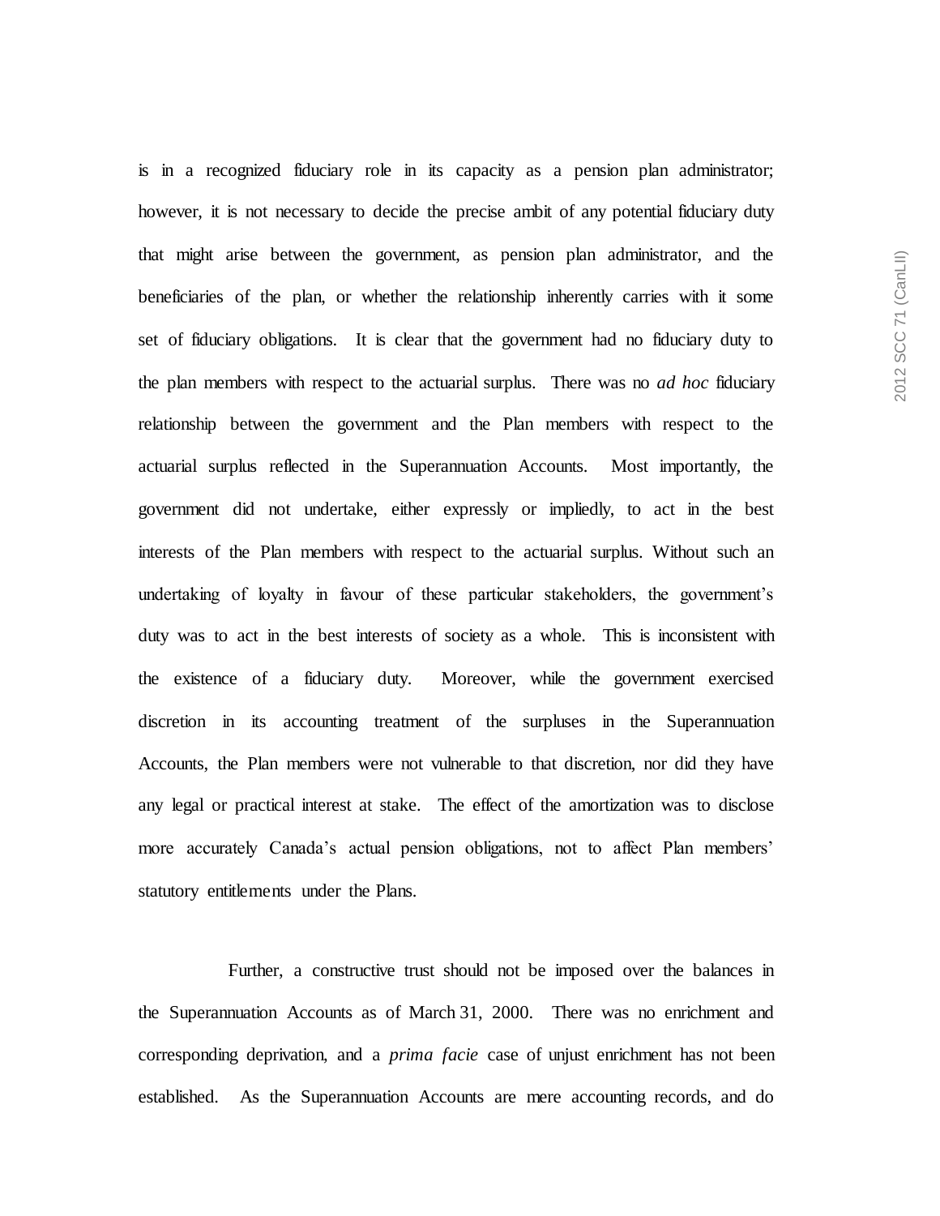is in a recognized fiduciary role in its capacity as a pension plan administrator; however, it is not necessary to decide the precise ambit of any potential fiduciary duty that might arise between the government, as pension plan administrator, and the beneficiaries of the plan, or whether the relationship inherently carries with it some set of fiduciary obligations. It is clear that the government had no fiduciary duty to the plan members with respect to the actuarial surplus. There was no *ad hoc* fiduciary relationship between the government and the Plan members with respect to the actuarial surplus reflected in the Superannuation Accounts. Most importantly, the government did not undertake, either expressly or impliedly, to act in the best interests of the Plan members with respect to the actuarial surplus. Without such an undertaking of loyalty in favour of these particular stakeholders, the government's duty was to act in the best interests of society as a whole. This is inconsistent with the existence of a fiduciary duty. Moreover, while the government exercised discretion in its accounting treatment of the surpluses in the Superannuation Accounts, the Plan members were not vulnerable to that discretion, nor did they have any legal or practical interest at stake. The effect of the amortization was to disclose more accurately Canada's actual pension obligations, not to affect Plan members' statutory entitlements under the Plans.

Further, a constructive trust should not be imposed over the balances in the Superannuation Accounts as of March 31, 2000. There was no enrichment and corresponding deprivation, and a *prima facie* case of unjust enrichment has not been established. As the Superannuation Accounts are mere accounting records, and do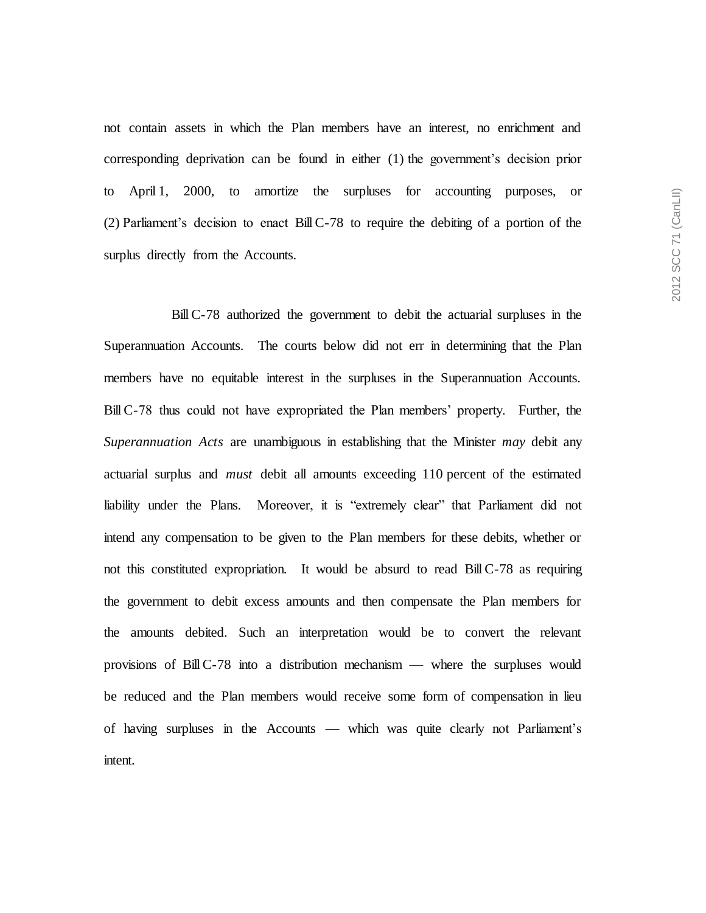not contain assets in which the Plan members have an interest, no enrichment and corresponding deprivation can be found in either (1) the government's decision prior to April 1, 2000, to amortize the surpluses for accounting purposes, or (2) Parliament's decision to enact Bill C-78 to require the debiting of a portion of the surplus directly from the Accounts.

Bill C-78 authorized the government to debit the actuarial surpluses in the Superannuation Accounts. The courts below did not err in determining that the Plan members have no equitable interest in the surpluses in the Superannuation Accounts. Bill C-78 thus could not have expropriated the Plan members' property. Further, the *Superannuation Acts* are unambiguous in establishing that the Minister *may* debit any actuarial surplus and *must* debit all amounts exceeding 110 percent of the estimated liability under the Plans. Moreover, it is "extremely clear" that Parliament did not intend any compensation to be given to the Plan members for these debits, whether or not this constituted expropriation. It would be absurd to read Bill C-78 as requiring the government to debit excess amounts and then compensate the Plan members for the amounts debited. Such an interpretation would be to convert the relevant provisions of Bill C-78 into a distribution mechanism — where the surpluses would be reduced and the Plan members would receive some form of compensation in lieu of having surpluses in the Accounts — which was quite clearly not Parliament's intent.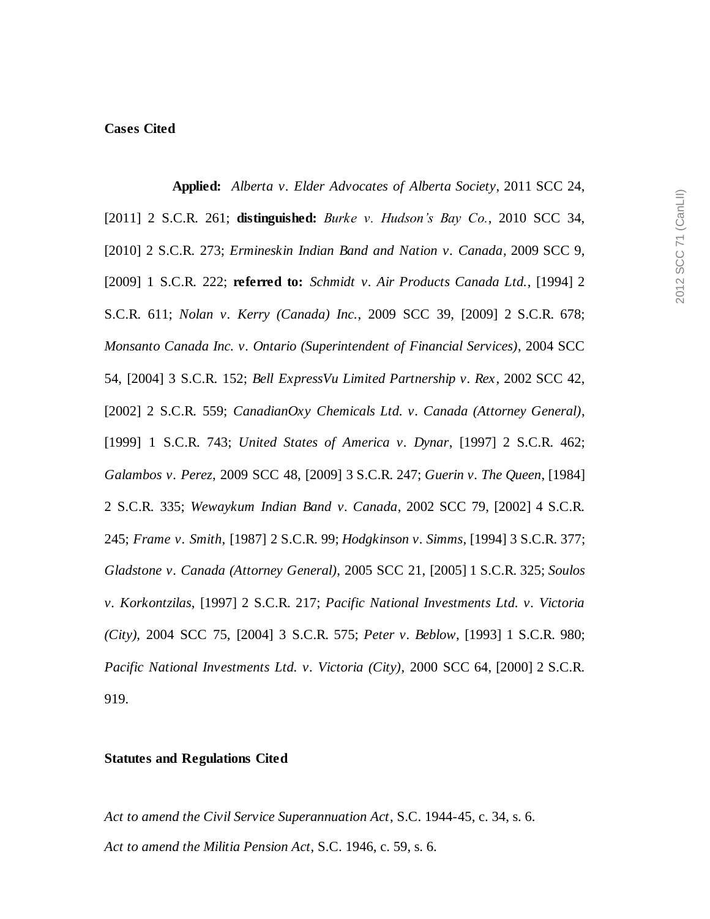**Cases Cited**

**Applied:** *Alberta v. Elder Advocates of Alberta Society*, 2011 SCC 24, [2011] 2 S.C.R. 261; **distinguished:** *Burke v. Hudson's Bay Co.*, 2010 SCC 34, [2010] 2 S.C.R. 273; *Ermineskin Indian Band and Nation v. Canada*, 2009 SCC 9, [2009] 1 S.C.R. 222; **referred to:** *Schmidt v. Air Products Canada Ltd.*, [1994] 2 S.C.R. 611; *Nolan v. Kerry (Canada) Inc.*, 2009 SCC 39, [2009] 2 S.C.R. 678; *Monsanto Canada Inc. v. Ontario (Superintendent of Financial Services)*, 2004 SCC 54, [2004] 3 S.C.R. 152; *Bell ExpressVu Limited Partnership v. Rex*, 2002 SCC 42, [2002] 2 S.C.R. 559; *CanadianOxy Chemicals Ltd. v. Canada (Attorney General)*, [1999] 1 S.C.R. 743; *United States of America v. Dynar*, [1997] 2 S.C.R. 462; *Galambos v. Perez*, 2009 SCC 48, [2009] 3 S.C.R. 247; *Guerin v. The Queen*, [1984] 2 S.C.R. 335; *Wewaykum Indian Band v. Canada*, 2002 SCC 79, [2002] 4 S.C.R. 245; *Frame v. Smith*, [1987] 2 S.C.R. 99; *Hodgkinson v. Simms*, [1994] 3 S.C.R. 377; *Gladstone v. Canada (Attorney General)*, 2005 SCC 21, [2005] 1 S.C.R. 325; *Soulos v. Korkontzilas*, [1997] 2 S.C.R. 217; *Pacific National Investments Ltd. v. Victoria (City)*, 2004 SCC 75, [2004] 3 S.C.R. 575; *Peter v. Beblow*, [1993] 1 S.C.R. 980; *Pacific National Investments Ltd. v. Victoria (City)*, 2000 SCC 64, [2000] 2 S.C.R. 919.

**Statutes and Regulations Cited**

*Act to amend the Civil Service Superannuation Act*, S.C. 1944-45, c. 34, s. 6.
*Act to amend the Militia Pension Act*, S.C. 1946, c. 59, s. 6.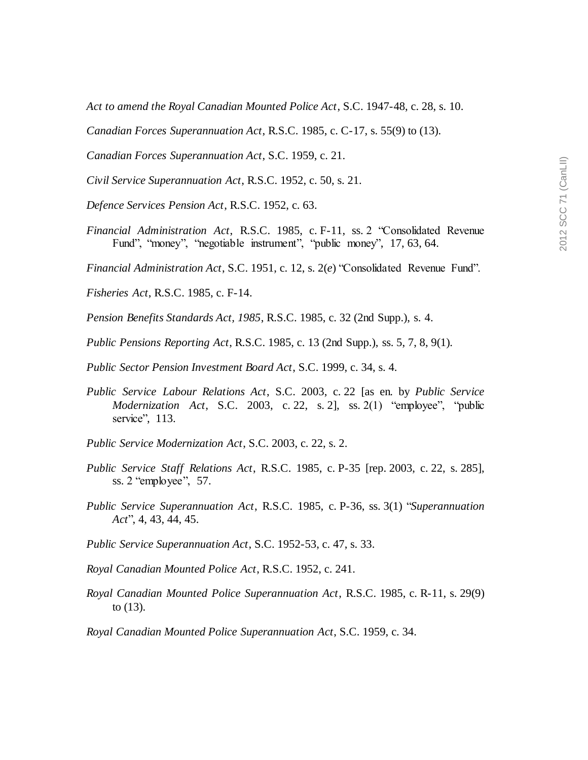*Act to amend the Royal Canadian Mounted Police Act*, S.C. 1947-48, c. 28, s. 10.

*Canadian Forces Superannuation Act*, R.S.C. 1985, c. C-17, s. 55(9) to (13).

*Canadian Forces Superannuation Act*, S.C. 1959, c. 21.

*Civil Service Superannuation Act*, R.S.C. 1952, c. 50, s. 21.

*Defence Services Pension Act*, R.S.C. 1952, c. 63.

*Financial Administration Act*, R.S.C. 1985, c. F-11, ss. 2 "Consolidated Revenue Fund", "money", "negotiable instrument", "public money", 17, 63, 64.

*Financial Administration Act*, S.C. 1951, c. 12, s. 2(*e*) "Consolidated Revenue Fund".

*Fisheries Act*, R.S.C. 1985, c. F-14.

*Pension Benefits Standards Act, 1985*, R.S.C. 1985, c. 32 (2nd Supp.), s. 4.

*Public Pensions Reporting Act*, R.S.C. 1985, c. 13 (2nd Supp.), ss. 5, 7, 8, 9(1).

*Public Sector Pension Investment Board Act*, S.C. 1999, c. 34, s. 4.

*Public Service Labour Relations Act*, S.C. 2003, c. 22 [as en. by *Public Service Modernization Act*, S.C. 2003, c. 22, s. 2], ss. 2(1) "employee", "public service", 113.

*Public Service Modernization Act*, S.C. 2003, c. 22, s. 2.

*Public Service Staff Relations Act*, R.S.C. 1985, c. P-35 [rep. 2003, c. 22, s. 285], ss. 2 "employee", 57.

*Public Service Superannuation Act*, R.S.C. 1985, c. P-36, ss. 3(1) "*Superannuation Act*", 4, 43, 44, 45.

*Public Service Superannuation Act*, S.C. 1952-53, c. 47, s. 33.

*Royal Canadian Mounted Police Act*, R.S.C. 1952, c. 241.

*Royal Canadian Mounted Police Superannuation Act*, R.S.C. 1985, c. R-11, s. 29(9) to (13).

*Royal Canadian Mounted Police Superannuation Act*, S.C. 1959, c. 34.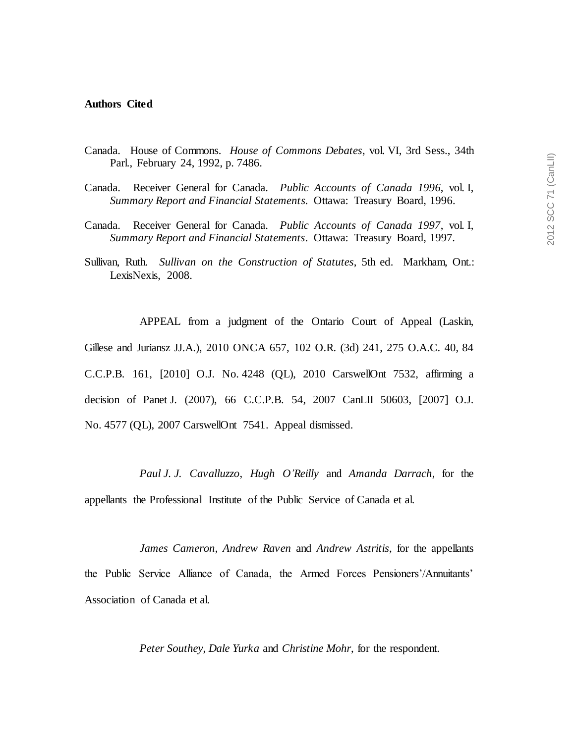**Authors Cited**

Canada. House of Commons. *House of Commons Debates*, vol. VI, 3rd Sess., 34th Parl., February 24, 1992, p. 7486.

Canada. Receiver General for Canada. *Public Accounts of Canada 1996*, vol. I, *Summary Report and Financial Statements*. Ottawa: Treasury Board, 1996.

Canada. Receiver General for Canada. *Public Accounts of Canada 1997*, vol. I, *Summary Report and Financial Statements*. Ottawa: Treasury Board, 1997.

Sullivan, Ruth. *Sullivan on the Construction of Statutes*, 5th ed. Markham, Ont.: LexisNexis, 2008.

APPEAL from a judgment of the Ontario Court of Appeal (Laskin, Gillese and Juriansz JJ.A.), 2010 ONCA 657, 102 O.R. (3d) 241, 275 O.A.C. 40, 84 C.C.P.B. 161, [2010] O.J. No. 4248 (QL), 2010 CarswellOnt 7532, affirming a decision of Panet J. (2007), 66 C.C.P.B. 54, 2007 CanLII 50603, [2007] O.J. No. 4577 (QL), 2007 CarswellOnt 7541. Appeal dismissed.

*Paul J. J. Cavalluzzo*, *Hugh O'Reilly* and *Amanda Darrach*, for the appellants the Professional Institute of the Public Service of Canada et al.

*James Cameron*, *Andrew Raven* and *Andrew Astritis*, for the appellants the Public Service Alliance of Canada, the Armed Forces Pensioners'/Annuitants' Association of Canada et al.

*Peter Southey*, *Dale Yurka* and *Christine Mohr*, for the respondent.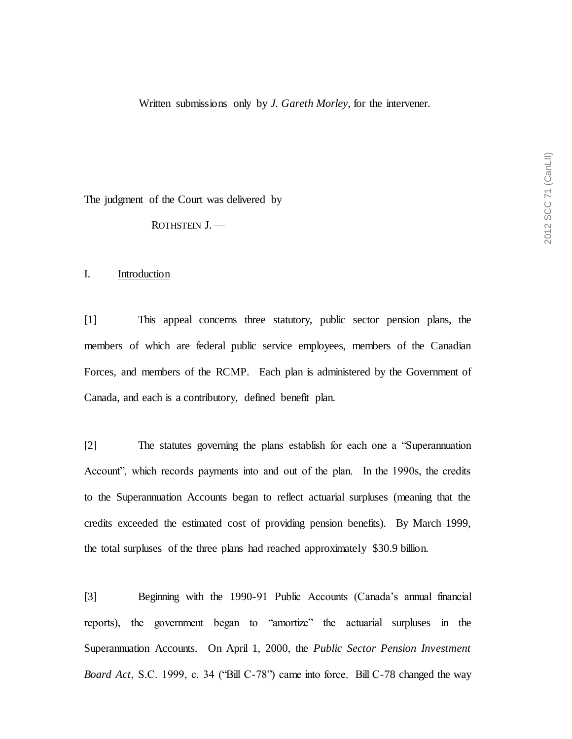Written submissions only by *J. Gareth Morley*, for the intervener.

The judgment of the Court was delivered by

ROTHSTEIN J. —

## I. Introduction

[1] This appeal concerns three statutory, public sector pension plans, the members of which are federal public service employees, members of the Canadian Forces, and members of the RCMP. Each plan is administered by the Government of Canada, and each is a contributory, defined benefit plan.

[2] The statutes governing the plans establish for each one a "Superannuation Account", which records payments into and out of the plan. In the 1990s, the credits to the Superannuation Accounts began to reflect actuarial surpluses (meaning that the credits exceeded the estimated cost of providing pension benefits). By March 1999, the total surpluses of the three plans had reached approximately $30.9 billion.

[3] Beginning with the 1990-91 Public Accounts (Canada's annual financial reports), the government began to "amortize" the actuarial surpluses in the Superannuation Accounts. On April 1, 2000, the *Public Sector Pension Investment Board Act*, S.C. 1999, c. 34 ("Bill C-78") came into force. Bill C-78 changed the way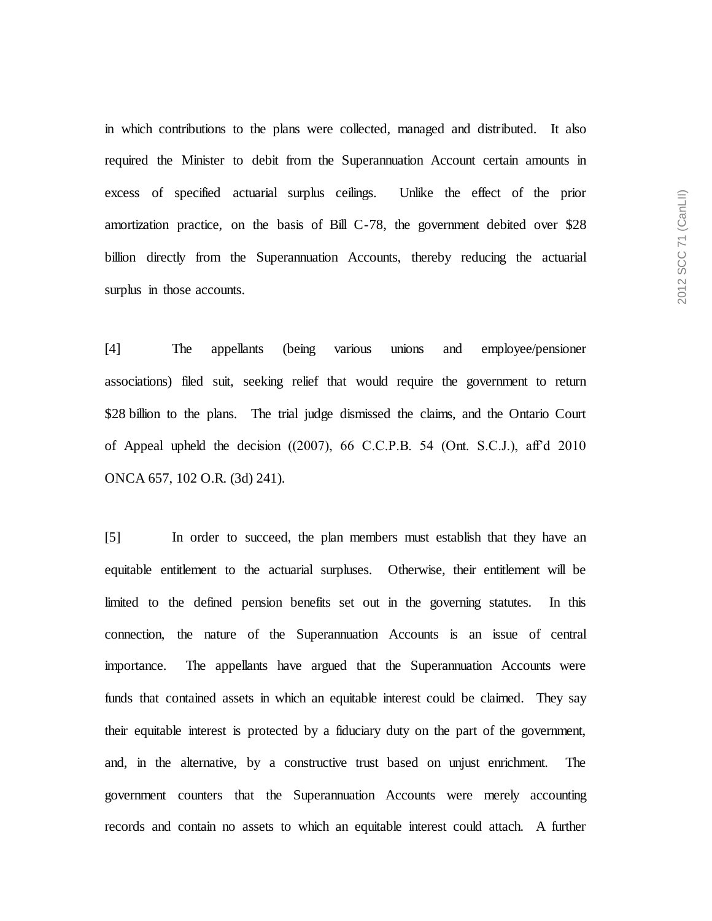in which contributions to the plans were collected, managed and distributed. It also required the Minister to debit from the Superannuation Account certain amounts in excess of specified actuarial surplus ceilings. Unlike the effect of the prior amortization practice, on the basis of Bill C-78, the government debited over $28 billion directly from the Superannuation Accounts, thereby reducing the actuarial surplus in those accounts.

[4] The appellants (being various unions and employee/pensioner associations) filed suit, seeking relief that would require the government to return $28 billion to the plans. The trial judge dismissed the claims, and the Ontario Court of Appeal upheld the decision ((2007), 66 C.C.P.B. 54 (Ont. S.C.J.), aff'd 2010 ONCA 657, 102 O.R. (3d) 241).

[5] In order to succeed, the plan members must establish that they have an equitable entitlement to the actuarial surpluses. Otherwise, their entitlement will be limited to the defined pension benefits set out in the governing statutes. In this connection, the nature of the Superannuation Accounts is an issue of central importance. The appellants have argued that the Superannuation Accounts were funds that contained assets in which an equitable interest could be claimed. They say their equitable interest is protected by a fiduciary duty on the part of the government, and, in the alternative, by a constructive trust based on unjust enrichment. The government counters that the Superannuation Accounts were merely accounting records and contain no assets to which an equitable interest could attach. A further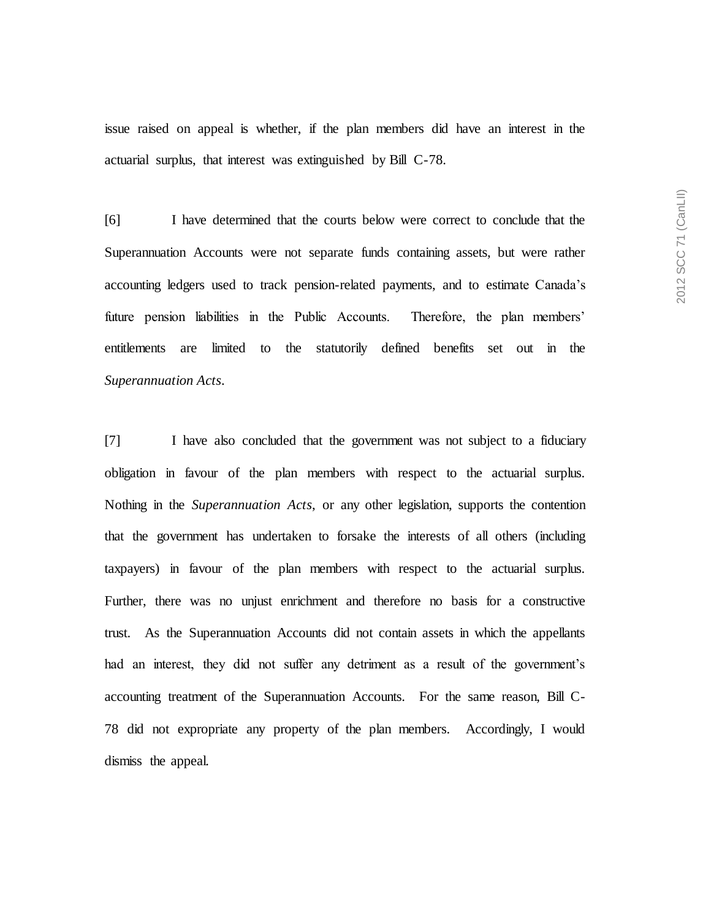issue raised on appeal is whether, if the plan members did have an interest in the actuarial surplus, that interest was extinguished by Bill C-78.

[6] I have determined that the courts below were correct to conclude that the Superannuation Accounts were not separate funds containing assets, but were rather accounting ledgers used to track pension-related payments, and to estimate Canada's future pension liabilities in the Public Accounts. Therefore, the plan members' entitlements are limited to the statutorily defined benefits set out in the *Superannuation Acts*.

[7] I have also concluded that the government was not subject to a fiduciary obligation in favour of the plan members with respect to the actuarial surplus. Nothing in the *Superannuation Acts*, or any other legislation, supports the contention that the government has undertaken to forsake the interests of all others (including taxpayers) in favour of the plan members with respect to the actuarial surplus. Further, there was no unjust enrichment and therefore no basis for a constructive trust. As the Superannuation Accounts did not contain assets in which the appellants had an interest, they did not suffer any detriment as a result of the government's accounting treatment of the Superannuation Accounts. For the same reason, Bill C-78 did not expropriate any property of the plan members. Accordingly, I would dismiss the appeal.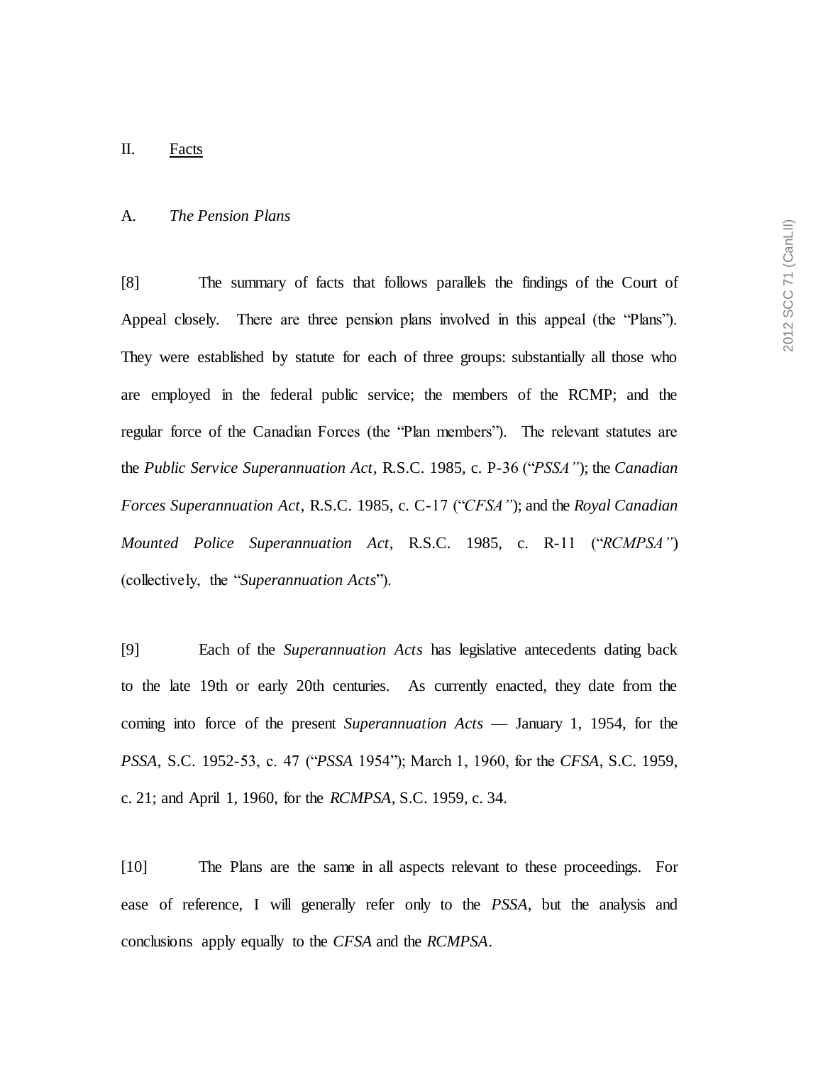## II. Facts

### A. *The Pension Plans*

[8] The summary of facts that follows parallels the findings of the Court of Appeal closely. There are three pension plans involved in this appeal (the "Plans"). They were established by statute for each of three groups: substantially all those who are employed in the federal public service; the members of the RCMP; and the regular force of the Canadian Forces (the "Plan members"). The relevant statutes are the *Public Service Superannuation Act*, R.S.C. 1985, c. P-36 ("*PSSA"*); the *Canadian Forces Superannuation Act*, R.S.C. 1985, c. C-17 ("*CFSA"*); and the *Royal Canadian Mounted Police Superannuation Act*, R.S.C. 1985, c. R-11 ("*RCMPSA"*) (collectively, the "*Superannuation Acts*").

[9] Each of the *Superannuation Acts* has legislative antecedents dating back to the late 19th or early 20th centuries. As currently enacted, they date from the coming into force of the present *Superannuation Acts* — January 1, 1954, for the *PSSA*, S.C. 1952-53, c. 47 ("*PSSA* 1954"); March 1, 1960, for the *CFSA*, S.C. 1959, c. 21; and April 1, 1960, for the *RCMPSA*, S.C. 1959, c. 34.

[10] The Plans are the same in all aspects relevant to these proceedings. For ease of reference, I will generally refer only to the *PSSA*, but the analysis and conclusions apply equally to the *CFSA* and the *RCMPSA*.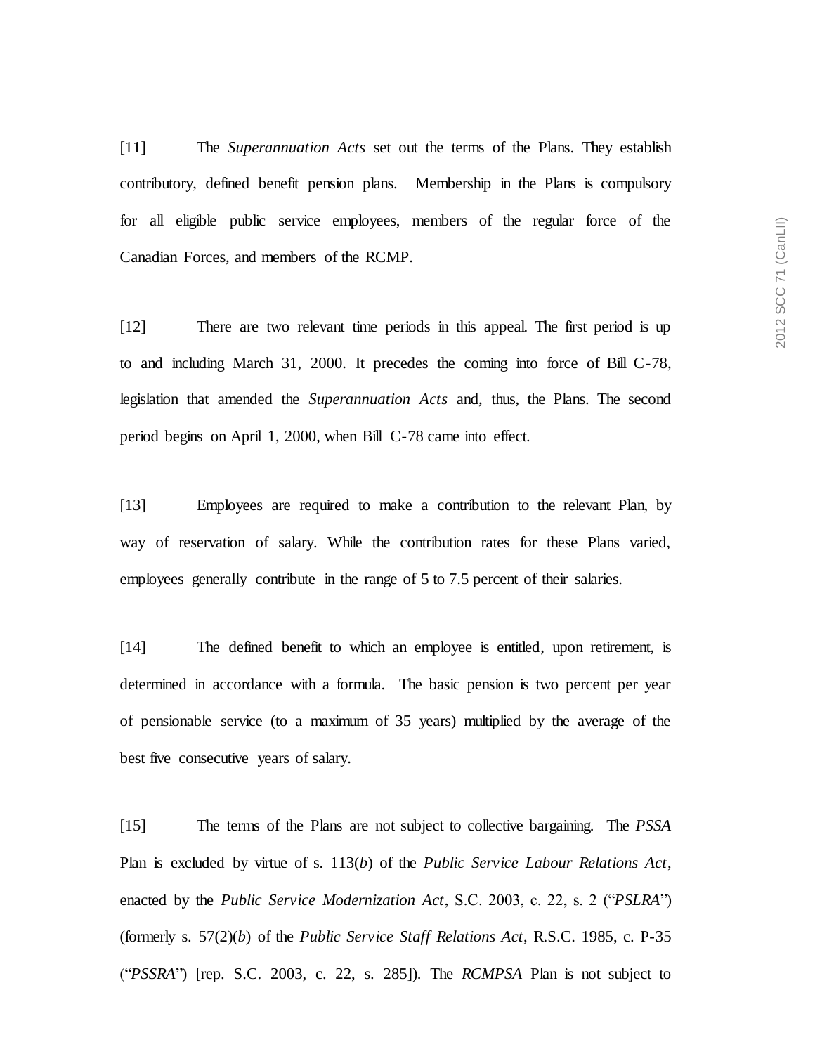[11] The *Superannuation Acts* set out the terms of the Plans. They establish contributory, defined benefit pension plans. Membership in the Plans is compulsory for all eligible public service employees, members of the regular force of the Canadian Forces, and members of the RCMP.

[12] There are two relevant time periods in this appeal. The first period is up to and including March 31, 2000. It precedes the coming into force of Bill C-78, legislation that amended the *Superannuation Acts* and, thus, the Plans. The second period begins on April 1, 2000, when Bill C-78 came into effect.

[13] Employees are required to make a contribution to the relevant Plan, by way of reservation of salary. While the contribution rates for these Plans varied, employees generally contribute in the range of 5 to 7.5 percent of their salaries.

[14] The defined benefit to which an employee is entitled, upon retirement, is determined in accordance with a formula. The basic pension is two percent per year of pensionable service (to a maximum of 35 years) multiplied by the average of the best five consecutive years of salary.

[15] The terms of the Plans are not subject to collective bargaining. The *PSSA* Plan is excluded by virtue of s. 113(*b*) of the *Public Service Labour Relations Act*, enacted by the *Public Service Modernization Act*, S.C. 2003, c. 22, s. 2 ("*PSLRA*") (formerly s. 57(2)(*b*) of the *Public Service Staff Relations Act*, R.S.C. 1985, c. P-35 ("*PSSRA*") [rep. S.C. 2003, c. 22, s. 285]). The *RCMPSA* Plan is not subject to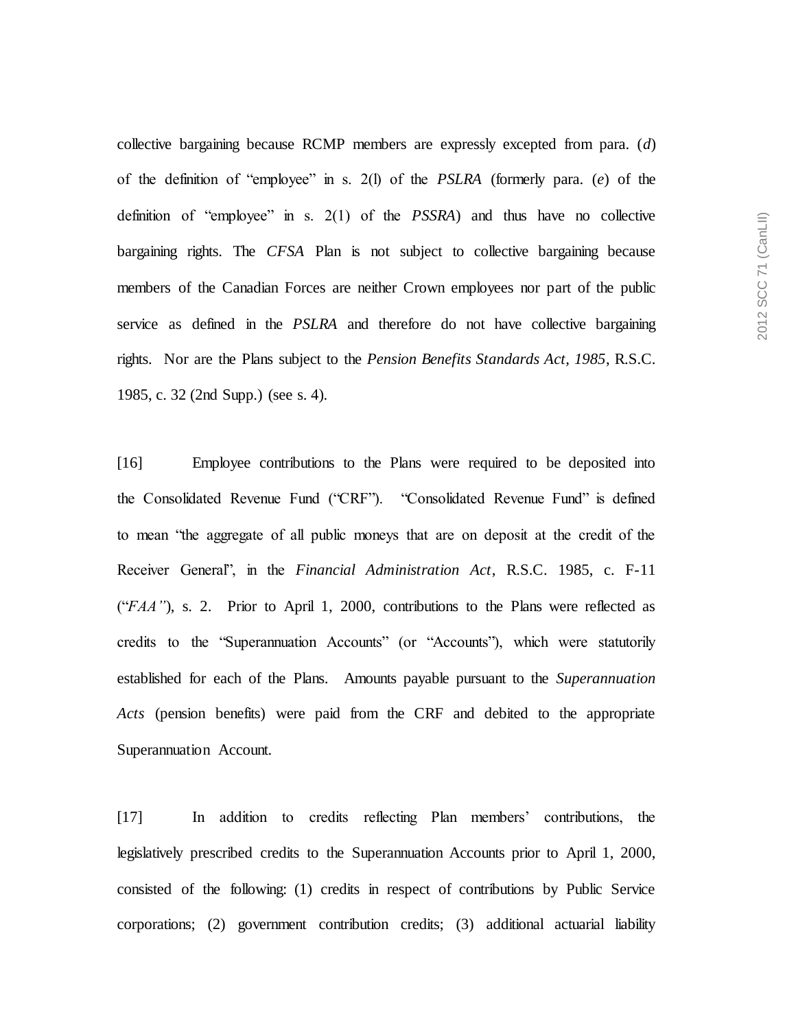collective bargaining because RCMP members are expressly excepted from para. (*d*) of the definition of "employee" in s. 2(l) of the *PSLRA* (formerly para. (*e*) of the definition of "employee" in s. 2(1) of the *PSSRA*) and thus have no collective bargaining rights. The *CFSA* Plan is not subject to collective bargaining because members of the Canadian Forces are neither Crown employees nor part of the public service as defined in the *PSLRA* and therefore do not have collective bargaining rights. Nor are the Plans subject to the *Pension Benefits Standards Act, 1985*, R.S.C. 1985, c. 32 (2nd Supp.) (see s. 4).

[16] Employee contributions to the Plans were required to be deposited into the Consolidated Revenue Fund ("CRF"). "Consolidated Revenue Fund" is defined to mean "the aggregate of all public moneys that are on deposit at the credit of the Receiver General", in the *Financial Administration Act*, R.S.C. 1985, c. F-11 ("*FAA"*), s. 2. Prior to April 1, 2000, contributions to the Plans were reflected as credits to the "Superannuation Accounts" (or "Accounts"), which were statutorily established for each of the Plans. Amounts payable pursuant to the *Superannuation Acts* (pension benefits) were paid from the CRF and debited to the appropriate Superannuation Account.

[17] In addition to credits reflecting Plan members' contributions, the legislatively prescribed credits to the Superannuation Accounts prior to April 1, 2000, consisted of the following: (1) credits in respect of contributions by Public Service corporations; (2) government contribution credits; (3) additional actuarial liability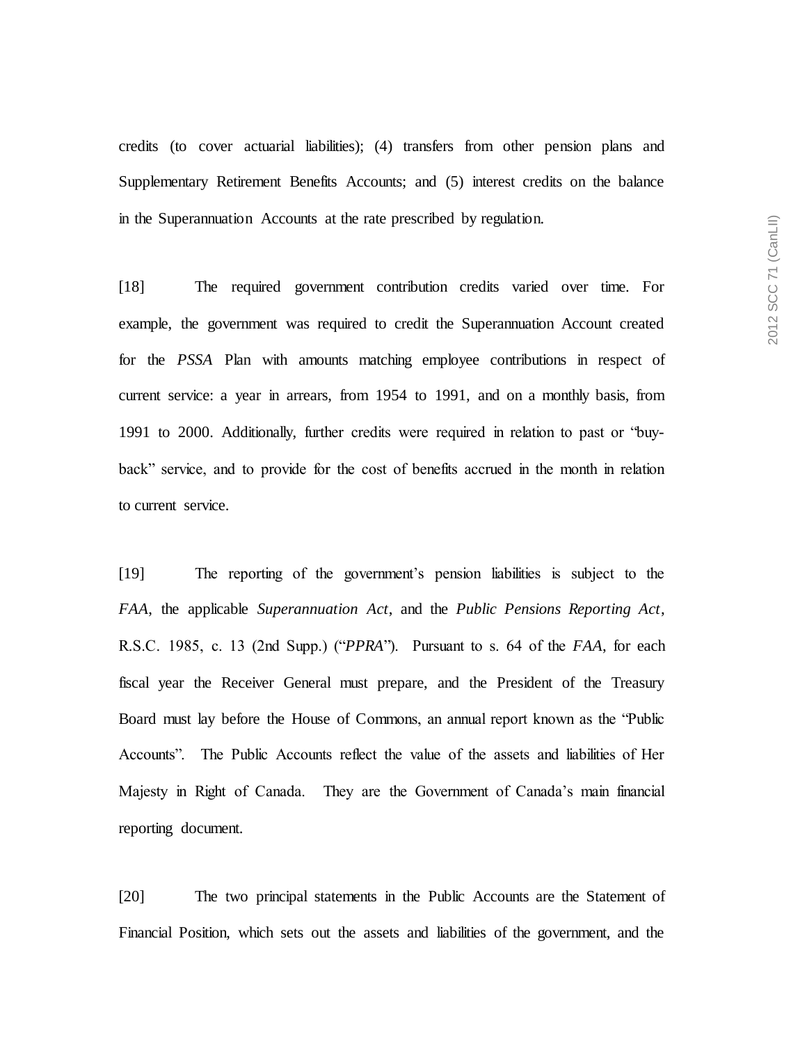credits (to cover actuarial liabilities); (4) transfers from other pension plans and Supplementary Retirement Benefits Accounts; and (5) interest credits on the balance in the Superannuation Accounts at the rate prescribed by regulation.

[18] The required government contribution credits varied over time. For example, the government was required to credit the Superannuation Account created for the *PSSA* Plan with amounts matching employee contributions in respect of current service: a year in arrears, from 1954 to 1991, and on a monthly basis, from 1991 to 2000. Additionally, further credits were required in relation to past or "buy-back" service, and to provide for the cost of benefits accrued in the month in relation to current service.

[19] The reporting of the government's pension liabilities is subject to the *FAA*, the applicable *Superannuation Act*, and the *Public Pensions Reporting Act*, R.S.C. 1985, c. 13 (2nd Supp.) ("*PPRA*"). Pursuant to s. 64 of the *FAA*, for each fiscal year the Receiver General must prepare, and the President of the Treasury Board must lay before the House of Commons, an annual report known as the "Public Accounts". The Public Accounts reflect the value of the assets and liabilities of Her Majesty in Right of Canada. They are the Government of Canada's main financial reporting document.

[20] The two principal statements in the Public Accounts are the Statement of Financial Position, which sets out the assets and liabilities of the government, and the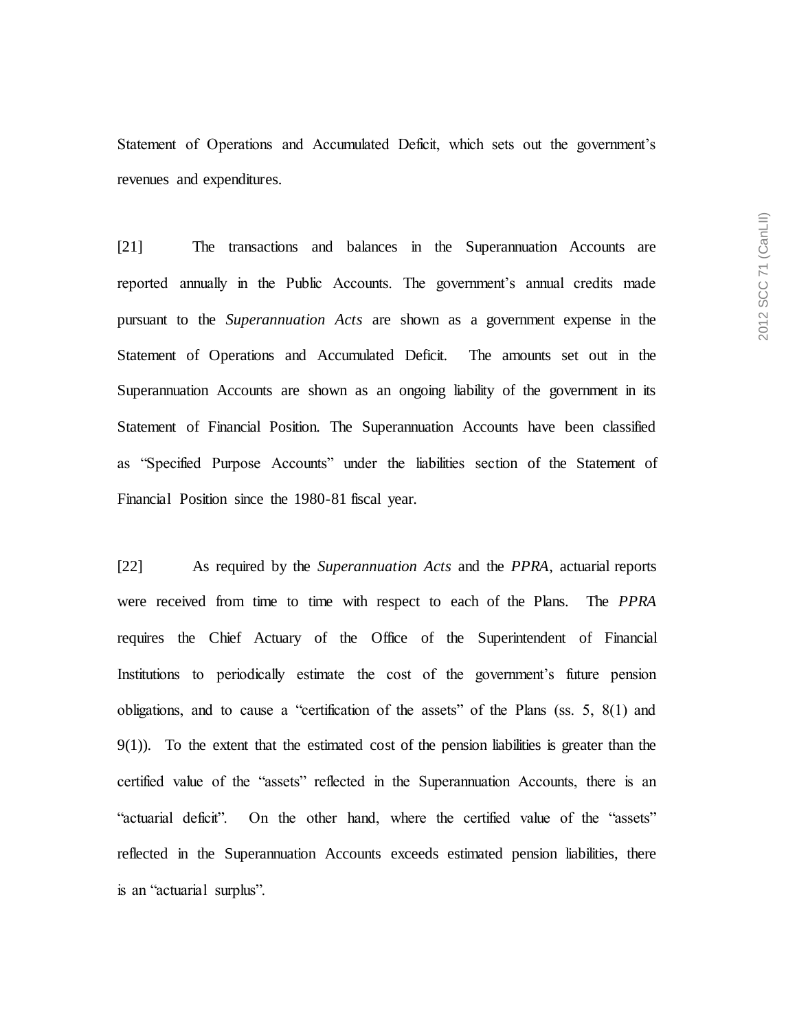Statement of Operations and Accumulated Deficit, which sets out the government's revenues and expenditures.

[21] The transactions and balances in the Superannuation Accounts are reported annually in the Public Accounts. The government's annual credits made pursuant to the *Superannuation Acts* are shown as a government expense in the Statement of Operations and Accumulated Deficit. The amounts set out in the Superannuation Accounts are shown as an ongoing liability of the government in its Statement of Financial Position. The Superannuation Accounts have been classified as "Specified Purpose Accounts" under the liabilities section of the Statement of Financial Position since the 1980-81 fiscal year.

[22] As required by the *Superannuation Acts* and the *PPRA*, actuarial reports were received from time to time with respect to each of the Plans. The *PPRA* requires the Chief Actuary of the Office of the Superintendent of Financial Institutions to periodically estimate the cost of the government's future pension obligations, and to cause a "certification of the assets" of the Plans (ss. 5, 8(1) and 9(1)). To the extent that the estimated cost of the pension liabilities is greater than the certified value of the "assets" reflected in the Superannuation Accounts, there is an "actuarial deficit". On the other hand, where the certified value of the "assets" reflected in the Superannuation Accounts exceeds estimated pension liabilities, there is an "actuarial surplus".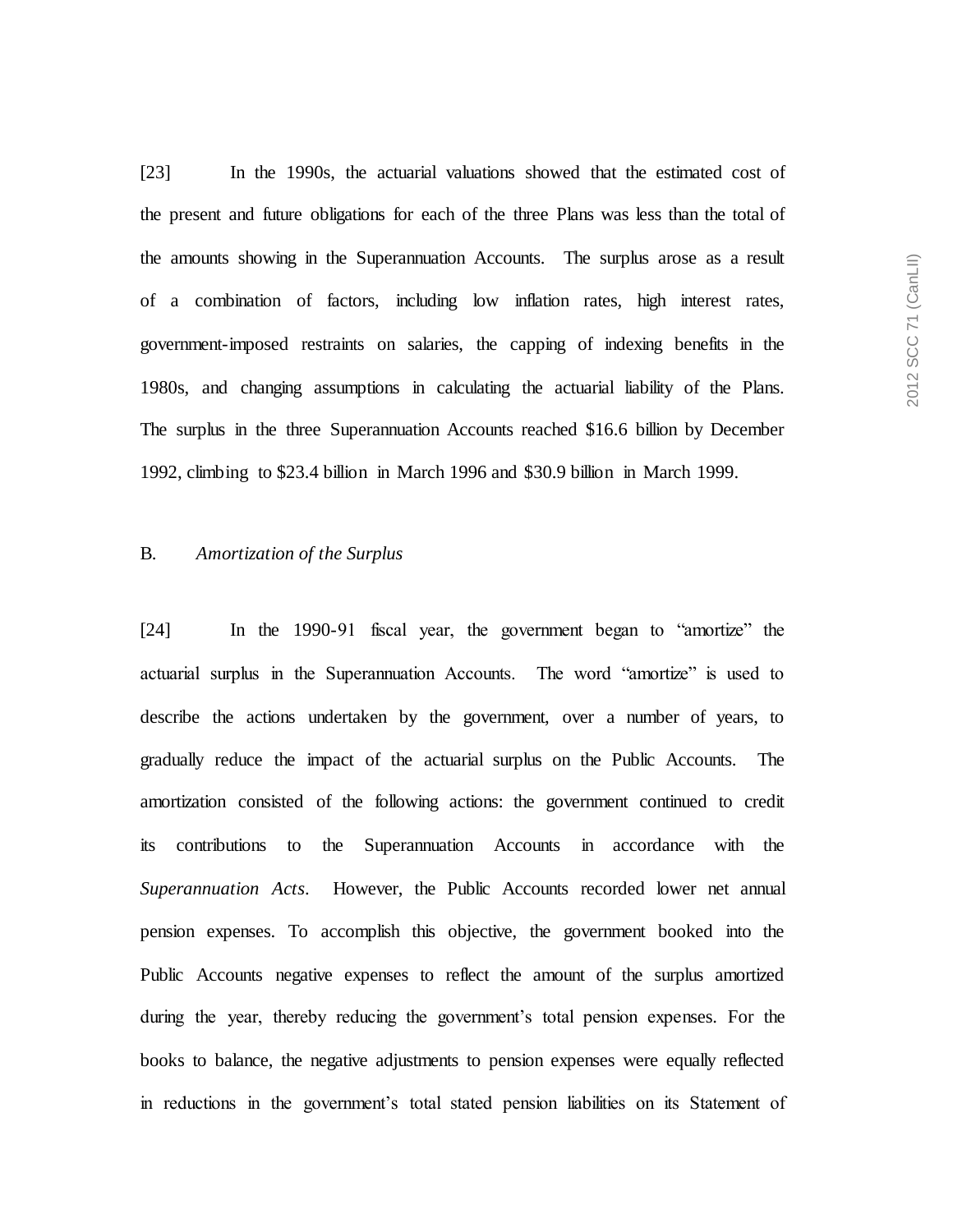[23] In the 1990s, the actuarial valuations showed that the estimated cost of the present and future obligations for each of the three Plans was less than the total of the amounts showing in the Superannuation Accounts. The surplus arose as a result of a combination of factors, including low inflation rates, high interest rates, government-imposed restraints on salaries, the capping of indexing benefits in the 1980s, and changing assumptions in calculating the actuarial liability of the Plans. The surplus in the three Superannuation Accounts reached $16.6 billion by December 1992, climbing to $23.4 billion in March 1996 and $30.9 billion in March 1999.

## B. *Amortization of the Surplus*

[24] In the 1990-91 fiscal year, the government began to "amortize" the actuarial surplus in the Superannuation Accounts. The word "amortize" is used to describe the actions undertaken by the government, over a number of years, to gradually reduce the impact of the actuarial surplus on the Public Accounts. The amortization consisted of the following actions: the government continued to credit its contributions to the Superannuation Accounts in accordance with the *Superannuation Acts*. However, the Public Accounts recorded lower net annual pension expenses. To accomplish this objective, the government booked into the Public Accounts negative expenses to reflect the amount of the surplus amortized during the year, thereby reducing the government's total pension expenses. For the books to balance, the negative adjustments to pension expenses were equally reflected in reductions in the government's total stated pension liabilities on its Statement of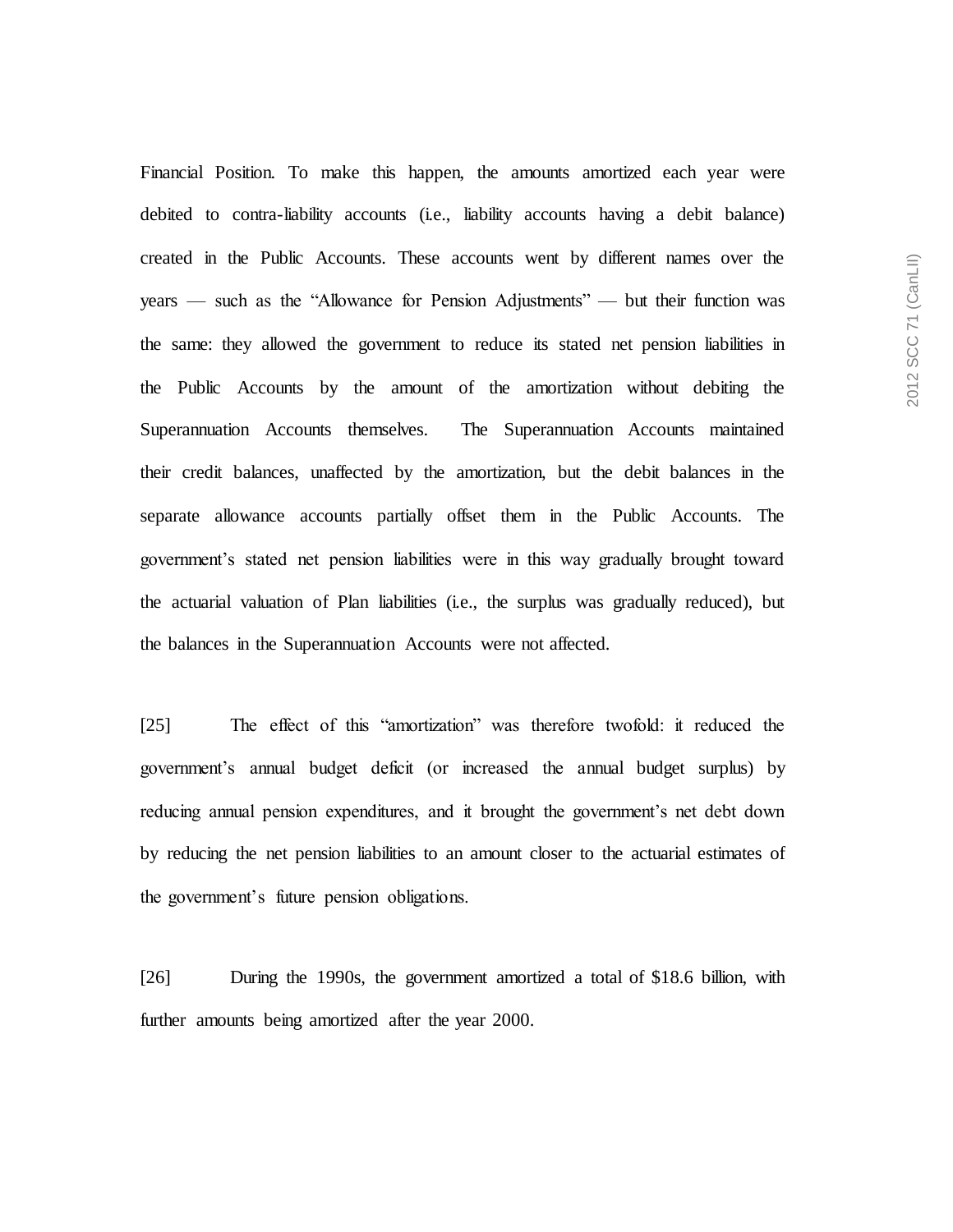Financial Position. To make this happen, the amounts amortized each year were debited to contra-liability accounts (i.e., liability accounts having a debit balance) created in the Public Accounts. These accounts went by different names over the years — such as the "Allowance for Pension Adjustments" — but their function was the same: they allowed the government to reduce its stated net pension liabilities in the Public Accounts by the amount of the amortization without debiting the Superannuation Accounts themselves. The Superannuation Accounts maintained their credit balances, unaffected by the amortization, but the debit balances in the separate allowance accounts partially offset them in the Public Accounts. The government's stated net pension liabilities were in this way gradually brought toward the actuarial valuation of Plan liabilities (i.e., the surplus was gradually reduced), but the balances in the Superannuation Accounts were not affected.

[25] The effect of this "amortization" was therefore twofold: it reduced the government's annual budget deficit (or increased the annual budget surplus) by reducing annual pension expenditures, and it brought the government's net debt down by reducing the net pension liabilities to an amount closer to the actuarial estimates of the government's future pension obligations.

[26] During the 1990s, the government amortized a total of $18.6 billion, with further amounts being amortized after the year 2000.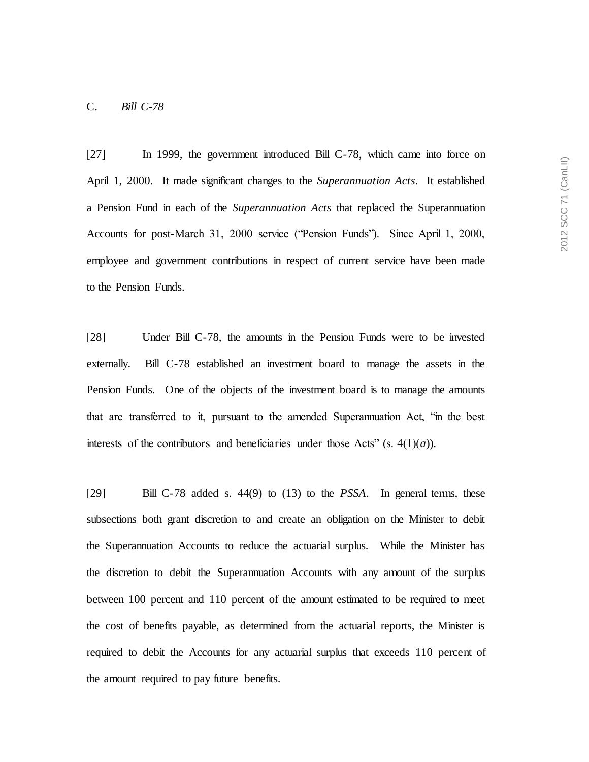### C. *Bill C-78*

[27] In 1999, the government introduced Bill C-78, which came into force on April 1, 2000. It made significant changes to the *Superannuation Acts*. It established a Pension Fund in each of the *Superannuation Acts* that replaced the Superannuation Accounts for post-March 31, 2000 service ("Pension Funds"). Since April 1, 2000, employee and government contributions in respect of current service have been made to the Pension Funds.

[28] Under Bill C-78, the amounts in the Pension Funds were to be invested externally. Bill C-78 established an investment board to manage the assets in the Pension Funds. One of the objects of the investment board is to manage the amounts that are transferred to it, pursuant to the amended Superannuation Act, "in the best interests of the contributors and beneficiaries under those Acts" (s. 4(1)(*a*)).

[29] Bill C-78 added s. 44(9) to (13) to the *PSSA*. In general terms, these subsections both grant discretion to and create an obligation on the Minister to debit the Superannuation Accounts to reduce the actuarial surplus. While the Minister has the discretion to debit the Superannuation Accounts with any amount of the surplus between 100 percent and 110 percent of the amount estimated to be required to meet the cost of benefits payable, as determined from the actuarial reports, the Minister is required to debit the Accounts for any actuarial surplus that exceeds 110 percent of the amount required to pay future benefits.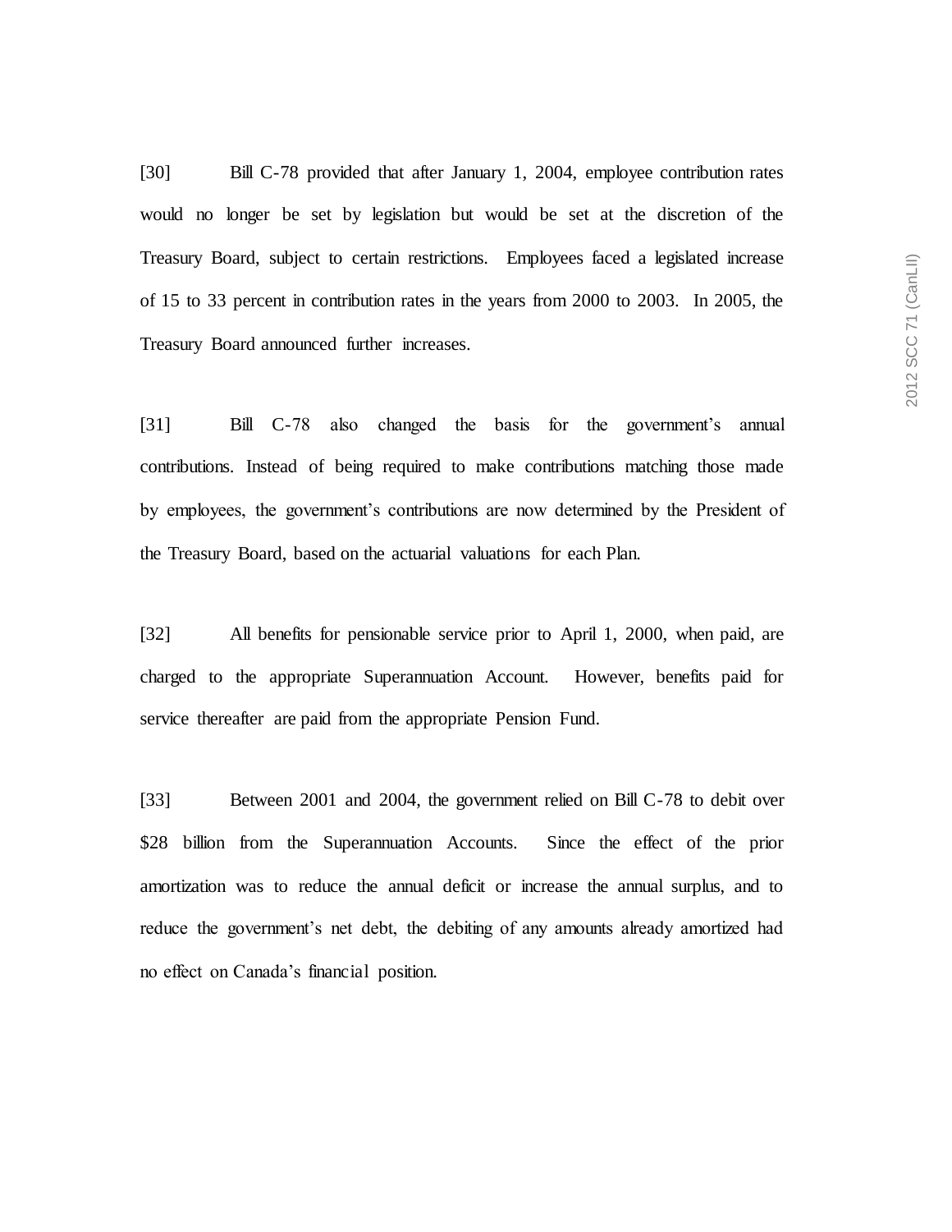[30] Bill C-78 provided that after January 1, 2004, employee contribution rates would no longer be set by legislation but would be set at the discretion of the Treasury Board, subject to certain restrictions. Employees faced a legislated increase of 15 to 33 percent in contribution rates in the years from 2000 to 2003. In 2005, the Treasury Board announced further increases.

[31] Bill C-78 also changed the basis for the government's annual contributions. Instead of being required to make contributions matching those made by employees, the government's contributions are now determined by the President of the Treasury Board, based on the actuarial valuations for each Plan.

[32] All benefits for pensionable service prior to April 1, 2000, when paid, are charged to the appropriate Superannuation Account. However, benefits paid for service thereafter are paid from the appropriate Pension Fund.

[33] Between 2001 and 2004, the government relied on Bill C-78 to debit over $28 billion from the Superannuation Accounts. Since the effect of the prior amortization was to reduce the annual deficit or increase the annual surplus, and to reduce the government's net debt, the debiting of any amounts already amortized had no effect on Canada's financial position.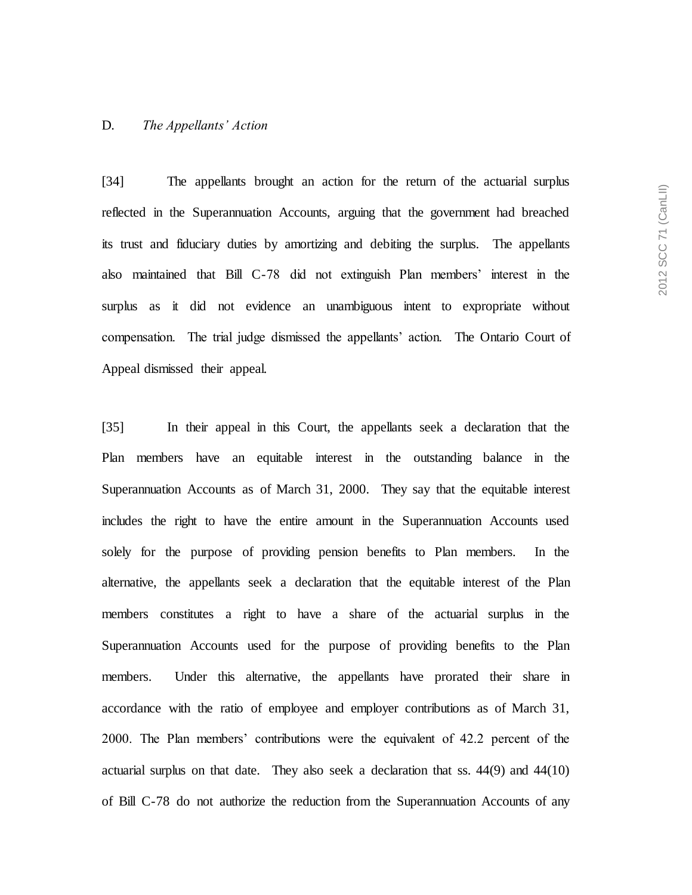## D. *The Appellants' Action*

[34] The appellants brought an action for the return of the actuarial surplus reflected in the Superannuation Accounts, arguing that the government had breached its trust and fiduciary duties by amortizing and debiting the surplus. The appellants also maintained that Bill C-78 did not extinguish Plan members' interest in the surplus as it did not evidence an unambiguous intent to expropriate without compensation. The trial judge dismissed the appellants' action. The Ontario Court of Appeal dismissed their appeal.

[35] In their appeal in this Court, the appellants seek a declaration that the Plan members have an equitable interest in the outstanding balance in the Superannuation Accounts as of March 31, 2000. They say that the equitable interest includes the right to have the entire amount in the Superannuation Accounts used solely for the purpose of providing pension benefits to Plan members. In the alternative, the appellants seek a declaration that the equitable interest of the Plan members constitutes a right to have a share of the actuarial surplus in the Superannuation Accounts used for the purpose of providing benefits to the Plan members. Under this alternative, the appellants have prorated their share in accordance with the ratio of employee and employer contributions as of March 31, 2000. The Plan members' contributions were the equivalent of 42.2 percent of the actuarial surplus on that date. They also seek a declaration that ss. 44(9) and 44(10) of Bill C-78 do not authorize the reduction from the Superannuation Accounts of any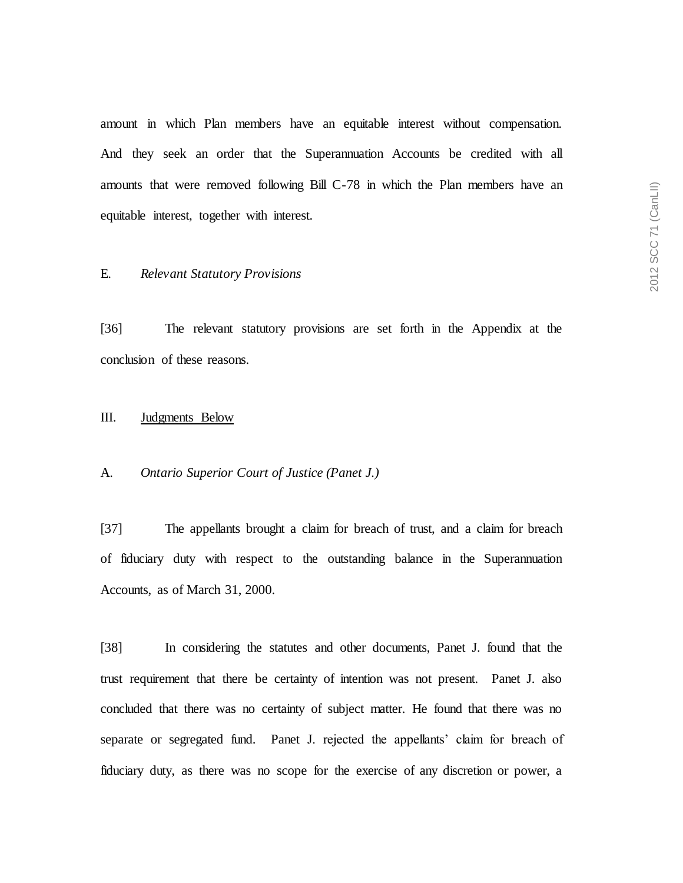amount in which Plan members have an equitable interest without compensation. And they seek an order that the Superannuation Accounts be credited with all amounts that were removed following Bill C-78 in which the Plan members have an equitable interest, together with interest.

### E. *Relevant Statutory Provisions*

[36] The relevant statutory provisions are set forth in the Appendix at the conclusion of these reasons.

## III. Judgments Below

### A. *Ontario Superior Court of Justice (Panet J.)*

[37] The appellants brought a claim for breach of trust, and a claim for breach of fiduciary duty with respect to the outstanding balance in the Superannuation Accounts, as of March 31, 2000.

[38] In considering the statutes and other documents, Panet J. found that the trust requirement that there be certainty of intention was not present. Panet J. also concluded that there was no certainty of subject matter. He found that there was no separate or segregated fund. Panet J. rejected the appellants' claim for breach of fiduciary duty, as there was no scope for the exercise of any discretion or power, a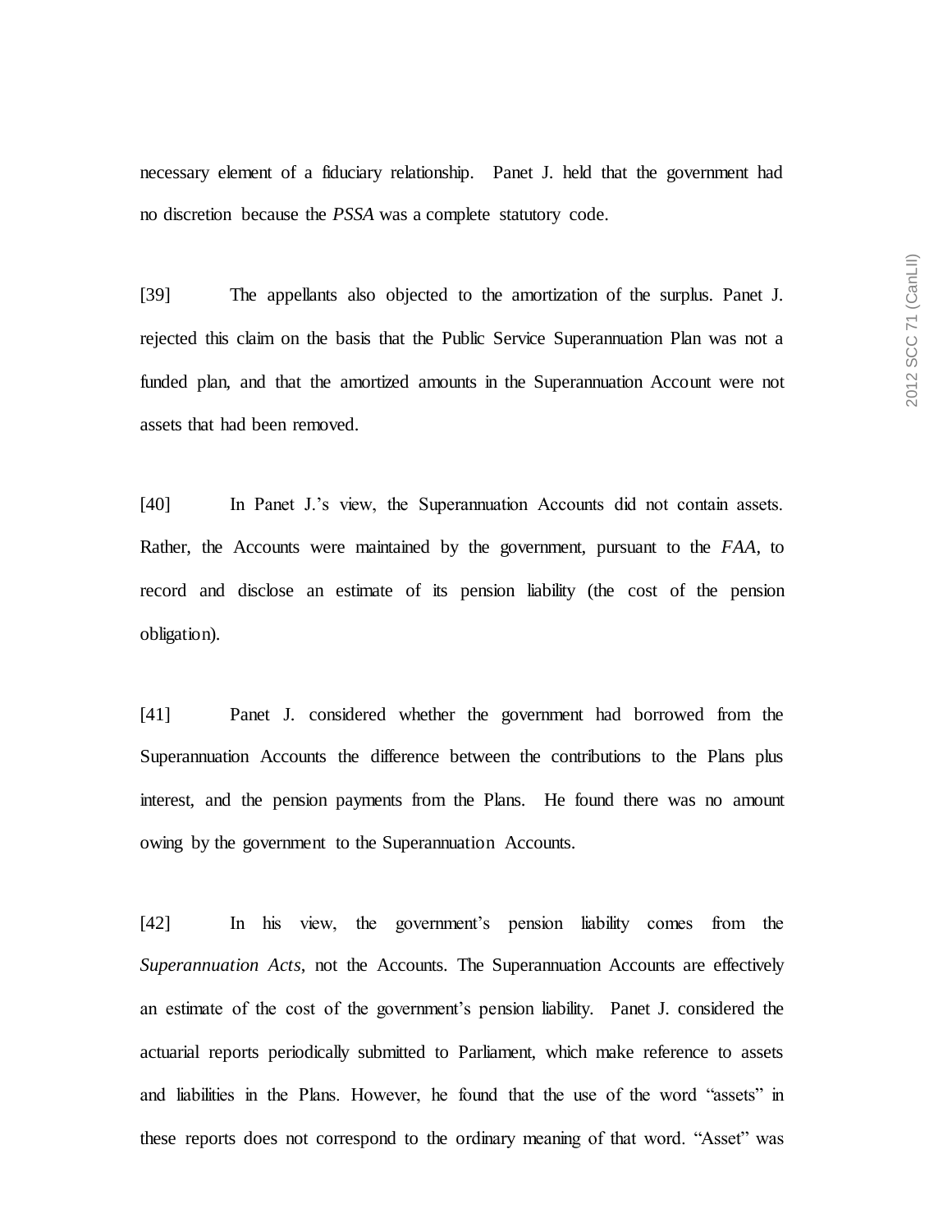necessary element of a fiduciary relationship. Panet J. held that the government had no discretion because the *PSSA* was a complete statutory code.

[39] The appellants also objected to the amortization of the surplus. Panet J. rejected this claim on the basis that the Public Service Superannuation Plan was not a funded plan, and that the amortized amounts in the Superannuation Account were not assets that had been removed.

[40] In Panet J.'s view, the Superannuation Accounts did not contain assets. Rather, the Accounts were maintained by the government, pursuant to the *FAA*, to record and disclose an estimate of its pension liability (the cost of the pension obligation).

[41] Panet J. considered whether the government had borrowed from the Superannuation Accounts the difference between the contributions to the Plans plus interest, and the pension payments from the Plans. He found there was no amount owing by the government to the Superannuation Accounts.

[42] In his view, the government's pension liability comes from the *Superannuation Acts*, not the Accounts. The Superannuation Accounts are effectively an estimate of the cost of the government's pension liability. Panet J. considered the actuarial reports periodically submitted to Parliament, which make reference to assets and liabilities in the Plans. However, he found that the use of the word "assets" in these reports does not correspond to the ordinary meaning of that word. "Asset" was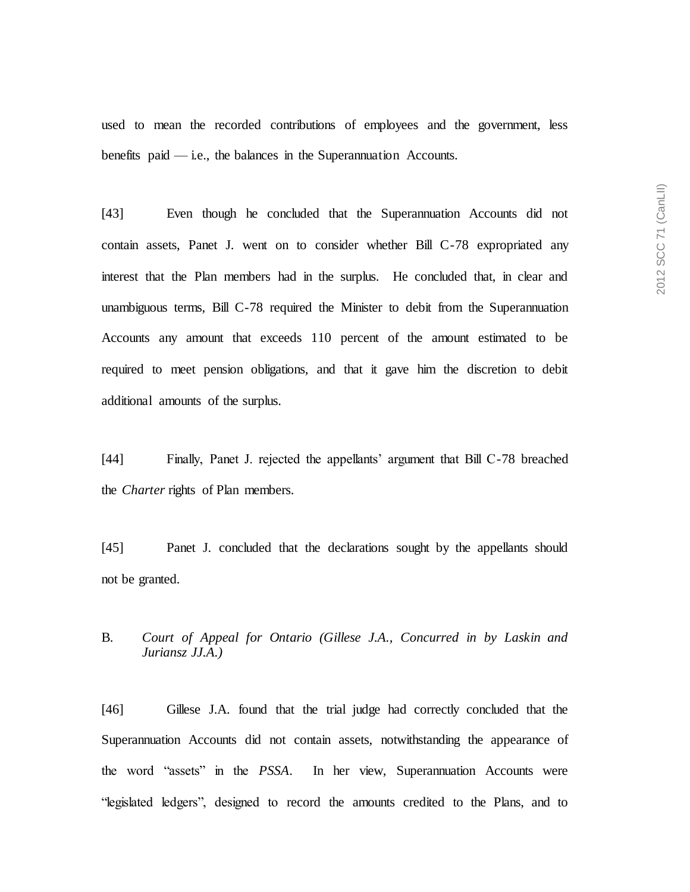used to mean the recorded contributions of employees and the government, less benefits paid — i.e., the balances in the Superannuation Accounts.

[43] Even though he concluded that the Superannuation Accounts did not contain assets, Panet J. went on to consider whether Bill C-78 expropriated any interest that the Plan members had in the surplus. He concluded that, in clear and unambiguous terms, Bill C-78 required the Minister to debit from the Superannuation Accounts any amount that exceeds 110 percent of the amount estimated to be required to meet pension obligations, and that it gave him the discretion to debit additional amounts of the surplus.

[44] Finally, Panet J. rejected the appellants' argument that Bill C-78 breached the *Charter* rights of Plan members.

[45] Panet J. concluded that the declarations sought by the appellants should not be granted.

### B. *Court of Appeal for Ontario (Gillese J.A., Concurred in by Laskin and Juriansz JJ.A.)*

[46] Gillese J.A. found that the trial judge had correctly concluded that the Superannuation Accounts did not contain assets, notwithstanding the appearance of the word "assets" in the *PSSA*. In her view, Superannuation Accounts were "legislated ledgers", designed to record the amounts credited to the Plans, and to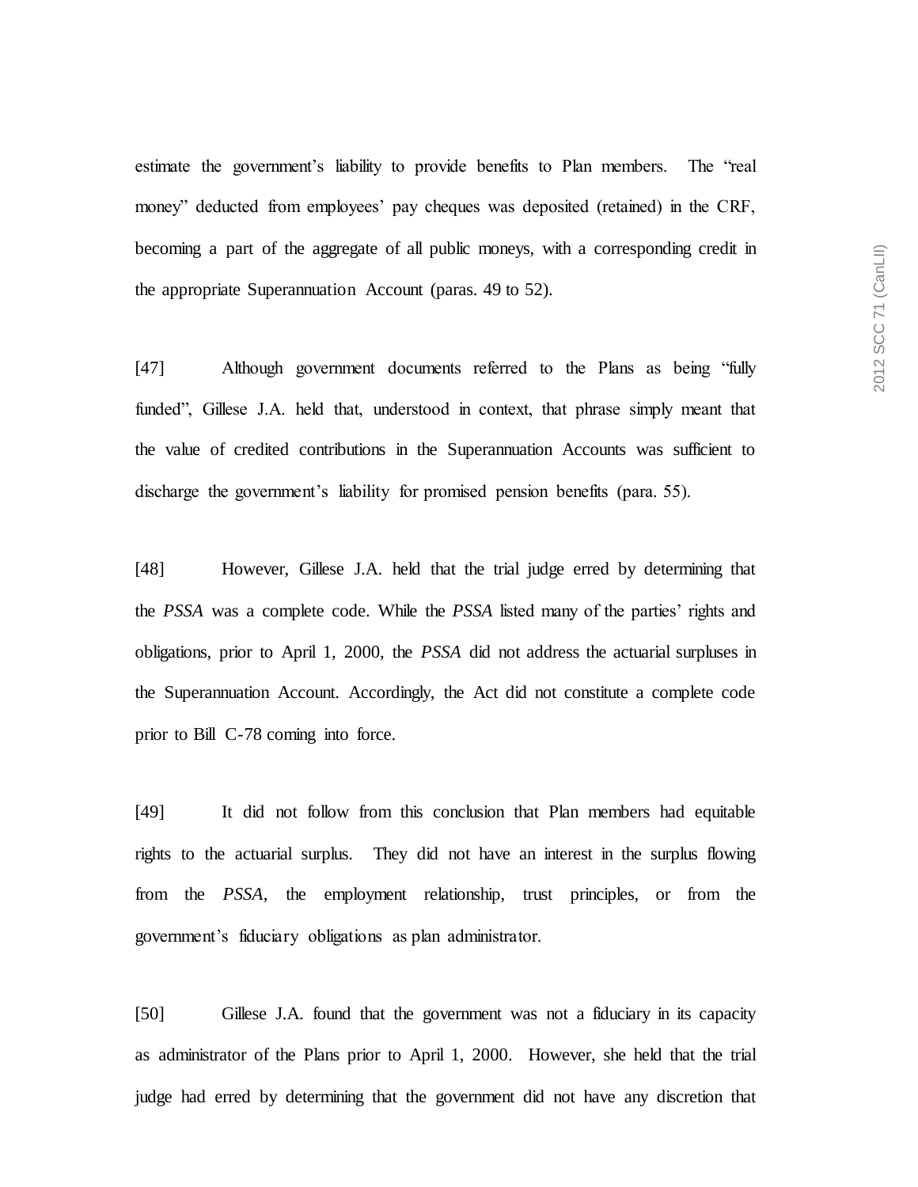estimate the government's liability to provide benefits to Plan members. The "real money" deducted from employees' pay cheques was deposited (retained) in the CRF, becoming a part of the aggregate of all public moneys, with a corresponding credit in the appropriate Superannuation Account (paras. 49 to 52).

[47] Although government documents referred to the Plans as being "fully funded", Gillese J.A. held that, understood in context, that phrase simply meant that the value of credited contributions in the Superannuation Accounts was sufficient to discharge the government's liability for promised pension benefits (para. 55).

[48] However, Gillese J.A. held that the trial judge erred by determining that the *PSSA* was a complete code. While the *PSSA* listed many of the parties' rights and obligations, prior to April 1, 2000, the *PSSA* did not address the actuarial surpluses in the Superannuation Account. Accordingly, the Act did not constitute a complete code prior to Bill C-78 coming into force.

[49] It did not follow from this conclusion that Plan members had equitable rights to the actuarial surplus. They did not have an interest in the surplus flowing from the *PSSA*, the employment relationship, trust principles, or from the government's fiduciary obligations as plan administrator.

[50] Gillese J.A. found that the government was not a fiduciary in its capacity as administrator of the Plans prior to April 1, 2000. However, she held that the trial judge had erred by determining that the government did not have any discretion that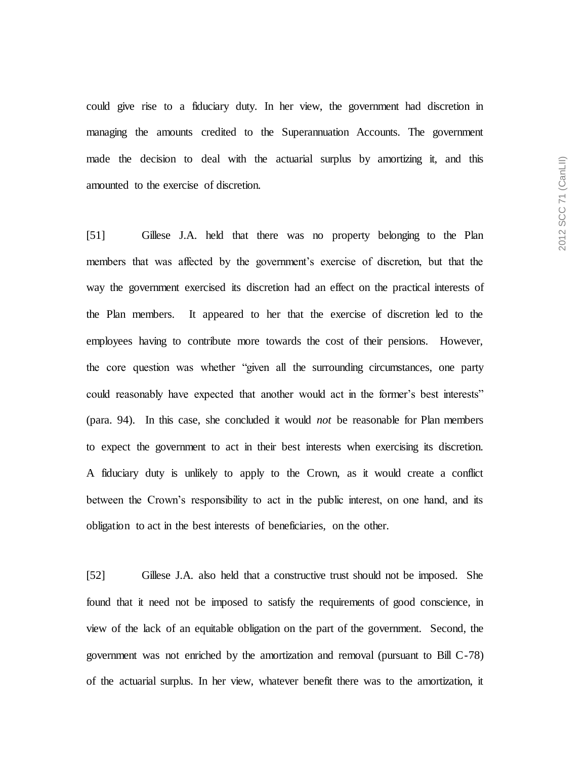could give rise to a fiduciary duty. In her view, the government had discretion in managing the amounts credited to the Superannuation Accounts. The government made the decision to deal with the actuarial surplus by amortizing it, and this amounted to the exercise of discretion.

[51] Gillese J.A. held that there was no property belonging to the Plan members that was affected by the government's exercise of discretion, but that the way the government exercised its discretion had an effect on the practical interests of the Plan members. It appeared to her that the exercise of discretion led to the employees having to contribute more towards the cost of their pensions. However, the core question was whether "given all the surrounding circumstances, one party could reasonably have expected that another would act in the former's best interests" (para. 94). In this case, she concluded it would *not* be reasonable for Plan members to expect the government to act in their best interests when exercising its discretion. A fiduciary duty is unlikely to apply to the Crown, as it would create a conflict between the Crown's responsibility to act in the public interest, on one hand, and its obligation to act in the best interests of beneficiaries, on the other.

[52] Gillese J.A. also held that a constructive trust should not be imposed. She found that it need not be imposed to satisfy the requirements of good conscience, in view of the lack of an equitable obligation on the part of the government. Second, the government was not enriched by the amortization and removal (pursuant to Bill C-78) of the actuarial surplus. In her view, whatever benefit there was to the amortization, it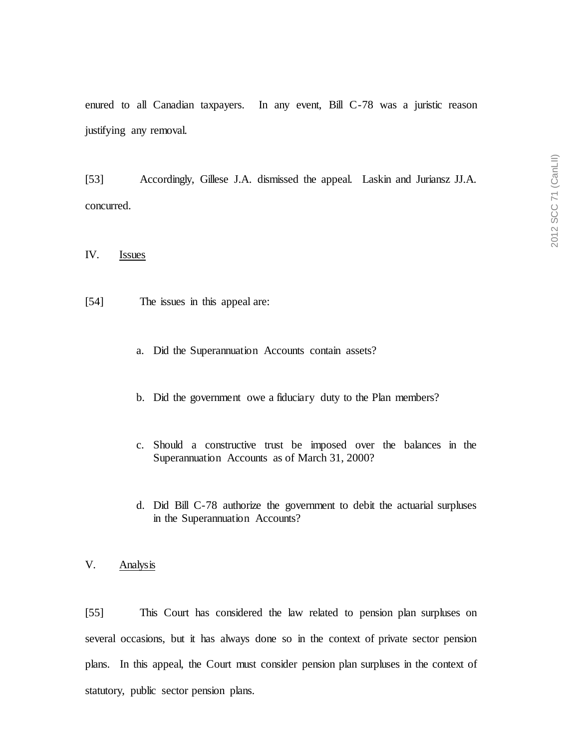enured to all Canadian taxpayers. In any event, Bill C-78 was a juristic reason justifying any removal.

[53] Accordingly, Gillese J.A. dismissed the appeal. Laskin and Juriansz JJ.A. concurred.

## IV. Issues

[54] The issues in this appeal are:

a. Did the Superannuation Accounts contain assets?

b. Did the government owe a fiduciary duty to the Plan members?

c. Should a constructive trust be imposed over the balances in the Superannuation Accounts as of March 31, 2000?

d. Did Bill C-78 authorize the government to debit the actuarial surpluses in the Superannuation Accounts?

## V. Analysis

[55] This Court has considered the law related to pension plan surpluses on several occasions, but it has always done so in the context of private sector pension plans. In this appeal, the Court must consider pension plan surpluses in the context of statutory, public sector pension plans.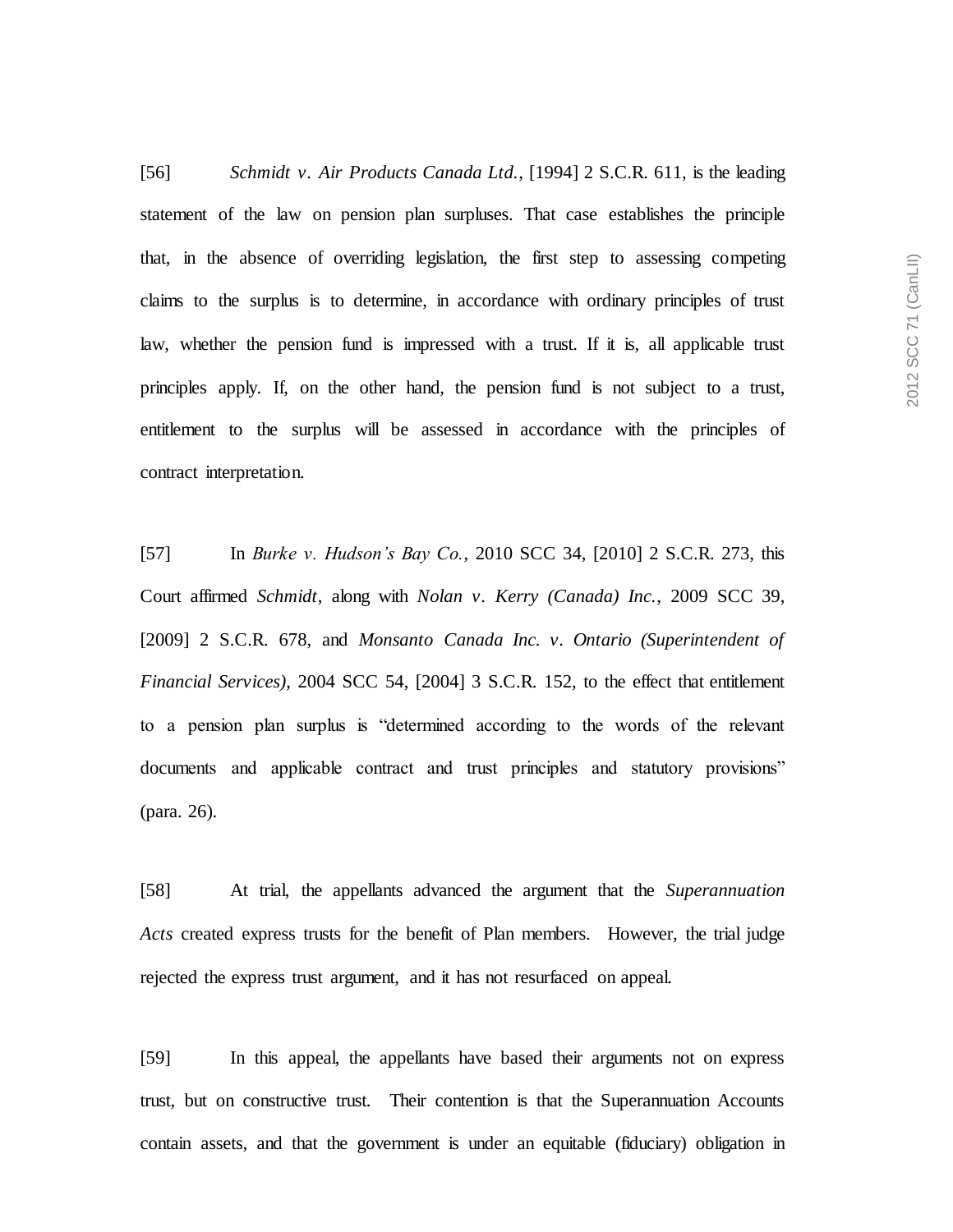[56] *Schmidt v. Air Products Canada Ltd.*, [1994] 2 S.C.R. 611, is the leading statement of the law on pension plan surpluses. That case establishes the principle that, in the absence of overriding legislation, the first step to assessing competing claims to the surplus is to determine, in accordance with ordinary principles of trust law, whether the pension fund is impressed with a trust. If it is, all applicable trust principles apply. If, on the other hand, the pension fund is not subject to a trust, entitlement to the surplus will be assessed in accordance with the principles of contract interpretation.

[57] In *Burke v. Hudson's Bay Co.*, 2010 SCC 34, [2010] 2 S.C.R. 273, this Court affirmed *Schmidt*, along with *Nolan v. Kerry (Canada) Inc.*, 2009 SCC 39, [2009] 2 S.C.R. 678, and *Monsanto Canada Inc. v. Ontario (Superintendent of Financial Services)*, 2004 SCC 54, [2004] 3 S.C.R. 152, to the effect that entitlement to a pension plan surplus is "determined according to the words of the relevant documents and applicable contract and trust principles and statutory provisions" (para. 26).

[58] At trial, the appellants advanced the argument that the *Superannuation Acts* created express trusts for the benefit of Plan members. However, the trial judge rejected the express trust argument, and it has not resurfaced on appeal.

[59] In this appeal, the appellants have based their arguments not on express trust, but on constructive trust. Their contention is that the Superannuation Accounts contain assets, and that the government is under an equitable (fiduciary) obligation in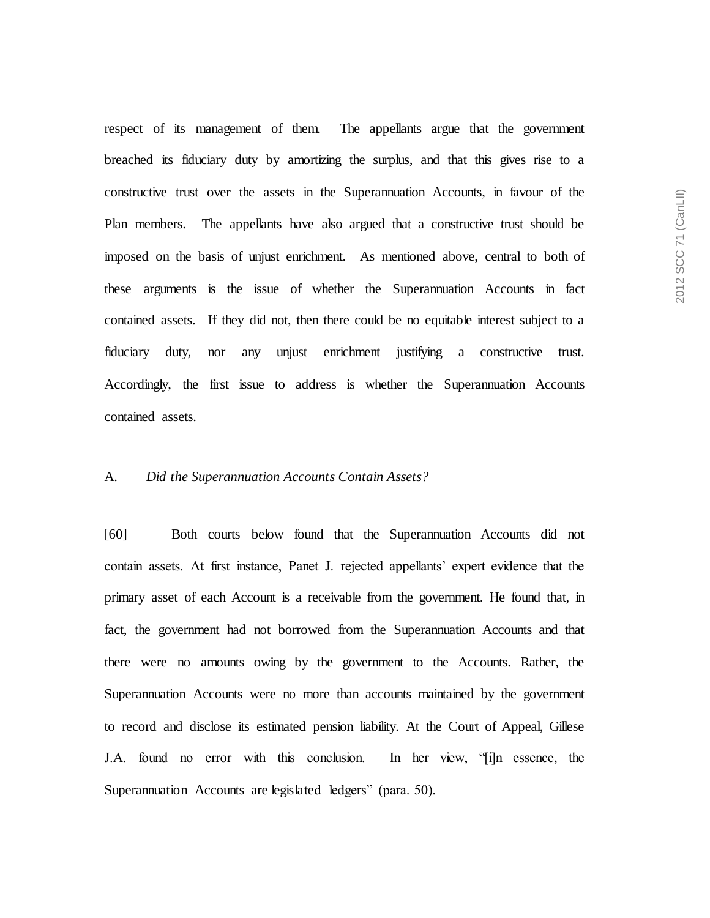respect of its management of them. The appellants argue that the government breached its fiduciary duty by amortizing the surplus, and that this gives rise to a constructive trust over the assets in the Superannuation Accounts, in favour of the Plan members. The appellants have also argued that a constructive trust should be imposed on the basis of unjust enrichment. As mentioned above, central to both of these arguments is the issue of whether the Superannuation Accounts in fact contained assets. If they did not, then there could be no equitable interest subject to a fiduciary duty, nor any unjust enrichment justifying a constructive trust. Accordingly, the first issue to address is whether the Superannuation Accounts contained assets.

### A. *Did the Superannuation Accounts Contain Assets?*

[60] Both courts below found that the Superannuation Accounts did not contain assets. At first instance, Panet J. rejected appellants' expert evidence that the primary asset of each Account is a receivable from the government. He found that, in fact, the government had not borrowed from the Superannuation Accounts and that there were no amounts owing by the government to the Accounts. Rather, the Superannuation Accounts were no more than accounts maintained by the government to record and disclose its estimated pension liability. At the Court of Appeal, Gillese J.A. found no error with this conclusion. In her view, "[i]n essence, the Superannuation Accounts are legislated ledgers" (para. 50).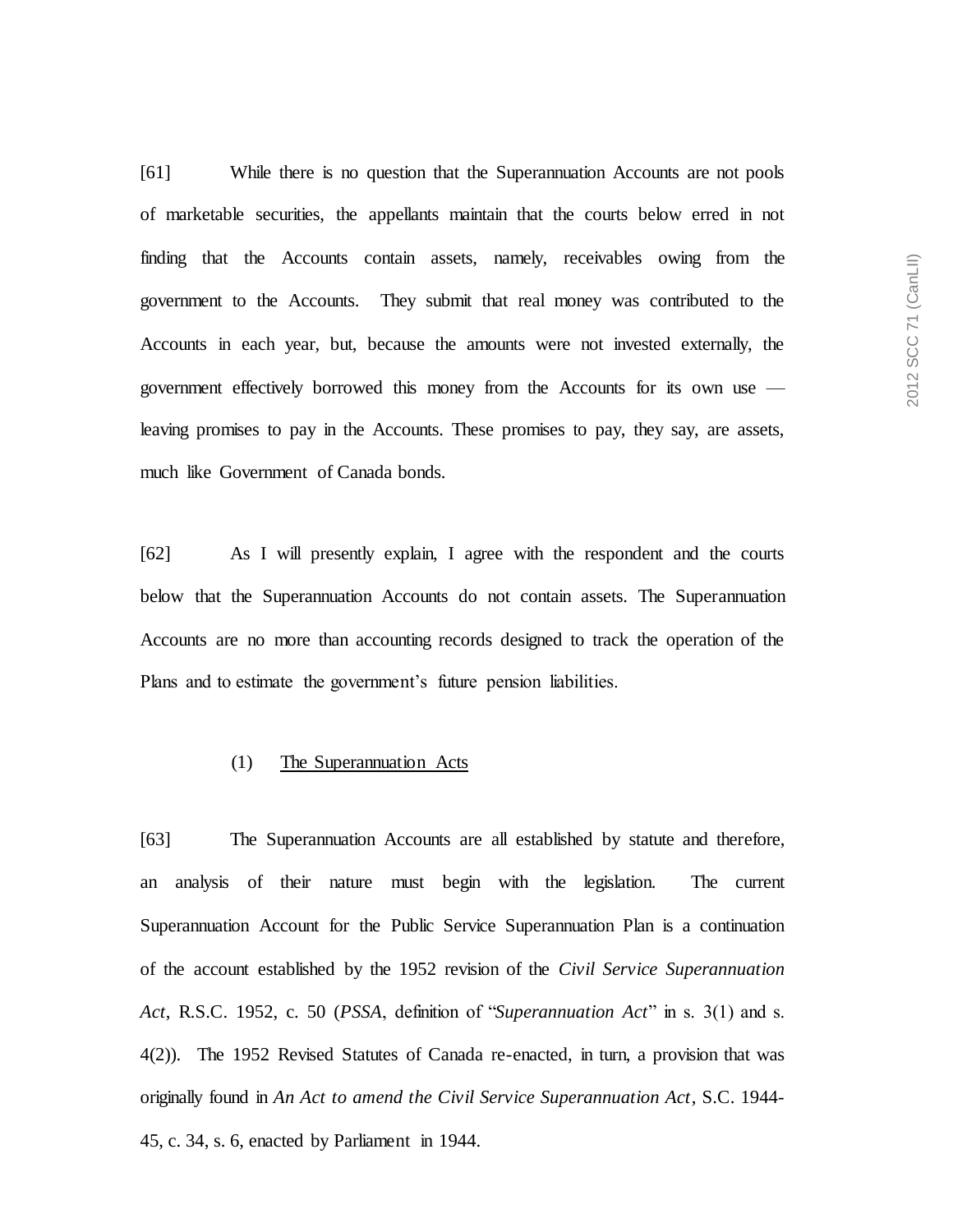[61] While there is no question that the Superannuation Accounts are not pools of marketable securities, the appellants maintain that the courts below erred in not finding that the Accounts contain assets, namely, receivables owing from the government to the Accounts. They submit that real money was contributed to the Accounts in each year, but, because the amounts were not invested externally, the government effectively borrowed this money from the Accounts for its own use — leaving promises to pay in the Accounts. These promises to pay, they say, are assets, much like Government of Canada bonds.

[62] As I will presently explain, I agree with the respondent and the courts below that the Superannuation Accounts do not contain assets. The Superannuation Accounts are no more than accounting records designed to track the operation of the Plans and to estimate the government's future pension liabilities.

(1) The Superannuation Acts

[63] The Superannuation Accounts are all established by statute and therefore, an analysis of their nature must begin with the legislation. The current Superannuation Account for the Public Service Superannuation Plan is a continuation of the account established by the 1952 revision of the *Civil Service Superannuation Act*, R.S.C. 1952, c. 50 (*PSSA*, definition of "*Superannuation Act*" in s. 3(1) and s. 4(2)). The 1952 Revised Statutes of Canada re-enacted, in turn, a provision that was originally found in *An Act to amend the Civil Service Superannuation Act*, S.C. 1944-45, c. 34, s. 6, enacted by Parliament in 1944.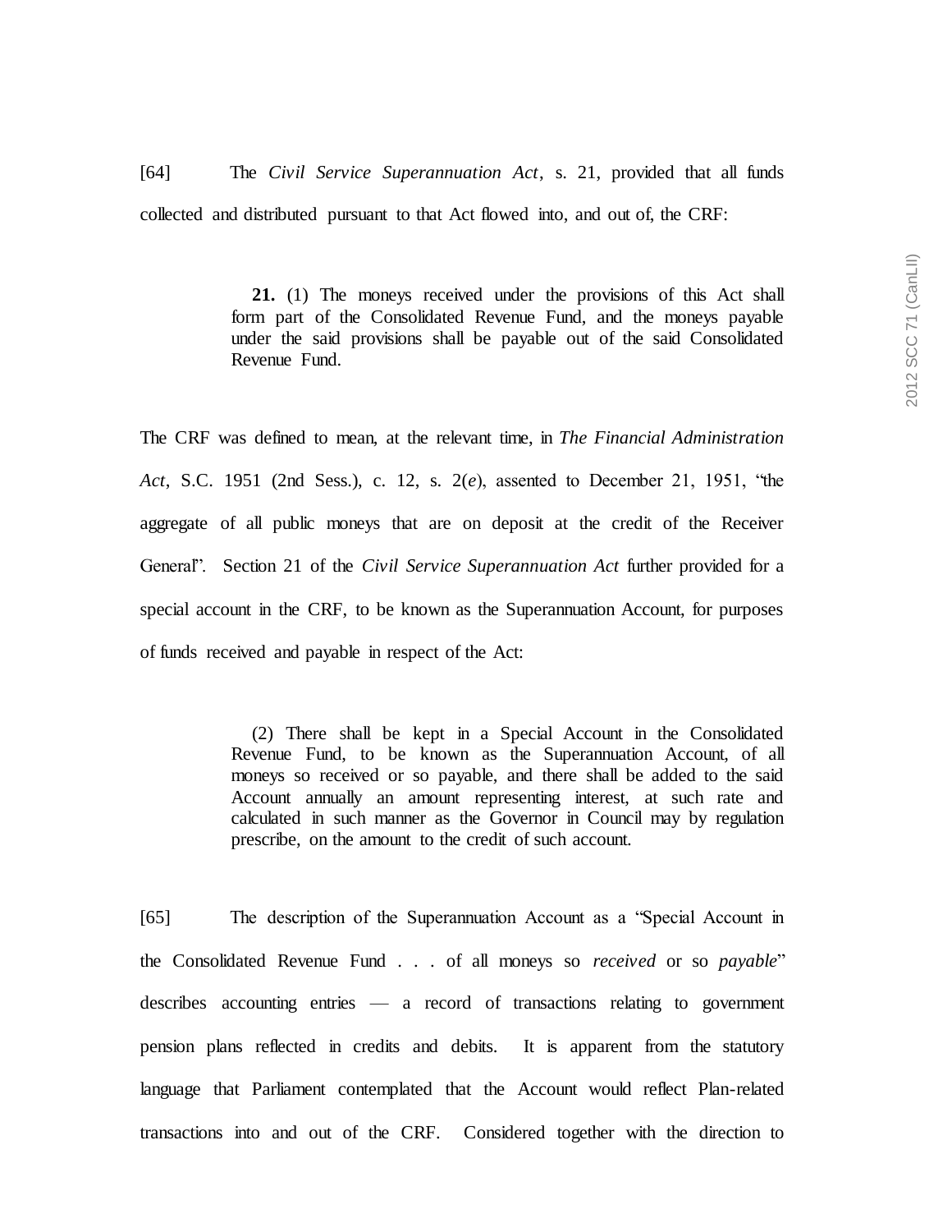[64] The *Civil Service Superannuation Act*, s. 21, provided that all funds collected and distributed pursuant to that Act flowed into, and out of, the CRF:

> **21.** (1) The moneys received under the provisions of this Act shall form part of the Consolidated Revenue Fund, and the moneys payable under the said provisions shall be payable out of the said Consolidated Revenue Fund.

The CRF was defined to mean, at the relevant time, in *The Financial Administration Act*, S.C. 1951 (2nd Sess.), c. 12, s. 2(*e*), assented to December 21, 1951, "the aggregate of all public moneys that are on deposit at the credit of the Receiver General". Section 21 of the *Civil Service Superannuation Act* further provided for a special account in the CRF, to be known as the Superannuation Account, for purposes of funds received and payable in respect of the Act:

> (2) There shall be kept in a Special Account in the Consolidated Revenue Fund, to be known as the Superannuation Account, of all moneys so received or so payable, and there shall be added to the said Account annually an amount representing interest, at such rate and calculated in such manner as the Governor in Council may by regulation prescribe, on the amount to the credit of such account.

[65] The description of the Superannuation Account as a "Special Account in the Consolidated Revenue Fund . . . of all moneys so *received* or so *payable*" describes accounting entries — a record of transactions relating to government pension plans reflected in credits and debits. It is apparent from the statutory language that Parliament contemplated that the Account would reflect Plan-related transactions into and out of the CRF. Considered together with the direction to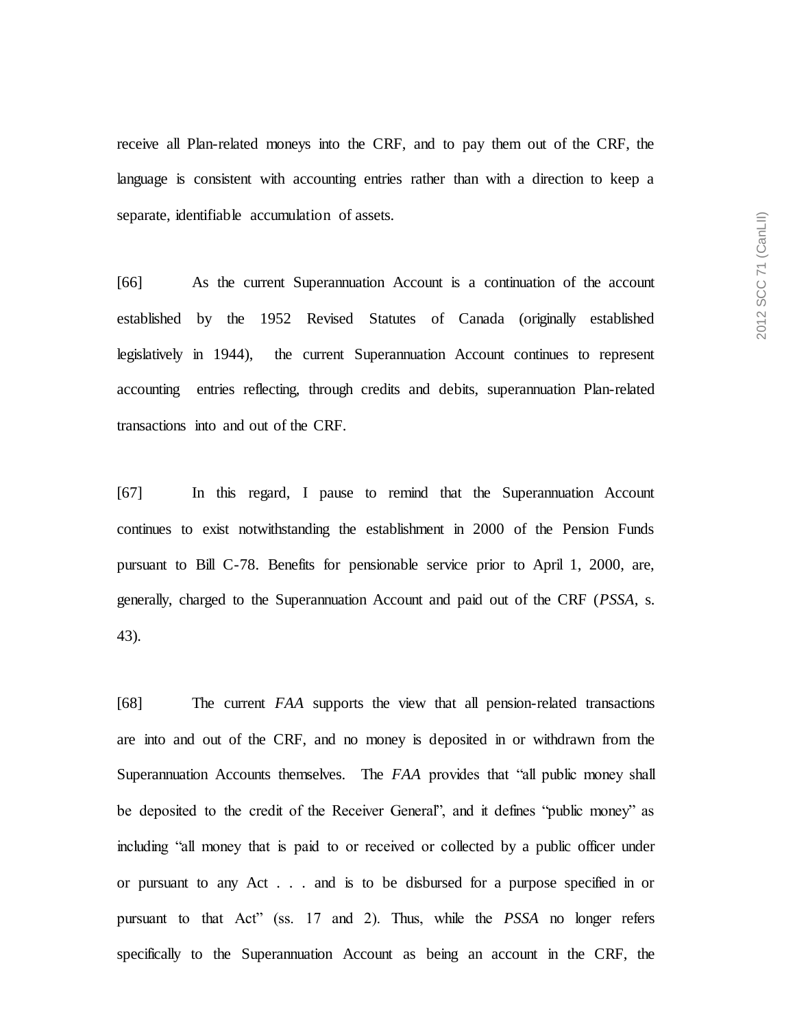receive all Plan-related moneys into the CRF, and to pay them out of the CRF, the language is consistent with accounting entries rather than with a direction to keep a separate, identifiable accumulation of assets.

[66] As the current Superannuation Account is a continuation of the account established by the 1952 Revised Statutes of Canada (originally established legislatively in 1944), the current Superannuation Account continues to represent accounting entries reflecting, through credits and debits, superannuation Plan-related transactions into and out of the CRF.

[67] In this regard, I pause to remind that the Superannuation Account continues to exist notwithstanding the establishment in 2000 of the Pension Funds pursuant to Bill C-78. Benefits for pensionable service prior to April 1, 2000, are, generally, charged to the Superannuation Account and paid out of the CRF (*PSSA*, s. 43).

[68] The current *FAA* supports the view that all pension-related transactions are into and out of the CRF, and no money is deposited in or withdrawn from the Superannuation Accounts themselves. The *FAA* provides that "all public money shall be deposited to the credit of the Receiver General", and it defines "public money" as including "all money that is paid to or received or collected by a public officer under or pursuant to any Act . . . and is to be disbursed for a purpose specified in or pursuant to that Act" (ss. 17 and 2). Thus, while the *PSSA* no longer refers specifically to the Superannuation Account as being an account in the CRF, the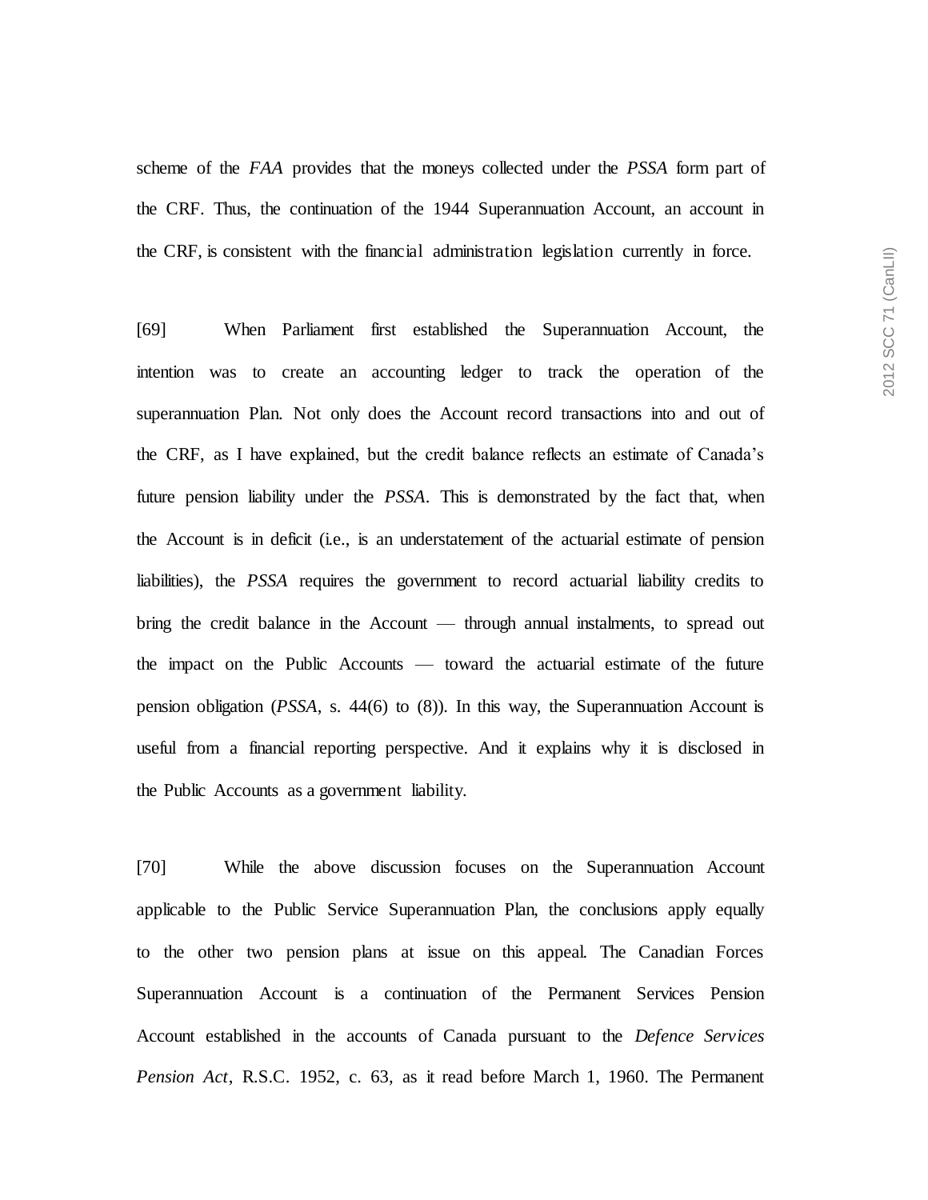scheme of the *FAA* provides that the moneys collected under the *PSSA* form part of the CRF. Thus, the continuation of the 1944 Superannuation Account, an account in the CRF, is consistent with the financial administration legislation currently in force.

[69] When Parliament first established the Superannuation Account, the intention was to create an accounting ledger to track the operation of the superannuation Plan. Not only does the Account record transactions into and out of the CRF, as I have explained, but the credit balance reflects an estimate of Canada's future pension liability under the *PSSA*. This is demonstrated by the fact that, when the Account is in deficit (i.e., is an understatement of the actuarial estimate of pension liabilities), the *PSSA* requires the government to record actuarial liability credits to bring the credit balance in the Account — through annual instalments, to spread out the impact on the Public Accounts — toward the actuarial estimate of the future pension obligation (*PSSA*, s. 44(6) to (8)). In this way, the Superannuation Account is useful from a financial reporting perspective. And it explains why it is disclosed in the Public Accounts as a government liability.

[70] While the above discussion focuses on the Superannuation Account applicable to the Public Service Superannuation Plan, the conclusions apply equally to the other two pension plans at issue on this appeal. The Canadian Forces Superannuation Account is a continuation of the Permanent Services Pension Account established in the accounts of Canada pursuant to the *Defence Services Pension Act*, R.S.C. 1952, c. 63, as it read before March 1, 1960. The Permanent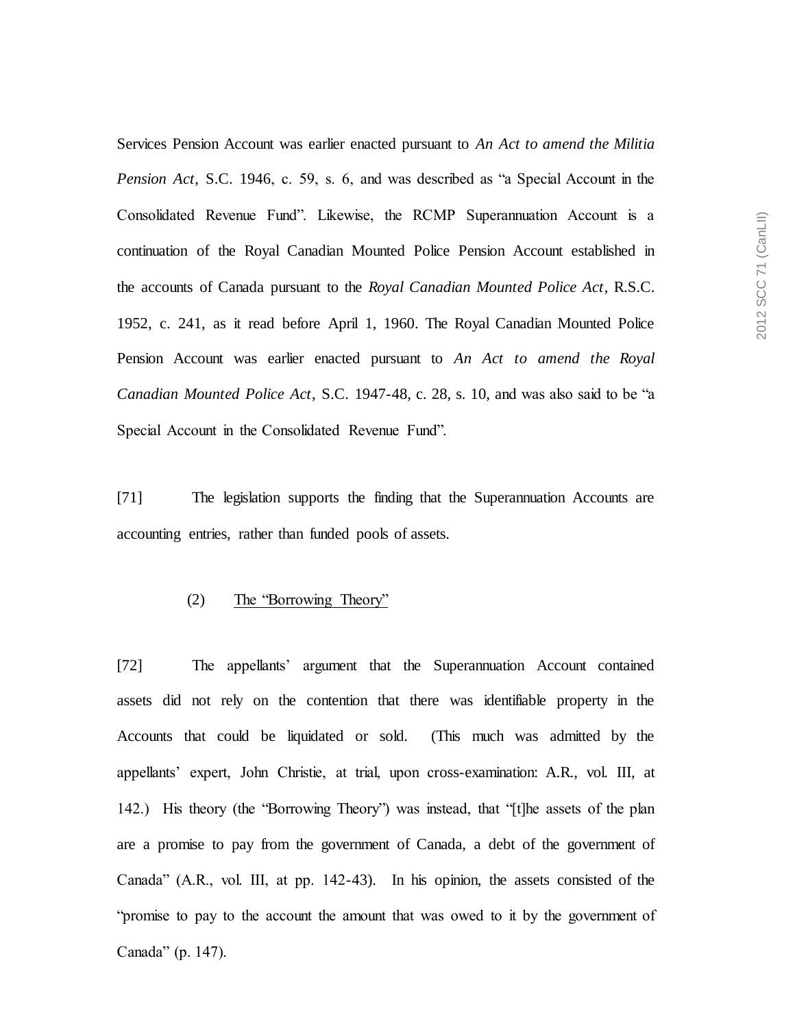Services Pension Account was earlier enacted pursuant to *An Act to amend the Militia Pension Act*, S.C. 1946, c. 59, s. 6, and was described as "a Special Account in the Consolidated Revenue Fund". Likewise, the RCMP Superannuation Account is a continuation of the Royal Canadian Mounted Police Pension Account established in the accounts of Canada pursuant to the *Royal Canadian Mounted Police Act*, R.S.C. 1952, c. 241, as it read before April 1, 1960. The Royal Canadian Mounted Police Pension Account was earlier enacted pursuant to *An Act to amend the Royal Canadian Mounted Police Act*, S.C. 1947-48, c. 28, s. 10, and was also said to be "a Special Account in the Consolidated Revenue Fund".

[71] The legislation supports the finding that the Superannuation Accounts are accounting entries, rather than funded pools of assets.

(2) <u>The "Borrowing Theory"</u>

[72] The appellants' argument that the Superannuation Account contained assets did not rely on the contention that there was identifiable property in the Accounts that could be liquidated or sold. (This much was admitted by the appellants' expert, John Christie, at trial, upon cross-examination: A.R., vol. III, at 142.) His theory (the "Borrowing Theory") was instead, that "[t]he assets of the plan are a promise to pay from the government of Canada, a debt of the government of Canada" (A.R., vol. III, at pp. 142-43). In his opinion, the assets consisted of the "promise to pay to the account the amount that was owed to it by the government of Canada" (p. 147).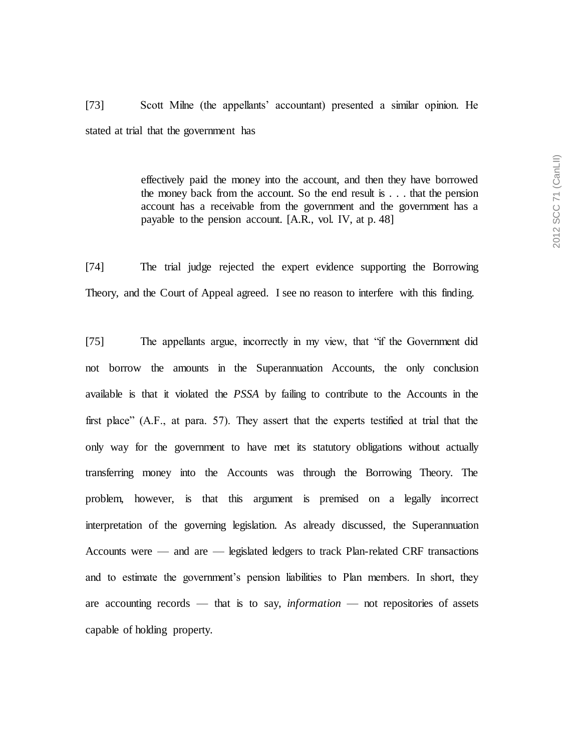[73] Scott Milne (the appellants' accountant) presented a similar opinion. He stated at trial that the government has

> effectively paid the money into the account, and then they have borrowed the money back from the account. So the end result is . . . that the pension account has a receivable from the government and the government has a payable to the pension account. [A.R., vol. IV, at p. 48]

[74] The trial judge rejected the expert evidence supporting the Borrowing Theory, and the Court of Appeal agreed. I see no reason to interfere with this finding.

[75] The appellants argue, incorrectly in my view, that "if the Government did not borrow the amounts in the Superannuation Accounts, the only conclusion available is that it violated the *PSSA* by failing to contribute to the Accounts in the first place" (A.F., at para. 57). They assert that the experts testified at trial that the only way for the government to have met its statutory obligations without actually transferring money into the Accounts was through the Borrowing Theory. The problem, however, is that this argument is premised on a legally incorrect interpretation of the governing legislation. As already discussed, the Superannuation Accounts were — and are — legislated ledgers to track Plan-related CRF transactions and to estimate the government's pension liabilities to Plan members. In short, they are accounting records — that is to say, *information* — not repositories of assets capable of holding property.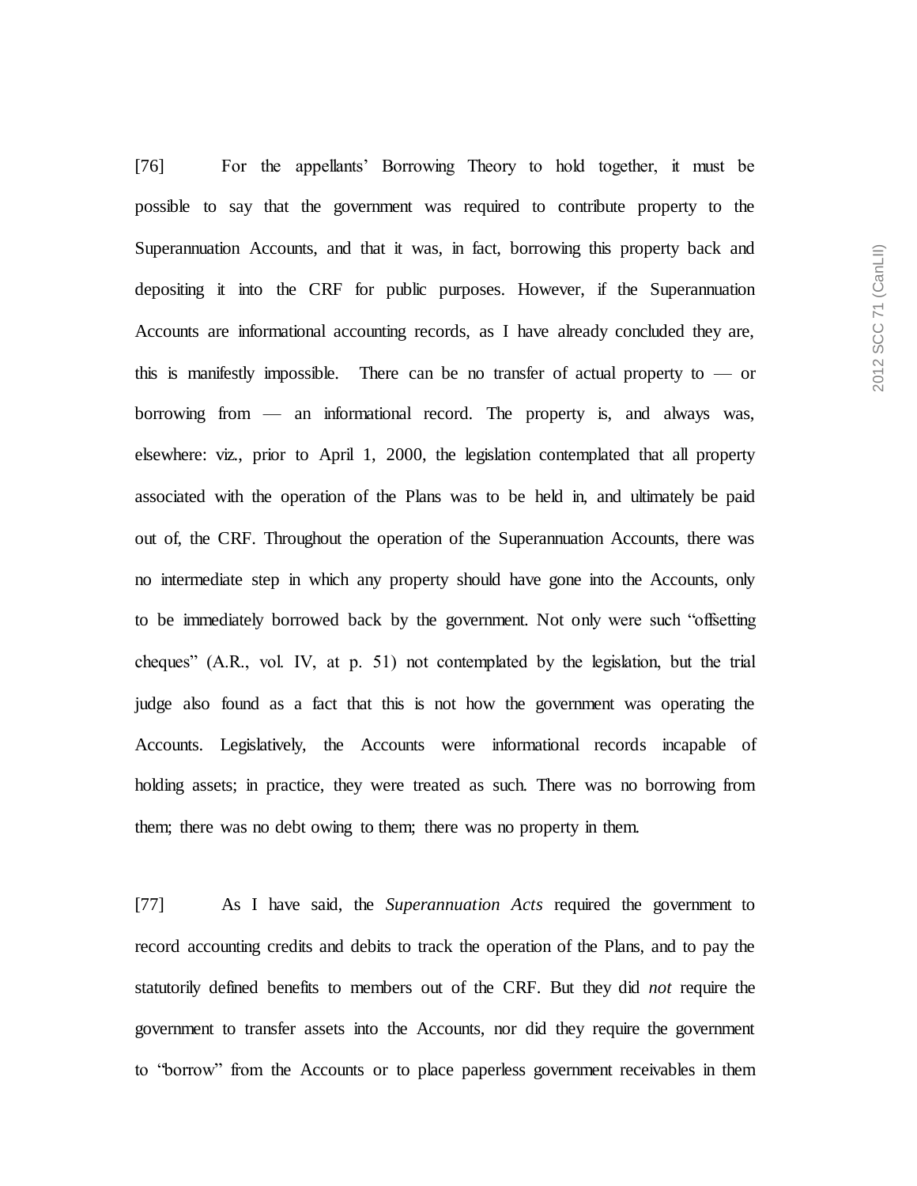[76] For the appellants' Borrowing Theory to hold together, it must be possible to say that the government was required to contribute property to the Superannuation Accounts, and that it was, in fact, borrowing this property back and depositing it into the CRF for public purposes. However, if the Superannuation Accounts are informational accounting records, as I have already concluded they are, this is manifestly impossible. There can be no transfer of actual property to — or borrowing from — an informational record. The property is, and always was, elsewhere: viz., prior to April 1, 2000, the legislation contemplated that all property associated with the operation of the Plans was to be held in, and ultimately be paid out of, the CRF. Throughout the operation of the Superannuation Accounts, there was no intermediate step in which any property should have gone into the Accounts, only to be immediately borrowed back by the government. Not only were such "offsetting cheques" (A.R., vol. IV, at p. 51) not contemplated by the legislation, but the trial judge also found as a fact that this is not how the government was operating the Accounts. Legislatively, the Accounts were informational records incapable of holding assets; in practice, they were treated as such. There was no borrowing from them; there was no debt owing to them; there was no property in them.

[77] As I have said, the *Superannuation Acts* required the government to record accounting credits and debits to track the operation of the Plans, and to pay the statutorily defined benefits to members out of the CRF. But they did *not* require the government to transfer assets into the Accounts, nor did they require the government to "borrow" from the Accounts or to place paperless government receivables in them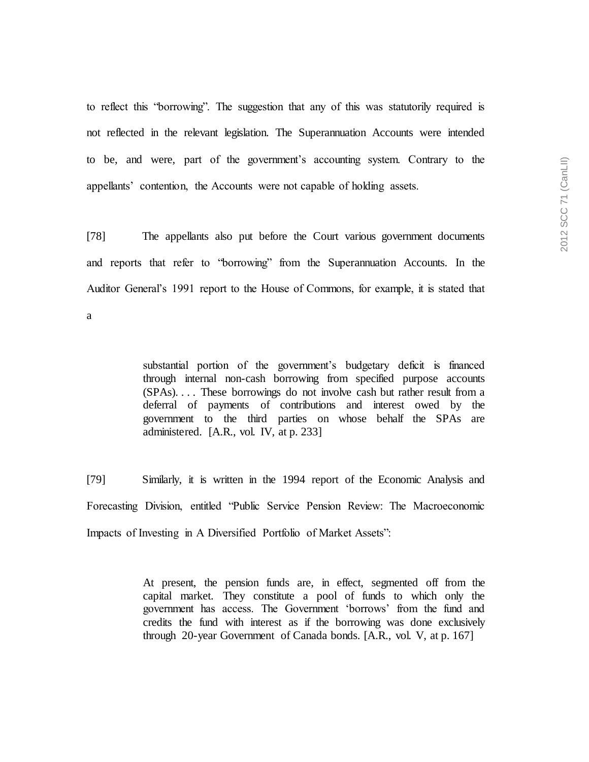to reflect this "borrowing". The suggestion that any of this was statutorily required is not reflected in the relevant legislation. The Superannuation Accounts were intended to be, and were, part of the government's accounting system. Contrary to the appellants' contention, the Accounts were not capable of holding assets.

[78] The appellants also put before the Court various government documents and reports that refer to "borrowing" from the Superannuation Accounts. In the Auditor General's 1991 report to the House of Commons, for example, it is stated that a

> substantial portion of the government's budgetary deficit is financed through internal non-cash borrowing from specified purpose accounts (SPAs). . . . These borrowings do not involve cash but rather result from a deferral of payments of contributions and interest owed by the government to the third parties on whose behalf the SPAs are administered. [A.R., vol. IV, at p. 233]

[79] Similarly, it is written in the 1994 report of the Economic Analysis and Forecasting Division, entitled "Public Service Pension Review: The Macroeconomic Impacts of Investing in A Diversified Portfolio of Market Assets":

> At present, the pension funds are, in effect, segmented off from the capital market. They constitute a pool of funds to which only the government has access. The Government 'borrows' from the fund and credits the fund with interest as if the borrowing was done exclusively through 20-year Government of Canada bonds. [A.R., vol. V, at p. 167]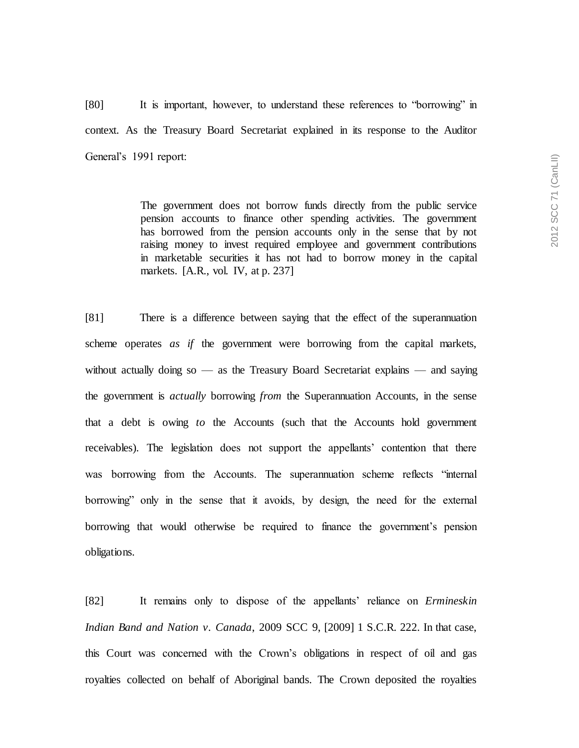[80] It is important, however, to understand these references to "borrowing" in context. As the Treasury Board Secretariat explained in its response to the Auditor General's 1991 report:

> The government does not borrow funds directly from the public service pension accounts to finance other spending activities. The government has borrowed from the pension accounts only in the sense that by not raising money to invest required employee and government contributions in marketable securities it has not had to borrow money in the capital markets. [A.R., vol. IV, at p. 237]

[81] There is a difference between saying that the effect of the superannuation scheme operates *as if* the government were borrowing from the capital markets, without actually doing so — as the Treasury Board Secretariat explains — and saying the government is *actually* borrowing *from* the Superannuation Accounts, in the sense that a debt is owing *to* the Accounts (such that the Accounts hold government receivables). The legislation does not support the appellants' contention that there was borrowing from the Accounts. The superannuation scheme reflects "internal borrowing" only in the sense that it avoids, by design, the need for the external borrowing that would otherwise be required to finance the government's pension obligations.

[82] It remains only to dispose of the appellants' reliance on *Ermineskin Indian Band and Nation v. Canada*, 2009 SCC 9, [2009] 1 S.C.R. 222. In that case, this Court was concerned with the Crown's obligations in respect of oil and gas royalties collected on behalf of Aboriginal bands. The Crown deposited the royalties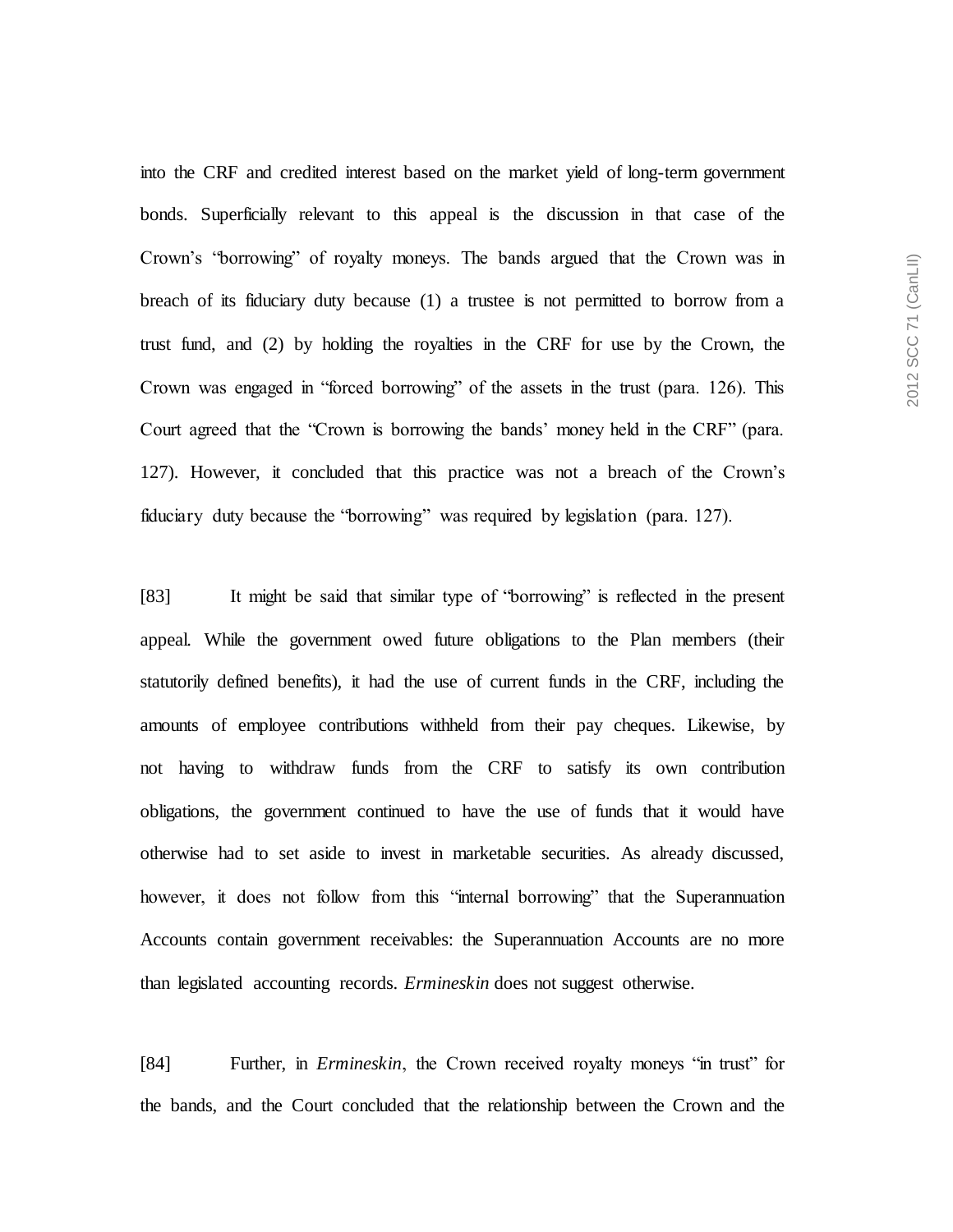into the CRF and credited interest based on the market yield of long-term government bonds. Superficially relevant to this appeal is the discussion in that case of the Crown's "borrowing" of royalty moneys. The bands argued that the Crown was in breach of its fiduciary duty because (1) a trustee is not permitted to borrow from a trust fund, and (2) by holding the royalties in the CRF for use by the Crown, the Crown was engaged in "forced borrowing" of the assets in the trust (para. 126). This Court agreed that the "Crown is borrowing the bands' money held in the CRF" (para. 127). However, it concluded that this practice was not a breach of the Crown's fiduciary duty because the "borrowing" was required by legislation (para. 127).

[83] It might be said that similar type of "borrowing" is reflected in the present appeal. While the government owed future obligations to the Plan members (their statutorily defined benefits), it had the use of current funds in the CRF, including the amounts of employee contributions withheld from their pay cheques. Likewise, by not having to withdraw funds from the CRF to satisfy its own contribution obligations, the government continued to have the use of funds that it would have otherwise had to set aside to invest in marketable securities. As already discussed, however, it does not follow from this "internal borrowing" that the Superannuation Accounts contain government receivables: the Superannuation Accounts are no more than legislated accounting records. *Ermineskin* does not suggest otherwise.

[84] Further, in *Ermineskin*, the Crown received royalty moneys "in trust" for the bands, and the Court concluded that the relationship between the Crown and the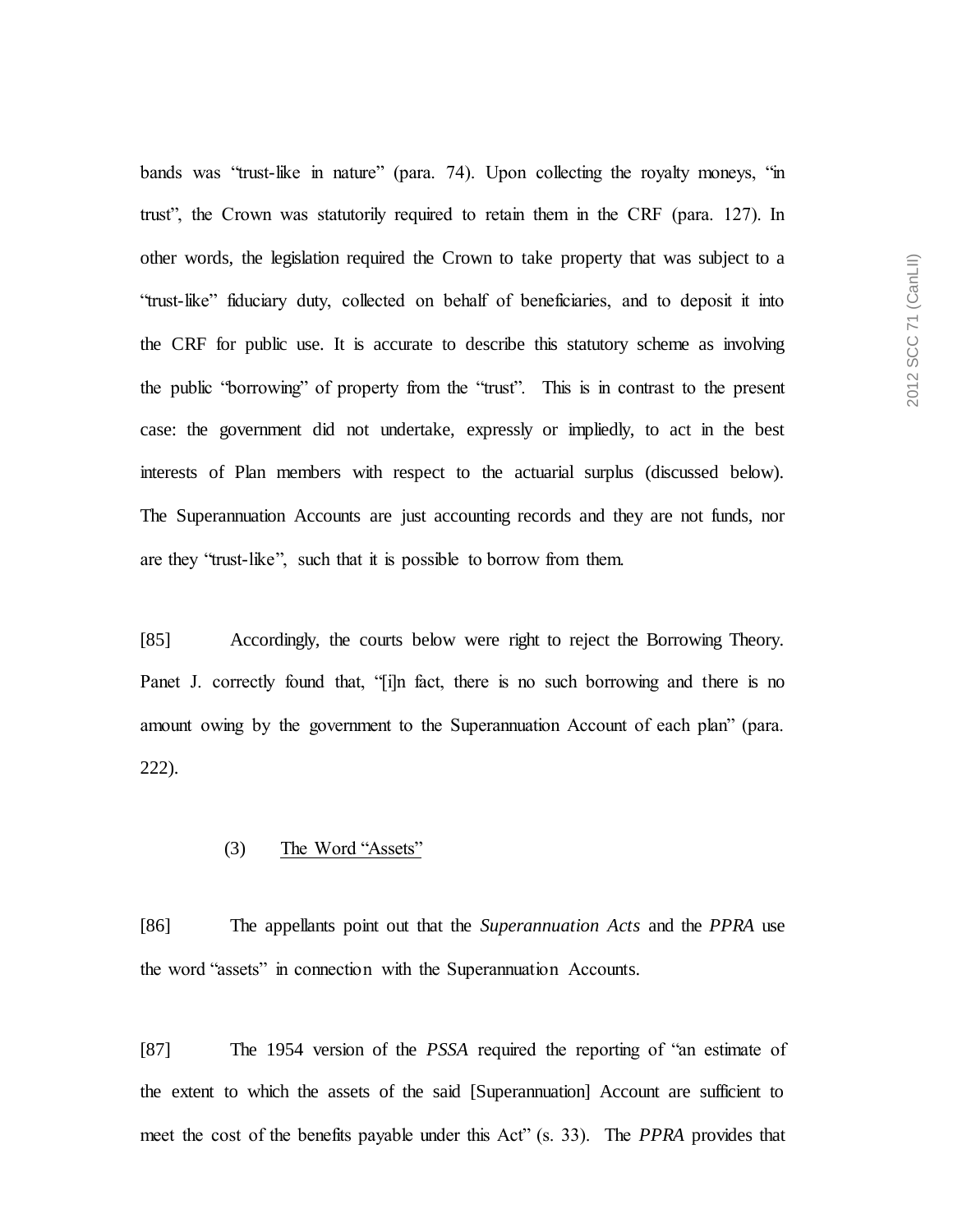bands was "trust-like in nature" (para. 74). Upon collecting the royalty moneys, "in trust", the Crown was statutorily required to retain them in the CRF (para. 127). In other words, the legislation required the Crown to take property that was subject to a "trust-like" fiduciary duty, collected on behalf of beneficiaries, and to deposit it into the CRF for public use. It is accurate to describe this statutory scheme as involving the public "borrowing" of property from the "trust". This is in contrast to the present case: the government did not undertake, expressly or impliedly, to act in the best interests of Plan members with respect to the actuarial surplus (discussed below). The Superannuation Accounts are just accounting records and they are not funds, nor are they "trust-like", such that it is possible to borrow from them.

[85] Accordingly, the courts below were right to reject the Borrowing Theory. Panet J. correctly found that, "[i]n fact, there is no such borrowing and there is no amount owing by the government to the Superannuation Account of each plan" (para. 222).

(3) <u>The Word "Assets"</u>

[86] The appellants point out that the *Superannuation Acts* and the *PPRA* use the word "assets" in connection with the Superannuation Accounts.

[87] The 1954 version of the *PSSA* required the reporting of "an estimate of the extent to which the assets of the said [Superannuation] Account are sufficient to meet the cost of the benefits payable under this Act" (s. 33). The *PPRA* provides that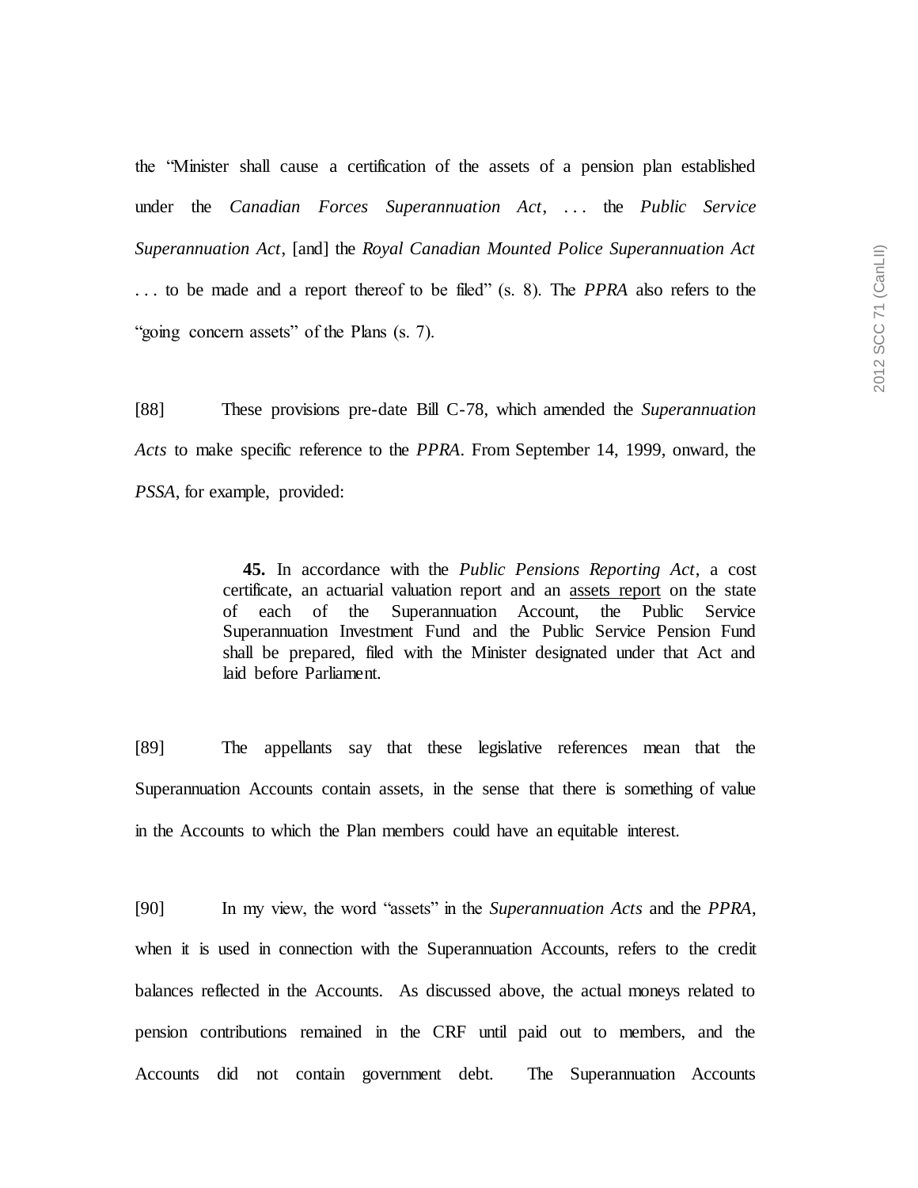the "Minister shall cause a certification of the assets of a pension plan established under the *Canadian Forces Superannuation Act*, . . . the *Public Service Superannuation Act*, [and] the *Royal Canadian Mounted Police Superannuation Act* . . . to be made and a report thereof to be filed" (s. 8). The *PPRA* also refers to the "going concern assets" of the Plans (s. 7).

[88] These provisions pre-date Bill C-78, which amended the *Superannuation Acts* to make specific reference to the *PPRA*. From September 14, 1999, onward, the *PSSA*, for example, provided:

> **45.** In accordance with the *Public Pensions Reporting Act*, a cost certificate, an actuarial valuation report and an <u>assets report</u> on the state of each of the Superannuation Account, the Public Service Superannuation Investment Fund and the Public Service Pension Fund shall be prepared, filed with the Minister designated under that Act and laid before Parliament.

[89] The appellants say that these legislative references mean that the Superannuation Accounts contain assets, in the sense that there is something of value in the Accounts to which the Plan members could have an equitable interest.

[90] In my view, the word "assets" in the *Superannuation Acts* and the *PPRA*, when it is used in connection with the Superannuation Accounts, refers to the credit balances reflected in the Accounts. As discussed above, the actual moneys related to pension contributions remained in the CRF until paid out to members, and the Accounts did not contain government debt. The Superannuation Accounts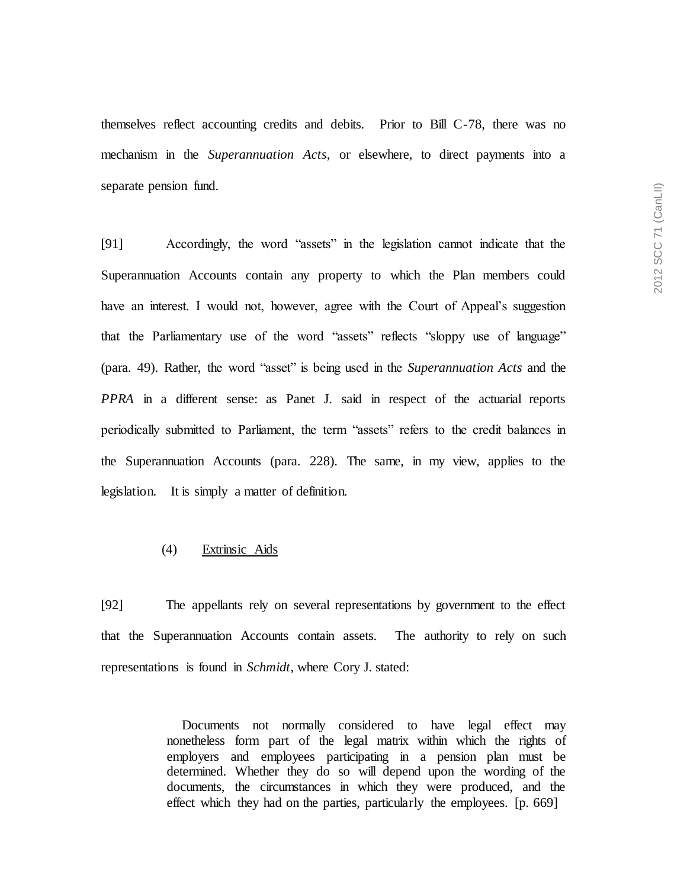themselves reflect accounting credits and debits. Prior to Bill C-78, there was no mechanism in the *Superannuation Acts*, or elsewhere, to direct payments into a separate pension fund.

[91] Accordingly, the word "assets" in the legislation cannot indicate that the Superannuation Accounts contain any property to which the Plan members could have an interest. I would not, however, agree with the Court of Appeal's suggestion that the Parliamentary use of the word "assets" reflects "sloppy use of language" (para. 49). Rather, the word "asset" is being used in the *Superannuation Acts* and the *PPRA* in a different sense: as Panet J. said in respect of the actuarial reports periodically submitted to Parliament, the term "assets" refers to the credit balances in the Superannuation Accounts (para. 228). The same, in my view, applies to the legislation. It is simply a matter of definition.

(4) Extrinsic Aids

[92] The appellants rely on several representations by government to the effect that the Superannuation Accounts contain assets. The authority to rely on such representations is found in *Schmidt*, where Cory J. stated:

> Documents not normally considered to have legal effect may nonetheless form part of the legal matrix within which the rights of employers and employees participating in a pension plan must be determined. Whether they do so will depend upon the wording of the documents, the circumstances in which they were produced, and the effect which they had on the parties, particularly the employees. [p. 669]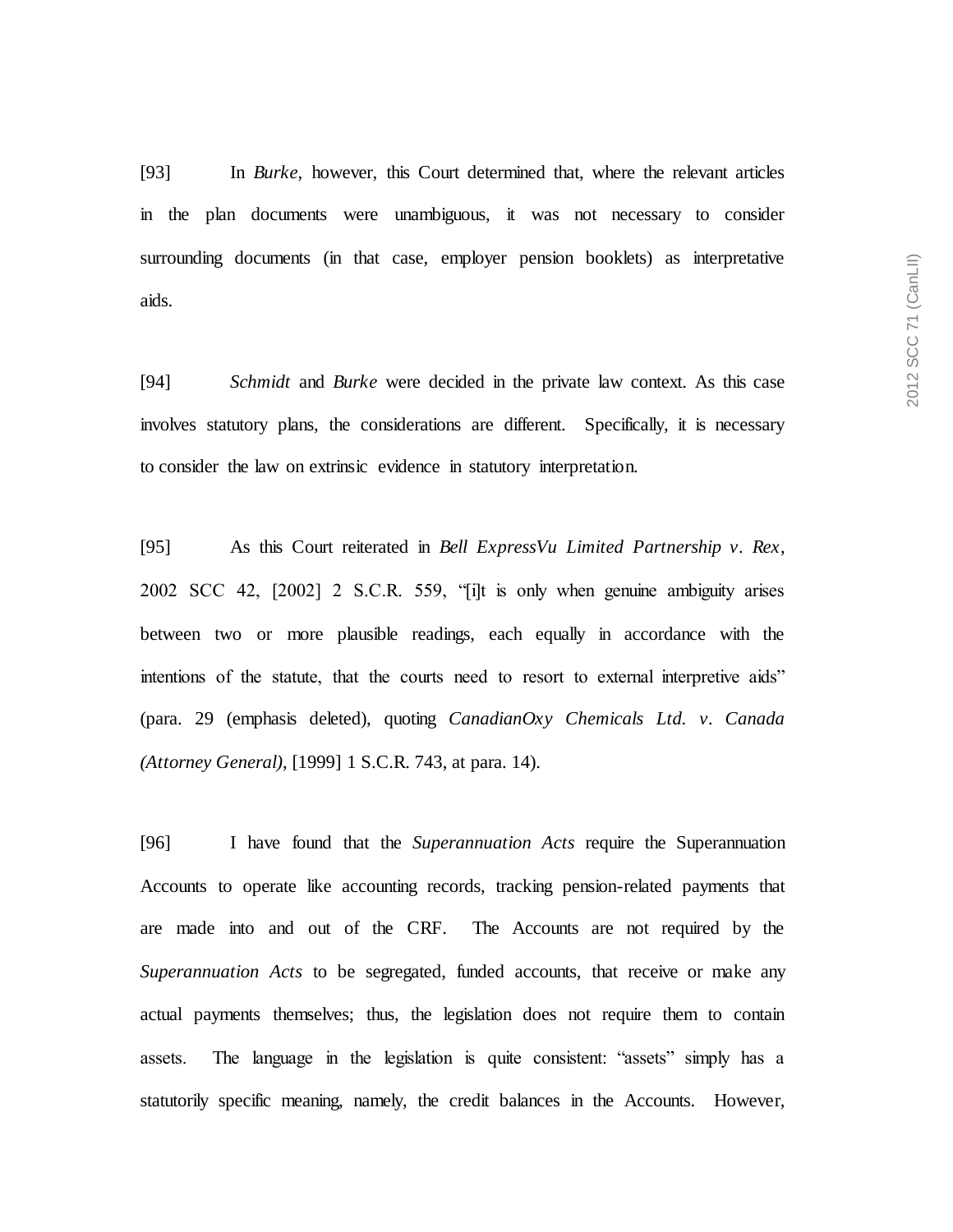[93] In *Burke*, however, this Court determined that, where the relevant articles in the plan documents were unambiguous, it was not necessary to consider surrounding documents (in that case, employer pension booklets) as interpretative aids.

[94] *Schmidt* and *Burke* were decided in the private law context. As this case involves statutory plans, the considerations are different. Specifically, it is necessary to consider the law on extrinsic evidence in statutory interpretation.

[95] As this Court reiterated in *Bell ExpressVu Limited Partnership v. Rex*, 2002 SCC 42, [2002] 2 S.C.R. 559, "[i]t is only when genuine ambiguity arises between two or more plausible readings, each equally in accordance with the intentions of the statute, that the courts need to resort to external interpretive aids" (para. 29 (emphasis deleted), quoting *CanadianOxy Chemicals Ltd. v. Canada (Attorney General)*, [1999] 1 S.C.R. 743, at para. 14).

[96] I have found that the *Superannuation Acts* require the Superannuation Accounts to operate like accounting records, tracking pension-related payments that are made into and out of the CRF. The Accounts are not required by the *Superannuation Acts* to be segregated, funded accounts, that receive or make any actual payments themselves; thus, the legislation does not require them to contain assets. The language in the legislation is quite consistent: "assets" simply has a statutorily specific meaning, namely, the credit balances in the Accounts. However,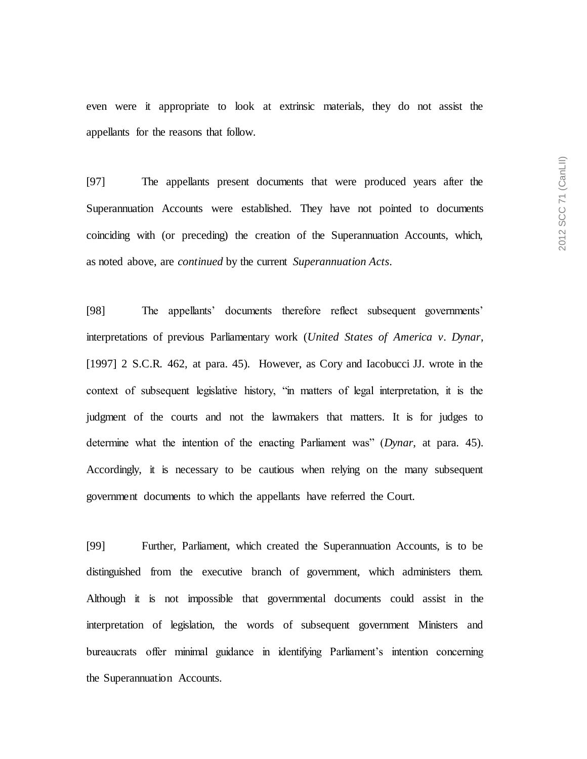even were it appropriate to look at extrinsic materials, they do not assist the appellants for the reasons that follow.

[97] The appellants present documents that were produced years after the Superannuation Accounts were established. They have not pointed to documents coinciding with (or preceding) the creation of the Superannuation Accounts, which, as noted above, are *continued* by the current *Superannuation Acts*.

[98] The appellants' documents therefore reflect subsequent governments' interpretations of previous Parliamentary work (*United States of America v. Dynar*, [1997] 2 S.C.R. 462, at para. 45). However, as Cory and Iacobucci JJ. wrote in the context of subsequent legislative history, "in matters of legal interpretation, it is the judgment of the courts and not the lawmakers that matters. It is for judges to determine what the intention of the enacting Parliament was" (*Dynar*, at para. 45). Accordingly, it is necessary to be cautious when relying on the many subsequent government documents to which the appellants have referred the Court.

[99] Further, Parliament, which created the Superannuation Accounts, is to be distinguished from the executive branch of government, which administers them. Although it is not impossible that governmental documents could assist in the interpretation of legislation, the words of subsequent government Ministers and bureaucrats offer minimal guidance in identifying Parliament's intention concerning the Superannuation Accounts.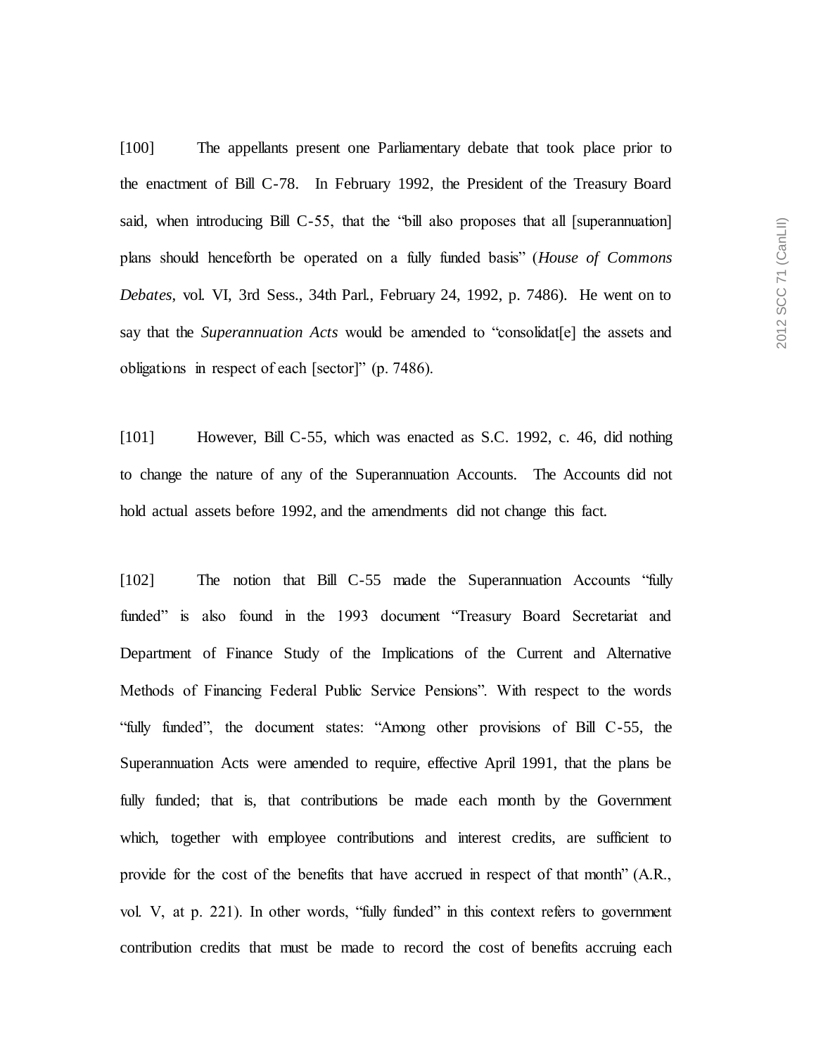[100] The appellants present one Parliamentary debate that took place prior to the enactment of Bill C-78. In February 1992, the President of the Treasury Board said, when introducing Bill C-55, that the "bill also proposes that all [superannuation] plans should henceforth be operated on a fully funded basis" (*House of Commons Debates*, vol. VI, 3rd Sess., 34th Parl., February 24, 1992, p. 7486). He went on to say that the *Superannuation Acts* would be amended to "consolidat[e] the assets and obligations in respect of each [sector]" (p. 7486).

[101] However, Bill C-55, which was enacted as S.C. 1992, c. 46, did nothing to change the nature of any of the Superannuation Accounts. The Accounts did not hold actual assets before 1992, and the amendments did not change this fact.

[102] The notion that Bill C-55 made the Superannuation Accounts "fully funded" is also found in the 1993 document "Treasury Board Secretariat and Department of Finance Study of the Implications of the Current and Alternative Methods of Financing Federal Public Service Pensions". With respect to the words "fully funded", the document states: "Among other provisions of Bill C-55, the Superannuation Acts were amended to require, effective April 1991, that the plans be fully funded; that is, that contributions be made each month by the Government which, together with employee contributions and interest credits, are sufficient to provide for the cost of the benefits that have accrued in respect of that month" (A.R., vol. V, at p. 221). In other words, "fully funded" in this context refers to government contribution credits that must be made to record the cost of benefits accruing each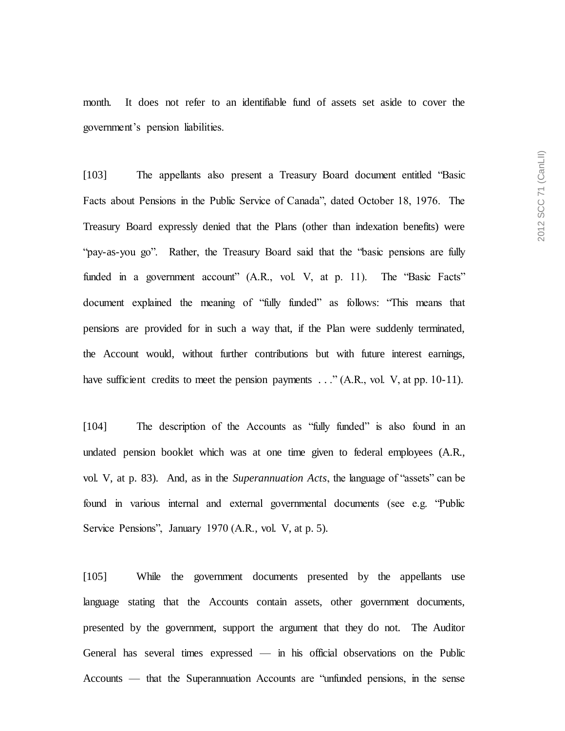month. It does not refer to an identifiable fund of assets set aside to cover the government's pension liabilities.

[103] The appellants also present a Treasury Board document entitled "Basic Facts about Pensions in the Public Service of Canada", dated October 18, 1976. The Treasury Board expressly denied that the Plans (other than indexation benefits) were "pay-as-you go". Rather, the Treasury Board said that the "basic pensions are fully funded in a government account" (A.R., vol. V, at p. 11). The "Basic Facts" document explained the meaning of "fully funded" as follows: "This means that pensions are provided for in such a way that, if the Plan were suddenly terminated, the Account would, without further contributions but with future interest earnings, have sufficient credits to meet the pension payments . . ." (A.R., vol. V, at pp. 10-11).

[104] The description of the Accounts as "fully funded" is also found in an undated pension booklet which was at one time given to federal employees (A.R., vol. V, at p. 83). And, as in the *Superannuation Acts*, the language of "assets" can be found in various internal and external governmental documents (see e.g. "Public Service Pensions", January 1970 (A.R., vol. V, at p. 5).

[105] While the government documents presented by the appellants use language stating that the Accounts contain assets, other government documents, presented by the government, support the argument that they do not. The Auditor General has several times expressed — in his official observations on the Public Accounts — that the Superannuation Accounts are "unfunded pensions, in the sense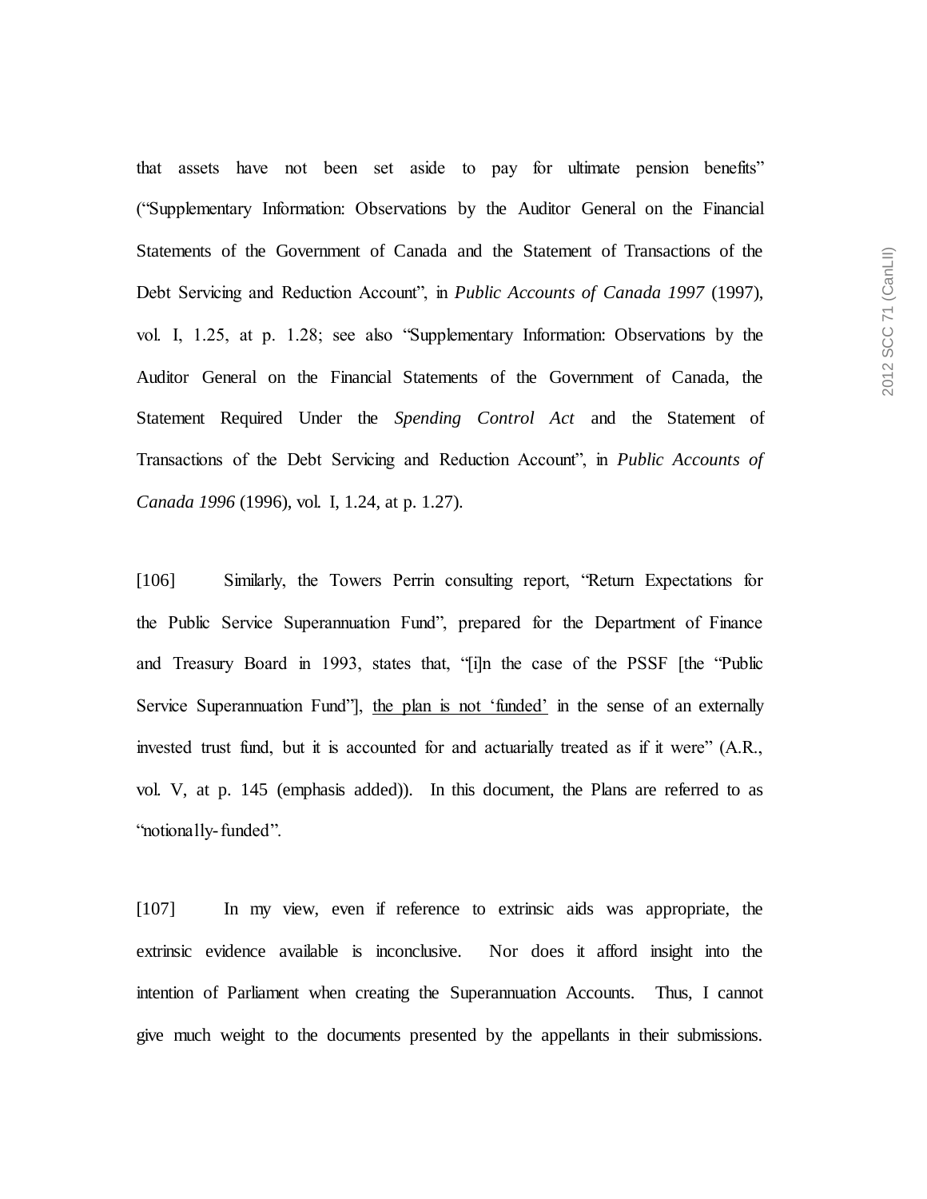that assets have not been set aside to pay for ultimate pension benefits" ("Supplementary Information: Observations by the Auditor General on the Financial Statements of the Government of Canada and the Statement of Transactions of the Debt Servicing and Reduction Account", in *Public Accounts of Canada 1997* (1997), vol. I, 1.25, at p. 1.28; see also "Supplementary Information: Observations by the Auditor General on the Financial Statements of the Government of Canada, the Statement Required Under the *Spending Control Act* and the Statement of Transactions of the Debt Servicing and Reduction Account", in *Public Accounts of Canada 1996* (1996), vol. I, 1.24, at p. 1.27).

[106] Similarly, the Towers Perrin consulting report, "Return Expectations for the Public Service Superannuation Fund", prepared for the Department of Finance and Treasury Board in 1993, states that, "[i]n the case of the PSSF [the "Public Service Superannuation Fund"], <u>the plan is not 'funded'</u> in the sense of an externally invested trust fund, but it is accounted for and actuarially treated as if it were" (A.R., vol. V, at p. 145 (emphasis added)). In this document, the Plans are referred to as "notionally-funded".

[107] In my view, even if reference to extrinsic aids was appropriate, the extrinsic evidence available is inconclusive. Nor does it afford insight into the intention of Parliament when creating the Superannuation Accounts. Thus, I cannot give much weight to the documents presented by the appellants in their submissions.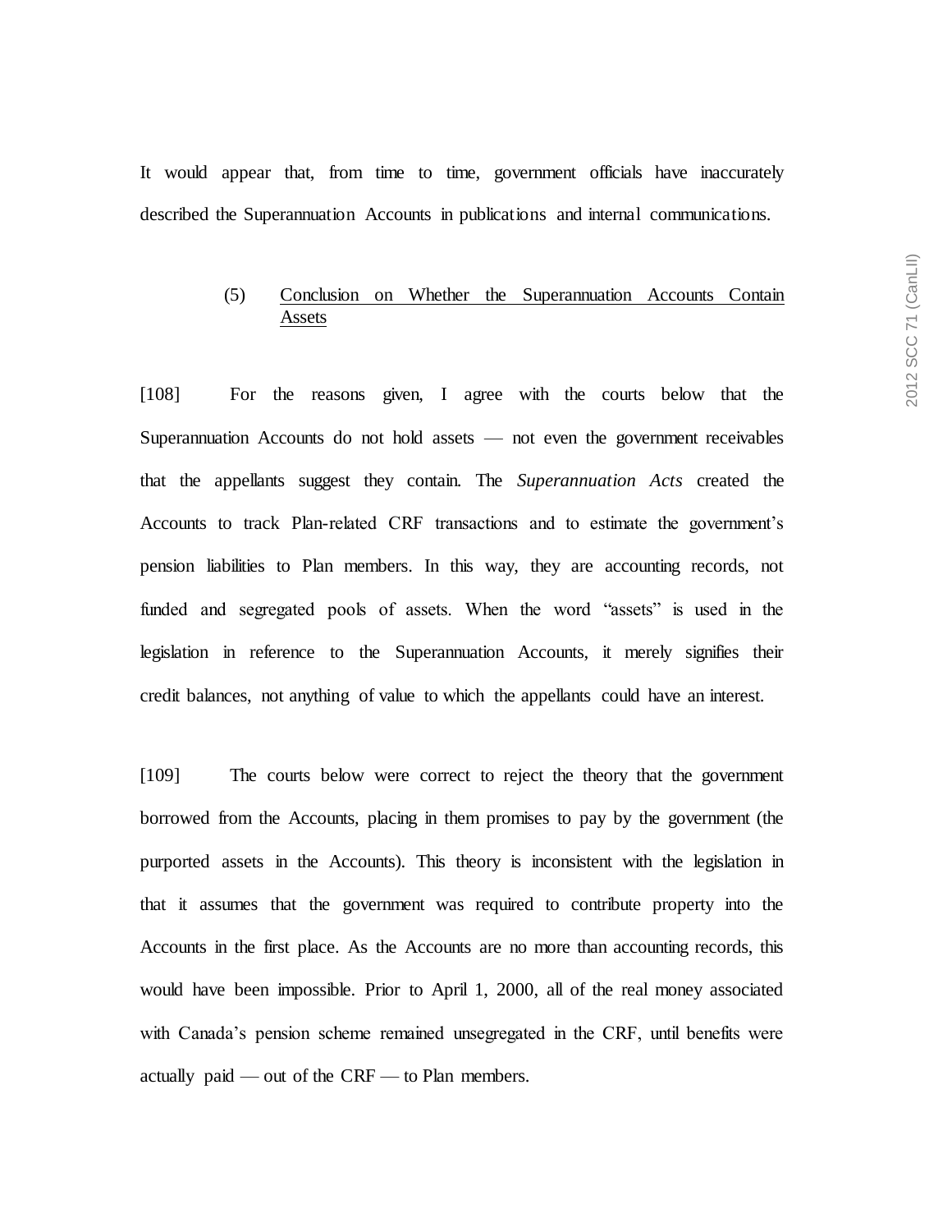It would appear that, from time to time, government officials have inaccurately described the Superannuation Accounts in publications and internal communications.

### (5) Conclusion on Whether the Superannuation Accounts Contain Assets

[108] For the reasons given, I agree with the courts below that the Superannuation Accounts do not hold assets — not even the government receivables that the appellants suggest they contain. The *Superannuation Acts* created the Accounts to track Plan-related CRF transactions and to estimate the government's pension liabilities to Plan members. In this way, they are accounting records, not funded and segregated pools of assets. When the word "assets" is used in the legislation in reference to the Superannuation Accounts, it merely signifies their credit balances, not anything of value to which the appellants could have an interest.

[109] The courts below were correct to reject the theory that the government borrowed from the Accounts, placing in them promises to pay by the government (the purported assets in the Accounts). This theory is inconsistent with the legislation in that it assumes that the government was required to contribute property into the Accounts in the first place. As the Accounts are no more than accounting records, this would have been impossible. Prior to April 1, 2000, all of the real money associated with Canada's pension scheme remained unsegregated in the CRF, until benefits were actually paid — out of the CRF — to Plan members.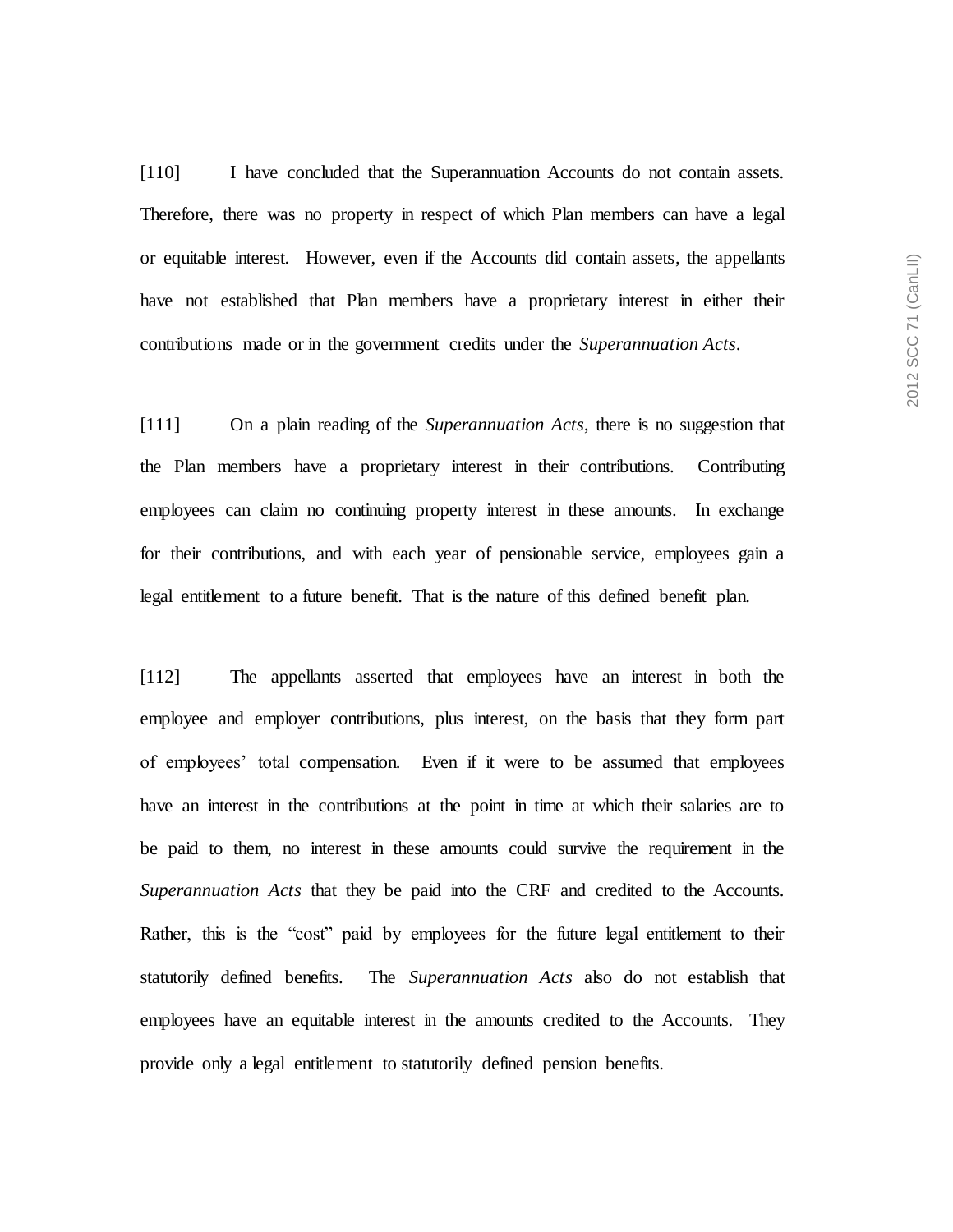[110] I have concluded that the Superannuation Accounts do not contain assets. Therefore, there was no property in respect of which Plan members can have a legal or equitable interest. However, even if the Accounts did contain assets, the appellants have not established that Plan members have a proprietary interest in either their contributions made or in the government credits under the *Superannuation Acts*.

[111] On a plain reading of the *Superannuation Acts*, there is no suggestion that the Plan members have a proprietary interest in their contributions. Contributing employees can claim no continuing property interest in these amounts. In exchange for their contributions, and with each year of pensionable service, employees gain a legal entitlement to a future benefit. That is the nature of this defined benefit plan.

[112] The appellants asserted that employees have an interest in both the employee and employer contributions, plus interest, on the basis that they form part of employees' total compensation. Even if it were to be assumed that employees have an interest in the contributions at the point in time at which their salaries are to be paid to them, no interest in these amounts could survive the requirement in the *Superannuation Acts* that they be paid into the CRF and credited to the Accounts. Rather, this is the "cost" paid by employees for the future legal entitlement to their statutorily defined benefits. The *Superannuation Acts* also do not establish that employees have an equitable interest in the amounts credited to the Accounts. They provide only a legal entitlement to statutorily defined pension benefits.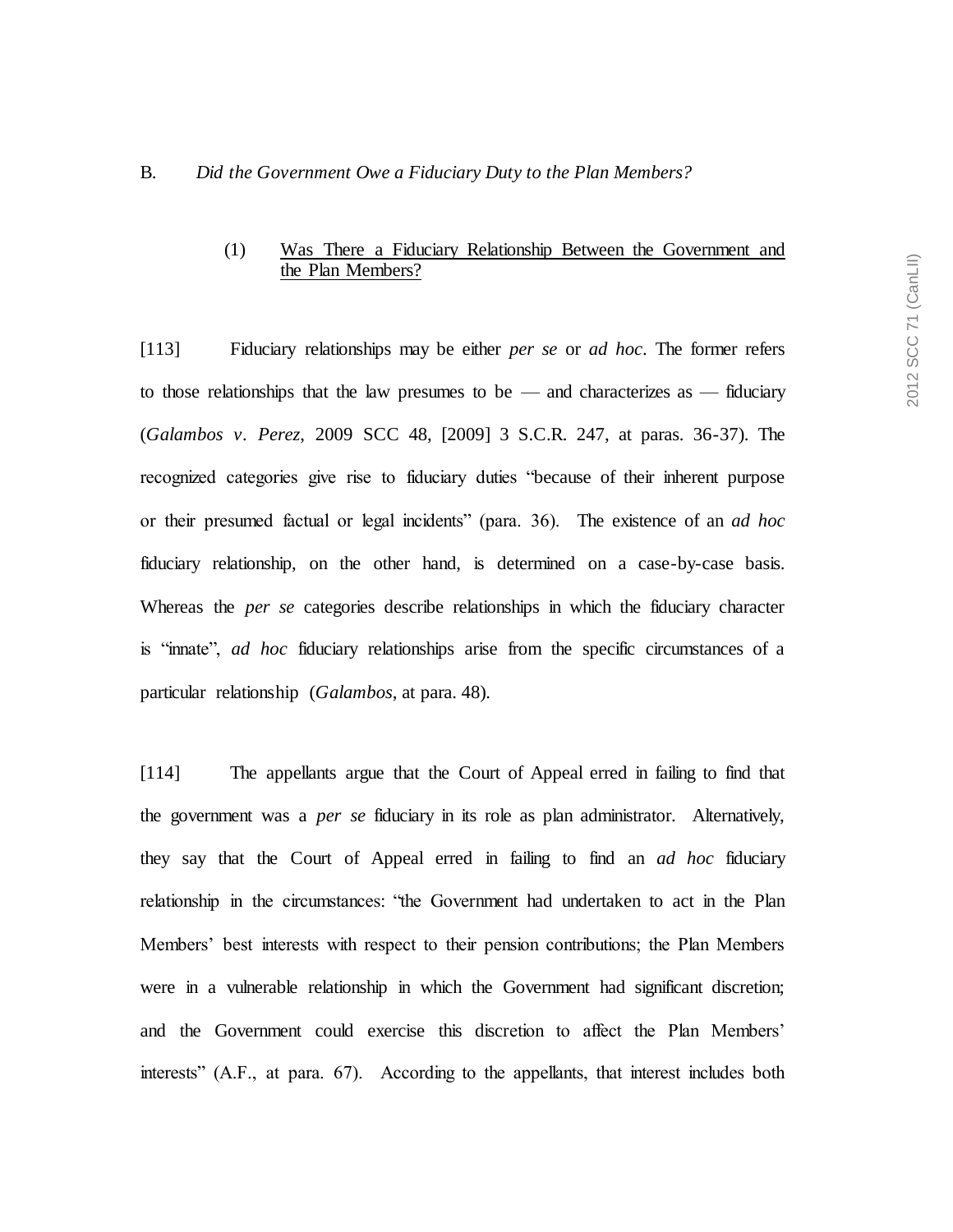## B. *Did the Government Owe a Fiduciary Duty to the Plan Members?*

### (1) Was There a Fiduciary Relationship Between the Government and the Plan Members?

[113] Fiduciary relationships may be either *per se* or *ad hoc*. The former refers to those relationships that the law presumes to be — and characterizes as — fiduciary (*Galambos v. Perez*, 2009 SCC 48, [2009] 3 S.C.R. 247, at paras. 36-37). The recognized categories give rise to fiduciary duties "because of their inherent purpose or their presumed factual or legal incidents" (para. 36). The existence of an *ad hoc* fiduciary relationship, on the other hand, is determined on a case-by-case basis. Whereas the *per se* categories describe relationships in which the fiduciary character is "innate", *ad hoc* fiduciary relationships arise from the specific circumstances of a particular relationship (*Galambos*, at para. 48).

[114] The appellants argue that the Court of Appeal erred in failing to find that the government was a *per se* fiduciary in its role as plan administrator. Alternatively, they say that the Court of Appeal erred in failing to find an *ad hoc* fiduciary relationship in the circumstances: "the Government had undertaken to act in the Plan Members' best interests with respect to their pension contributions; the Plan Members were in a vulnerable relationship in which the Government had significant discretion; and the Government could exercise this discretion to affect the Plan Members' interests" (A.F., at para. 67). According to the appellants, that interest includes both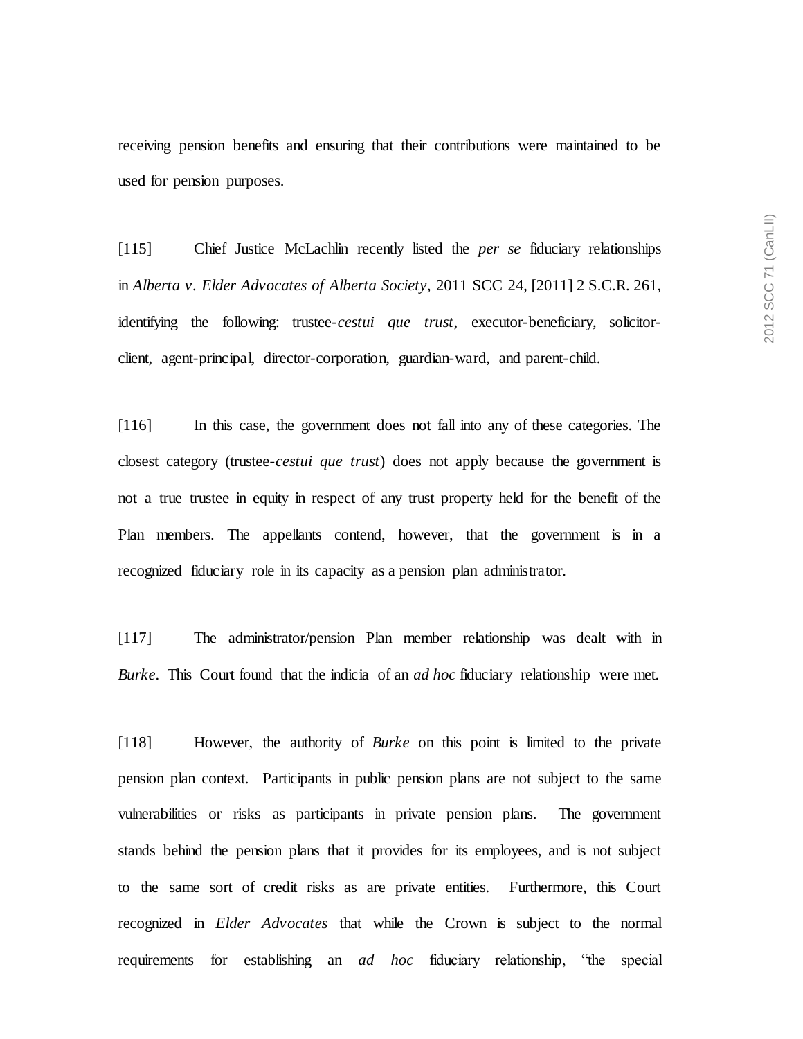receiving pension benefits and ensuring that their contributions were maintained to be used for pension purposes.

[115] Chief Justice McLachlin recently listed the *per se* fiduciary relationships in *Alberta v. Elder Advocates of Alberta Society*, 2011 SCC 24, [2011] 2 S.C.R. 261, identifying the following: trustee-*cestui que trust*, executor-beneficiary, solicitor-client, agent-principal, director-corporation, guardian-ward, and parent-child.

[116] In this case, the government does not fall into any of these categories. The closest category (trustee-*cestui que trust*) does not apply because the government is not a true trustee in equity in respect of any trust property held for the benefit of the Plan members. The appellants contend, however, that the government is in a recognized fiduciary role in its capacity as a pension plan administrator.

[117] The administrator/pension Plan member relationship was dealt with in *Burke*. This Court found that the indicia of an *ad hoc* fiduciary relationship were met.

[118] However, the authority of *Burke* on this point is limited to the private pension plan context. Participants in public pension plans are not subject to the same vulnerabilities or risks as participants in private pension plans. The government stands behind the pension plans that it provides for its employees, and is not subject to the same sort of credit risks as are private entities. Furthermore, this Court recognized in *Elder Advocates* that while the Crown is subject to the normal requirements for establishing an *ad hoc* fiduciary relationship, "the special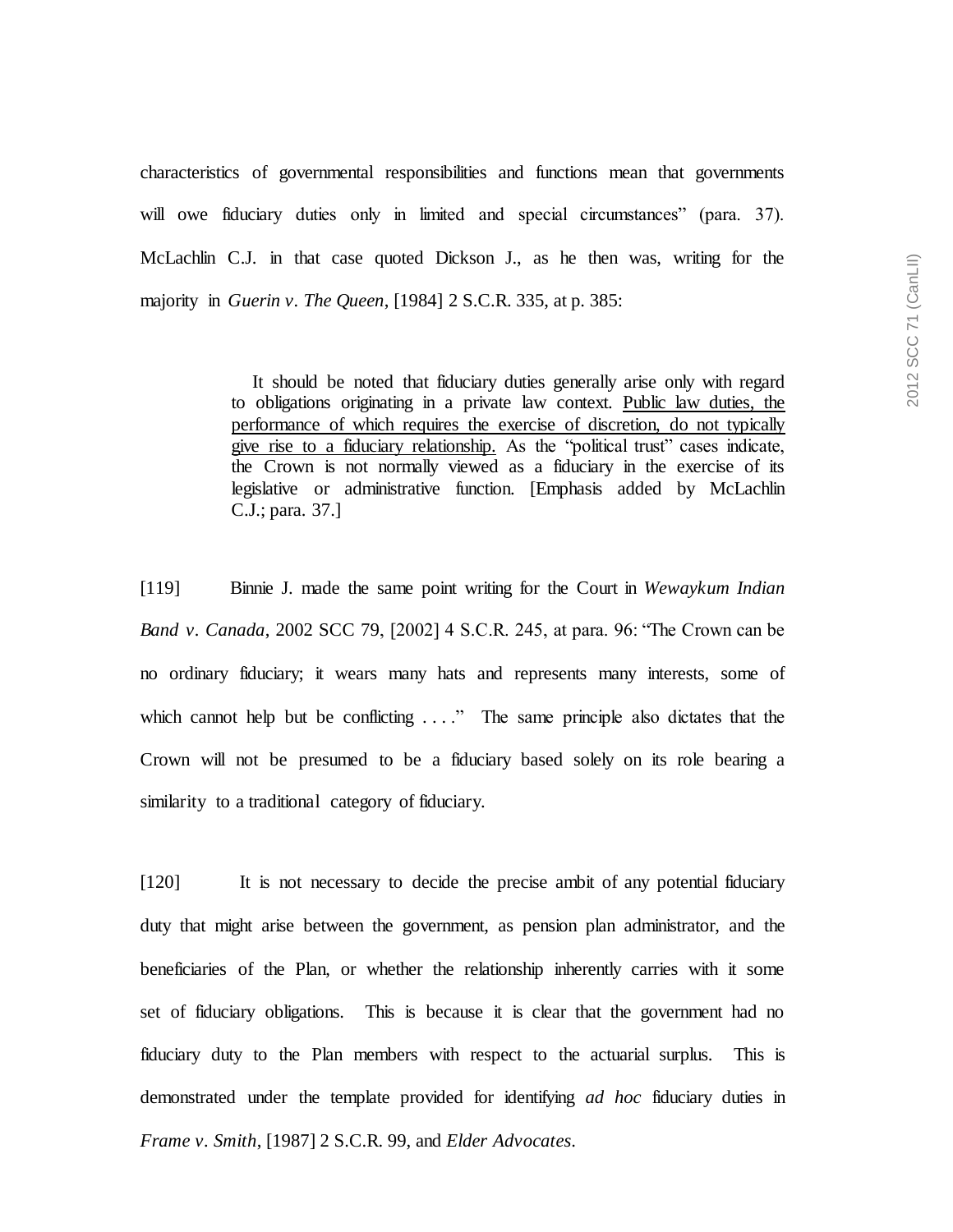characteristics of governmental responsibilities and functions mean that governments will owe fiduciary duties only in limited and special circumstances" (para. 37). McLachlin C.J. in that case quoted Dickson J., as he then was, writing for the majority in *Guerin v. The Queen*, [1984] 2 S.C.R. 335, at p. 385:

> It should be noted that fiduciary duties generally arise only with regard to obligations originating in a private law context. <u>Public law duties, the performance of which requires the exercise of discretion, do not typically give rise to a fiduciary relationship.</u> As the "political trust" cases indicate, the Crown is not normally viewed as a fiduciary in the exercise of its legislative or administrative function. [Emphasis added by McLachlin C.J.; para. 37.]

[119] Binnie J. made the same point writing for the Court in *Wewaykum Indian Band v. Canada*, 2002 SCC 79, [2002] 4 S.C.R. 245, at para. 96: "The Crown can be no ordinary fiduciary; it wears many hats and represents many interests, some of which cannot help but be conflicting . . . ." The same principle also dictates that the Crown will not be presumed to be a fiduciary based solely on its role bearing a similarity to a traditional category of fiduciary.

[120] It is not necessary to decide the precise ambit of any potential fiduciary duty that might arise between the government, as pension plan administrator, and the beneficiaries of the Plan, or whether the relationship inherently carries with it some set of fiduciary obligations. This is because it is clear that the government had no fiduciary duty to the Plan members with respect to the actuarial surplus. This is demonstrated under the template provided for identifying *ad hoc* fiduciary duties in *Frame v. Smith*, [1987] 2 S.C.R. 99, and *Elder Advocates*.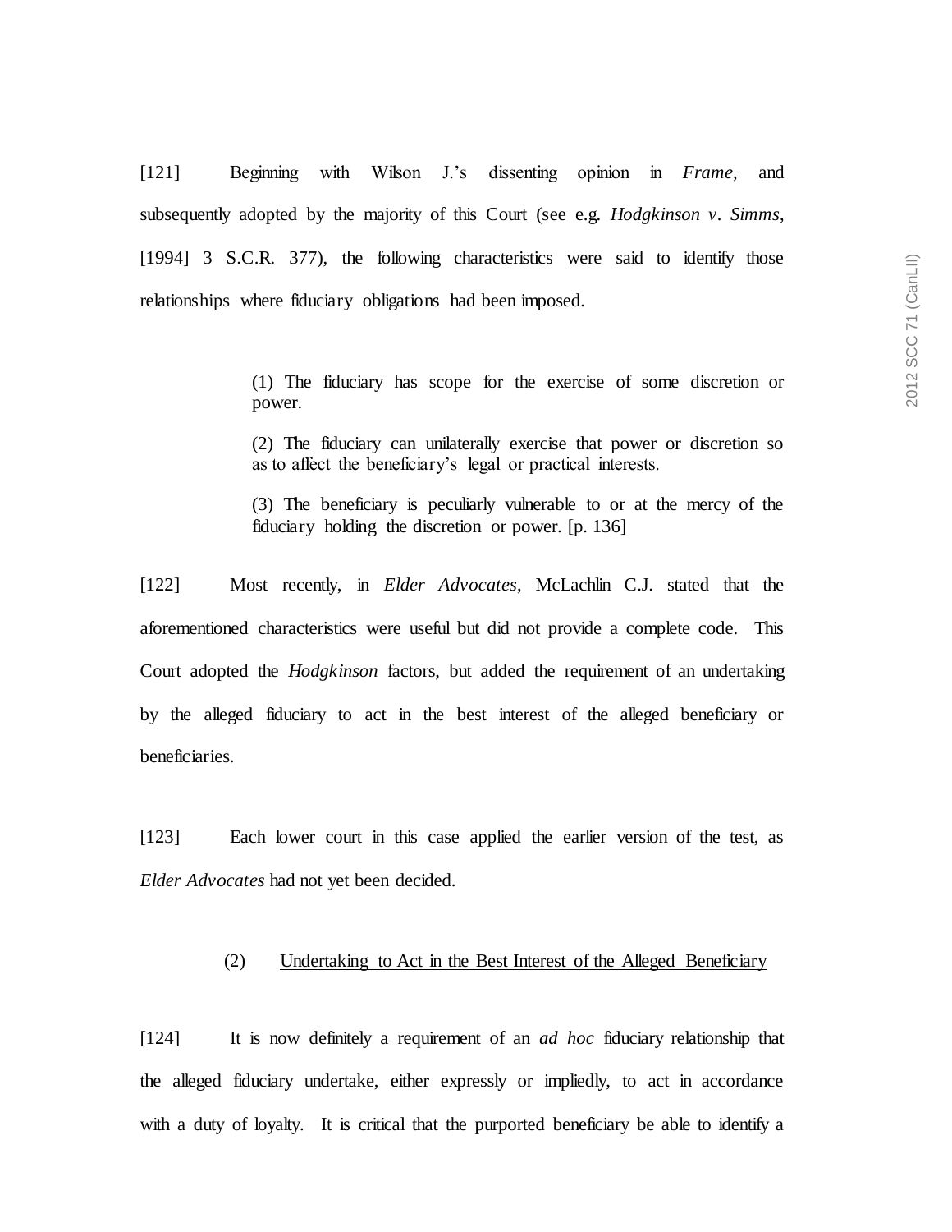[121] Beginning with Wilson J.'s dissenting opinion in *Frame*, and subsequently adopted by the majority of this Court (see e.g. *Hodgkinson v. Simms*, [1994] 3 S.C.R. 377), the following characteristics were said to identify those relationships where fiduciary obligations had been imposed.

> (1) The fiduciary has scope for the exercise of some discretion or power.
>
> (2) The fiduciary can unilaterally exercise that power or discretion so as to affect the beneficiary's legal or practical interests.
>
> (3) The beneficiary is peculiarly vulnerable to or at the mercy of the fiduciary holding the discretion or power. [p. 136]

[122] Most recently, in *Elder Advocates*, McLachlin C.J. stated that the aforementioned characteristics were useful but did not provide a complete code. This Court adopted the *Hodgkinson* factors, but added the requirement of an undertaking by the alleged fiduciary to act in the best interest of the alleged beneficiary or beneficiaries.

[123] Each lower court in this case applied the earlier version of the test, as *Elder Advocates* had not yet been decided.

### (2) Undertaking to Act in the Best Interest of the Alleged Beneficiary

[124] It is now definitely a requirement of an *ad hoc* fiduciary relationship that the alleged fiduciary undertake, either expressly or impliedly, to act in accordance with a duty of loyalty. It is critical that the purported beneficiary be able to identify a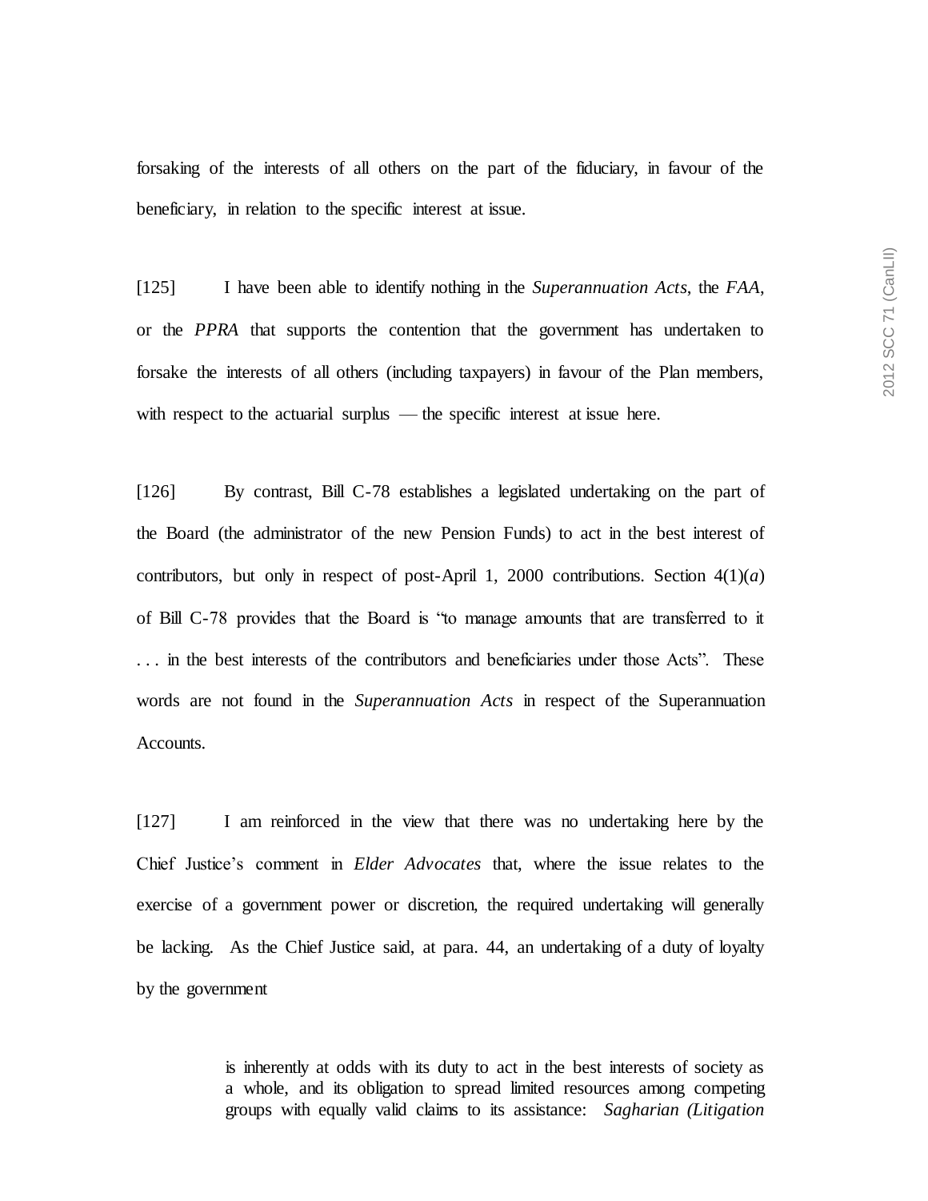forsaking of the interests of all others on the part of the fiduciary, in favour of the beneficiary, in relation to the specific interest at issue.

[125] I have been able to identify nothing in the *Superannuation Acts*, the *FAA*, or the *PPRA* that supports the contention that the government has undertaken to forsake the interests of all others (including taxpayers) in favour of the Plan members, with respect to the actuarial surplus — the specific interest at issue here.

[126] By contrast, Bill C-78 establishes a legislated undertaking on the part of the Board (the administrator of the new Pension Funds) to act in the best interest of contributors, but only in respect of post-April 1, 2000 contributions. Section 4(1)(*a*) of Bill C-78 provides that the Board is "to manage amounts that are transferred to it . . . in the best interests of the contributors and beneficiaries under those Acts". These words are not found in the *Superannuation Acts* in respect of the Superannuation Accounts.

[127] I am reinforced in the view that there was no undertaking here by the Chief Justice's comment in *Elder Advocates* that, where the issue relates to the exercise of a government power or discretion, the required undertaking will generally be lacking. As the Chief Justice said, at para. 44, an undertaking of a duty of loyalty by the government

> is inherently at odds with its duty to act in the best interests of society as a whole, and its obligation to spread limited resources among competing groups with equally valid claims to its assistance: *Sagharian (Litigation*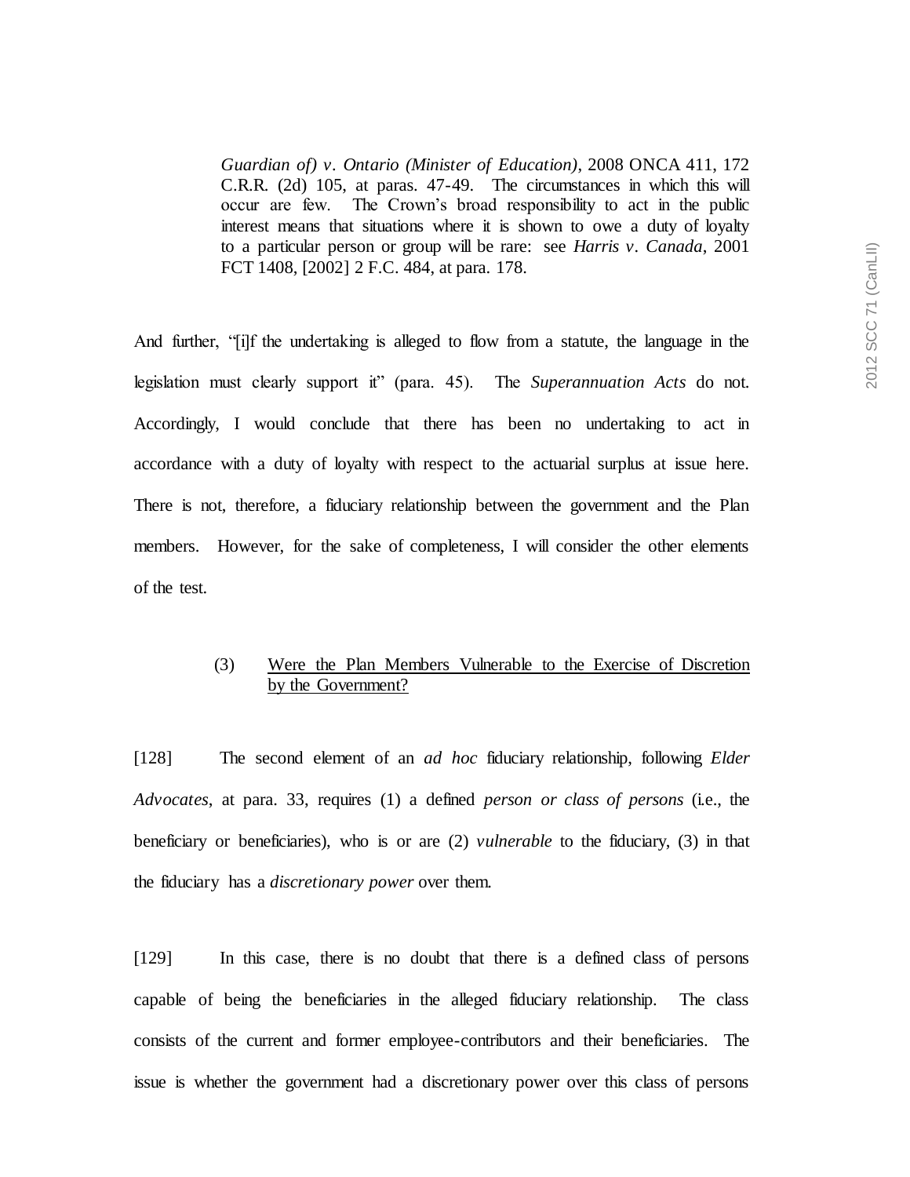> *Guardian of) v. Ontario (Minister of Education)*, 2008 ONCA 411, 172 C.R.R. (2d) 105, at paras. 47-49. The circumstances in which this will occur are few. The Crown's broad responsibility to act in the public interest means that situations where it is shown to owe a duty of loyalty to a particular person or group will be rare: see *Harris v. Canada*, 2001 FCT 1408, [2002] 2 F.C. 484, at para. 178.

And further, "[i]f the undertaking is alleged to flow from a statute, the language in the legislation must clearly support it" (para. 45). The *Superannuation Acts* do not. Accordingly, I would conclude that there has been no undertaking to act in accordance with a duty of loyalty with respect to the actuarial surplus at issue here. There is not, therefore, a fiduciary relationship between the government and the Plan members. However, for the sake of completeness, I will consider the other elements of the test.

### (3) Were the Plan Members Vulnerable to the Exercise of Discretion by the Government?

[128] The second element of an *ad hoc* fiduciary relationship, following *Elder Advocates*, at para. 33, requires (1) a defined *person or class of persons* (i.e., the beneficiary or beneficiaries), who is or are (2) *vulnerable* to the fiduciary, (3) in that the fiduciary has a *discretionary power* over them.

[129] In this case, there is no doubt that there is a defined class of persons capable of being the beneficiaries in the alleged fiduciary relationship. The class consists of the current and former employee-contributors and their beneficiaries. The issue is whether the government had a discretionary power over this class of persons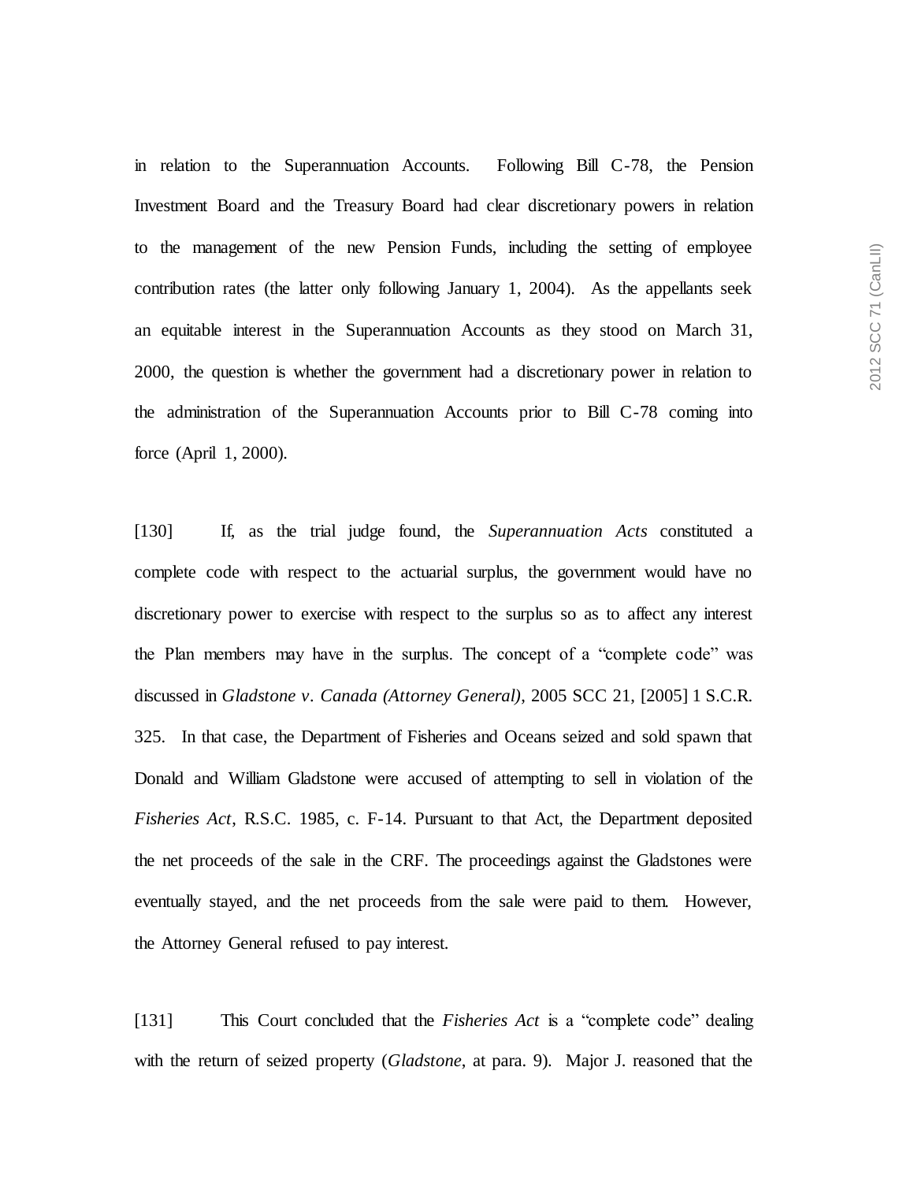in relation to the Superannuation Accounts. Following Bill C-78, the Pension Investment Board and the Treasury Board had clear discretionary powers in relation to the management of the new Pension Funds, including the setting of employee contribution rates (the latter only following January 1, 2004). As the appellants seek an equitable interest in the Superannuation Accounts as they stood on March 31, 2000, the question is whether the government had a discretionary power in relation to the administration of the Superannuation Accounts prior to Bill C-78 coming into force (April 1, 2000).

[130] If, as the trial judge found, the *Superannuation Acts* constituted a complete code with respect to the actuarial surplus, the government would have no discretionary power to exercise with respect to the surplus so as to affect any interest the Plan members may have in the surplus. The concept of a "complete code" was discussed in *Gladstone v. Canada (Attorney General)*, 2005 SCC 21, [2005] 1 S.C.R. 325. In that case, the Department of Fisheries and Oceans seized and sold spawn that Donald and William Gladstone were accused of attempting to sell in violation of the *Fisheries Act*, R.S.C. 1985, c. F-14. Pursuant to that Act, the Department deposited the net proceeds of the sale in the CRF. The proceedings against the Gladstones were eventually stayed, and the net proceeds from the sale were paid to them. However, the Attorney General refused to pay interest.

[131] This Court concluded that the *Fisheries Act* is a "complete code" dealing with the return of seized property (*Gladstone*, at para. 9). Major J. reasoned that the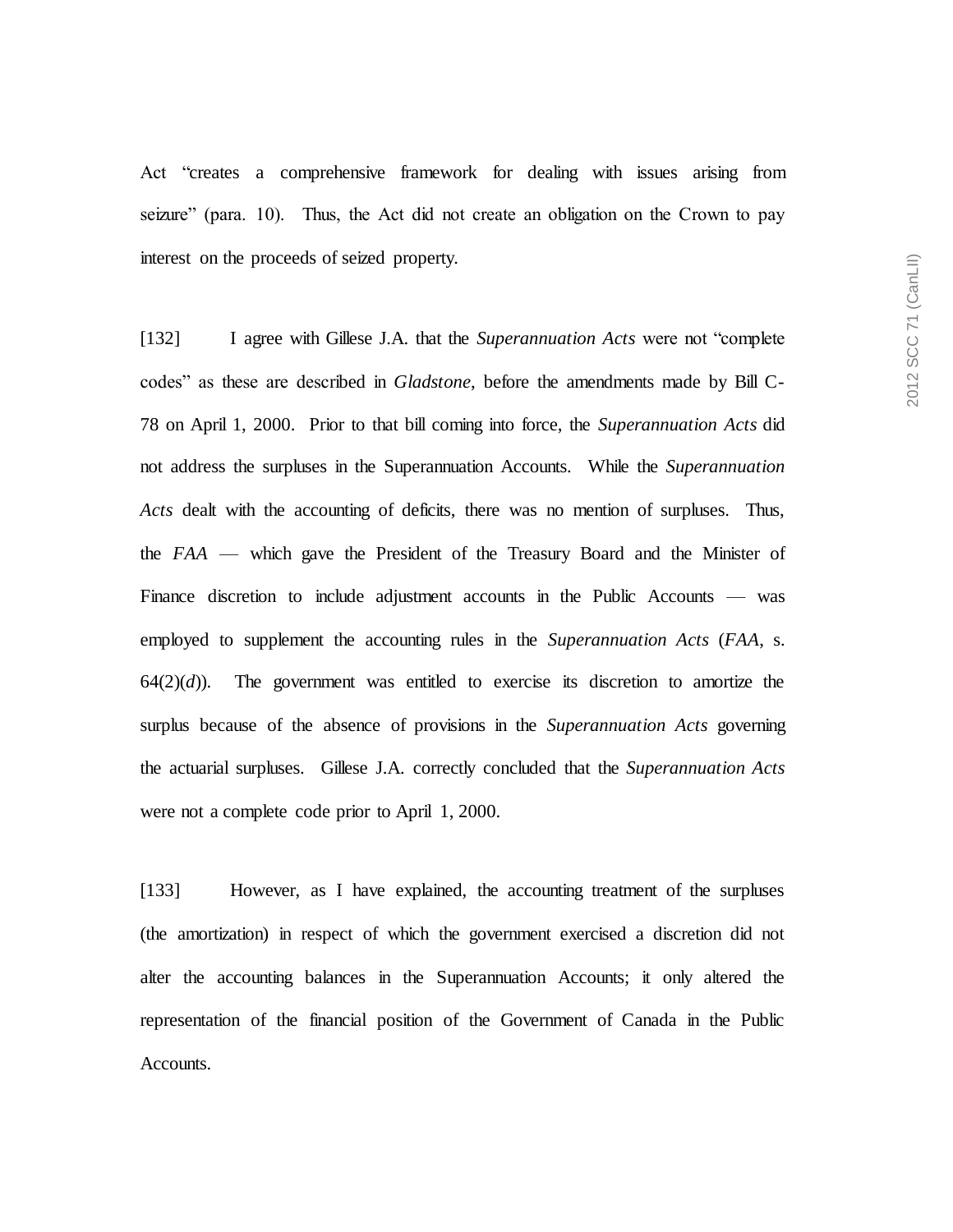Act "creates a comprehensive framework for dealing with issues arising from seizure" (para. 10). Thus, the Act did not create an obligation on the Crown to pay interest on the proceeds of seized property.

[132] I agree with Gillese J.A. that the *Superannuation Acts* were not "complete codes" as these are described in *Gladstone*, before the amendments made by Bill C-78 on April 1, 2000. Prior to that bill coming into force, the *Superannuation Acts* did not address the surpluses in the Superannuation Accounts. While the *Superannuation Acts* dealt with the accounting of deficits, there was no mention of surpluses. Thus, the *FAA* — which gave the President of the Treasury Board and the Minister of Finance discretion to include adjustment accounts in the Public Accounts — was employed to supplement the accounting rules in the *Superannuation Acts* (*FAA*, s. 64(2)(*d*)). The government was entitled to exercise its discretion to amortize the surplus because of the absence of provisions in the *Superannuation Acts* governing the actuarial surpluses. Gillese J.A. correctly concluded that the *Superannuation Acts* were not a complete code prior to April 1, 2000.

[133] However, as I have explained, the accounting treatment of the surpluses (the amortization) in respect of which the government exercised a discretion did not alter the accounting balances in the Superannuation Accounts; it only altered the representation of the financial position of the Government of Canada in the Public Accounts.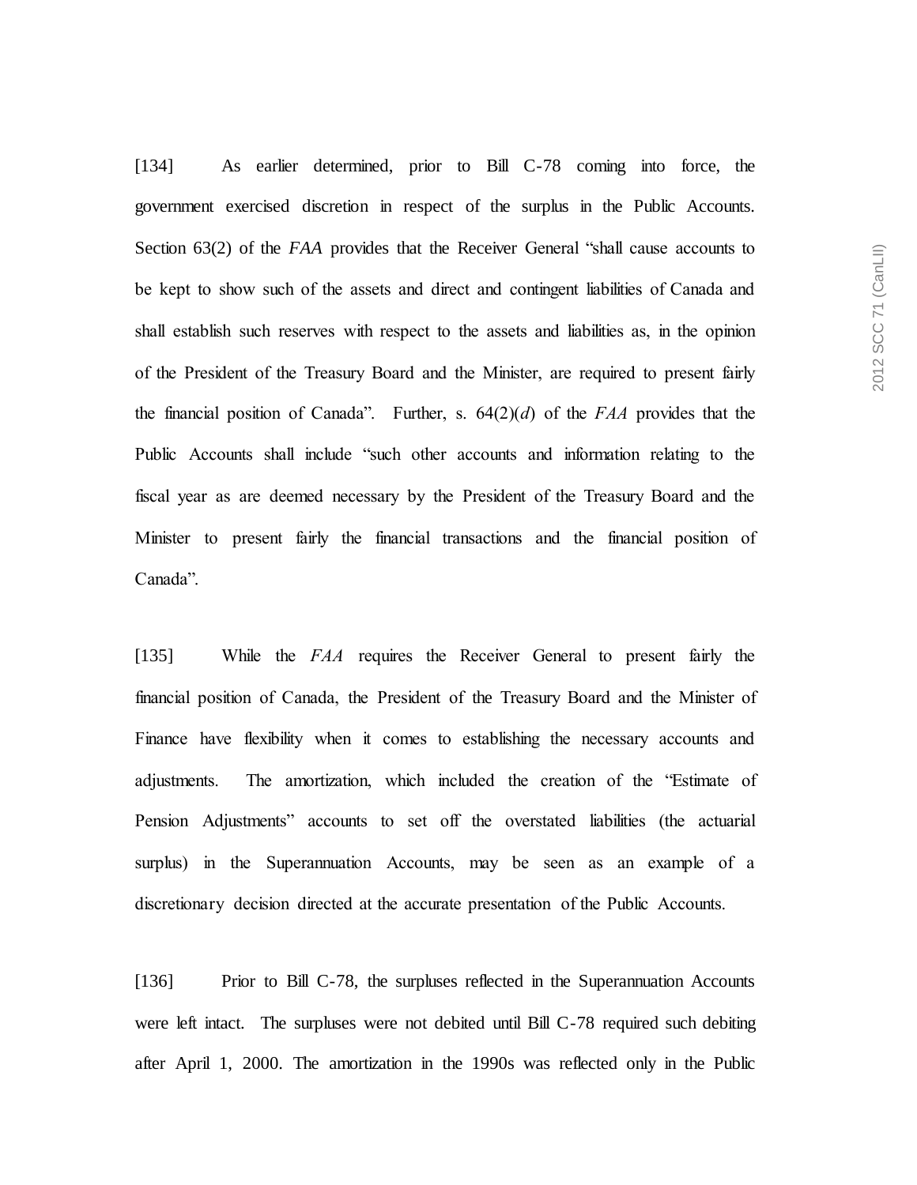[134] As earlier determined, prior to Bill C-78 coming into force, the government exercised discretion in respect of the surplus in the Public Accounts. Section 63(2) of the *FAA* provides that the Receiver General "shall cause accounts to be kept to show such of the assets and direct and contingent liabilities of Canada and shall establish such reserves with respect to the assets and liabilities as, in the opinion of the President of the Treasury Board and the Minister, are required to present fairly the financial position of Canada". Further, s. 64(2)(*d*) of the *FAA* provides that the Public Accounts shall include "such other accounts and information relating to the fiscal year as are deemed necessary by the President of the Treasury Board and the Minister to present fairly the financial transactions and the financial position of Canada".

[135] While the *FAA* requires the Receiver General to present fairly the financial position of Canada, the President of the Treasury Board and the Minister of Finance have flexibility when it comes to establishing the necessary accounts and adjustments. The amortization, which included the creation of the "Estimate of Pension Adjustments" accounts to set off the overstated liabilities (the actuarial surplus) in the Superannuation Accounts, may be seen as an example of a discretionary decision directed at the accurate presentation of the Public Accounts.

[136] Prior to Bill C-78, the surpluses reflected in the Superannuation Accounts were left intact. The surpluses were not debited until Bill C-78 required such debiting after April 1, 2000. The amortization in the 1990s was reflected only in the Public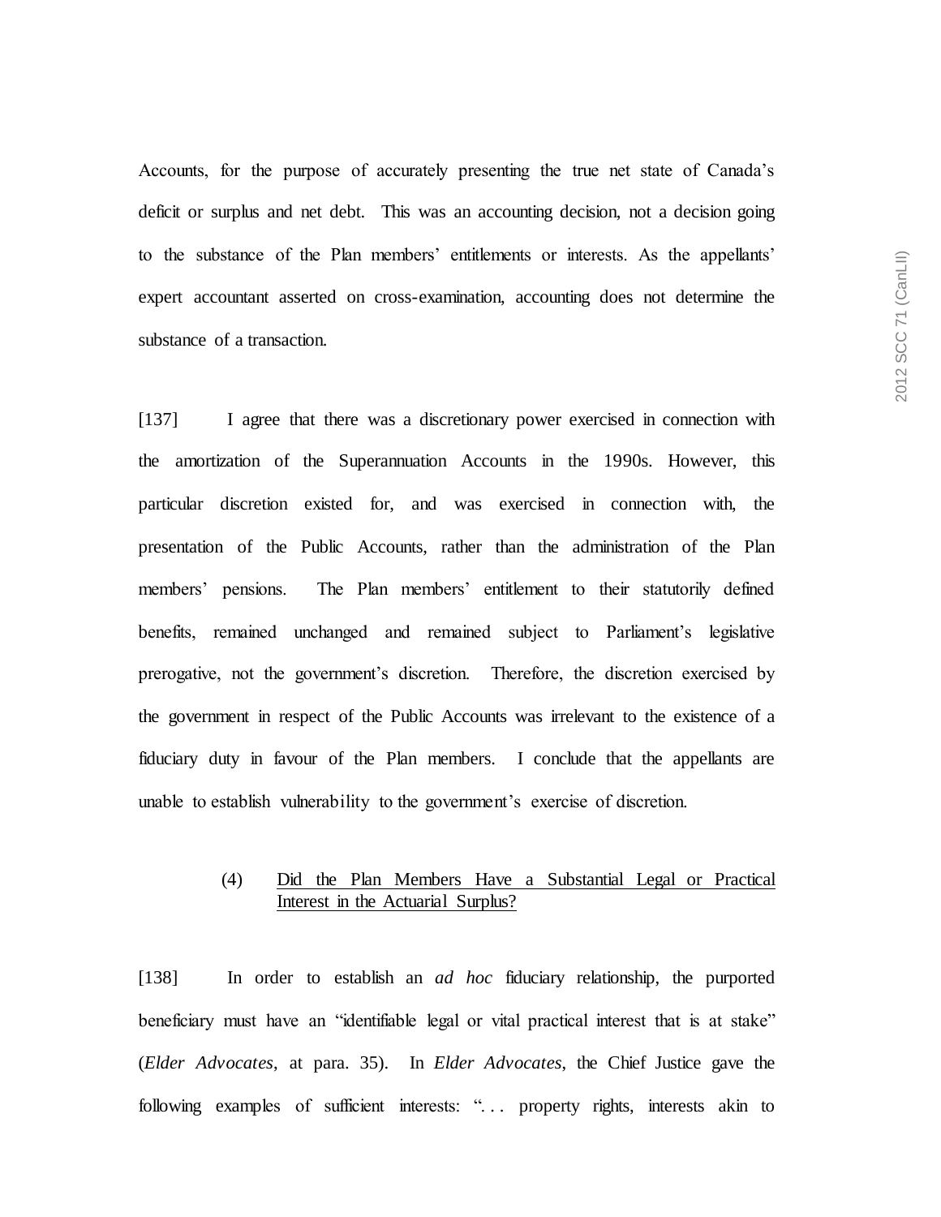Accounts, for the purpose of accurately presenting the true net state of Canada's deficit or surplus and net debt. This was an accounting decision, not a decision going to the substance of the Plan members' entitlements or interests. As the appellants' expert accountant asserted on cross-examination, accounting does not determine the substance of a transaction.

[137] I agree that there was a discretionary power exercised in connection with the amortization of the Superannuation Accounts in the 1990s. However, this particular discretion existed for, and was exercised in connection with, the presentation of the Public Accounts, rather than the administration of the Plan members' pensions. The Plan members' entitlement to their statutorily defined benefits, remained unchanged and remained subject to Parliament's legislative prerogative, not the government's discretion. Therefore, the discretion exercised by the government in respect of the Public Accounts was irrelevant to the existence of a fiduciary duty in favour of the Plan members. I conclude that the appellants are unable to establish vulnerability to the government's exercise of discretion.

#### (4) Did the Plan Members Have a Substantial Legal or Practical Interest in the Actuarial Surplus?

[138] In order to establish an *ad hoc* fiduciary relationship, the purported beneficiary must have an "identifiable legal or vital practical interest that is at stake" (*Elder Advocates*, at para. 35). In *Elder Advocates*, the Chief Justice gave the following examples of sufficient interests: ". . . property rights, interests akin to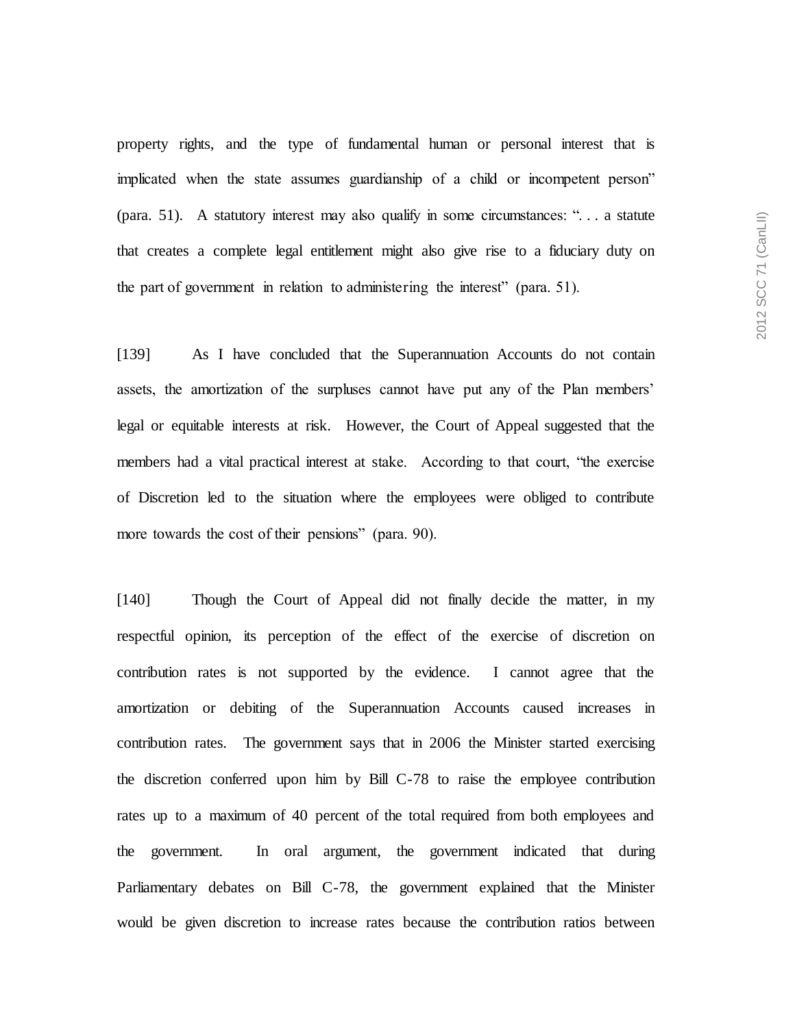property rights, and the type of fundamental human or personal interest that is implicated when the state assumes guardianship of a child or incompetent person" (para. 51). A statutory interest may also qualify in some circumstances: ". . . a statute that creates a complete legal entitlement might also give rise to a fiduciary duty on the part of government in relation to administering the interest" (para. 51).

[139] As I have concluded that the Superannuation Accounts do not contain assets, the amortization of the surpluses cannot have put any of the Plan members' legal or equitable interests at risk. However, the Court of Appeal suggested that the members had a vital practical interest at stake. According to that court, "the exercise of Discretion led to the situation where the employees were obliged to contribute more towards the cost of their pensions" (para. 90).

[140] Though the Court of Appeal did not finally decide the matter, in my respectful opinion, its perception of the effect of the exercise of discretion on contribution rates is not supported by the evidence. I cannot agree that the amortization or debiting of the Superannuation Accounts caused increases in contribution rates. The government says that in 2006 the Minister started exercising the discretion conferred upon him by Bill C-78 to raise the employee contribution rates up to a maximum of 40 percent of the total required from both employees and the government. In oral argument, the government indicated that during Parliamentary debates on Bill C-78, the government explained that the Minister would be given discretion to increase rates because the contribution ratios between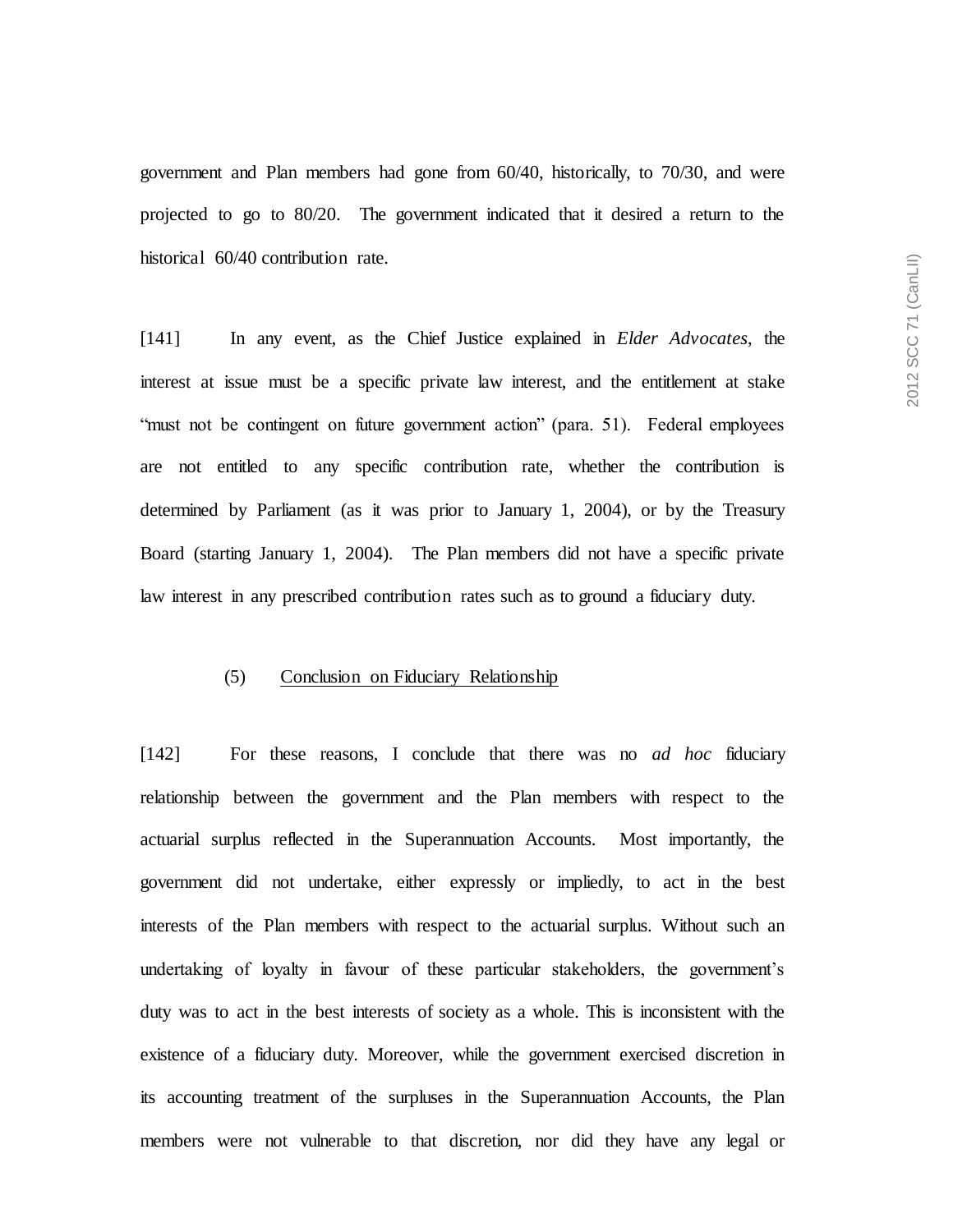government and Plan members had gone from 60/40, historically, to 70/30, and were projected to go to 80/20. The government indicated that it desired a return to the historical 60/40 contribution rate.

[141] In any event, as the Chief Justice explained in *Elder Advocates*, the interest at issue must be a specific private law interest, and the entitlement at stake "must not be contingent on future government action" (para. 51). Federal employees are not entitled to any specific contribution rate, whether the contribution is determined by Parliament (as it was prior to January 1, 2004), or by the Treasury Board (starting January 1, 2004). The Plan members did not have a specific private law interest in any prescribed contribution rates such as to ground a fiduciary duty.

(5) Conclusion on Fiduciary Relationship

[142] For these reasons, I conclude that there was no *ad hoc* fiduciary relationship between the government and the Plan members with respect to the actuarial surplus reflected in the Superannuation Accounts. Most importantly, the government did not undertake, either expressly or impliedly, to act in the best interests of the Plan members with respect to the actuarial surplus. Without such an undertaking of loyalty in favour of these particular stakeholders, the government's duty was to act in the best interests of society as a whole. This is inconsistent with the existence of a fiduciary duty. Moreover, while the government exercised discretion in its accounting treatment of the surpluses in the Superannuation Accounts, the Plan members were not vulnerable to that discretion, nor did they have any legal or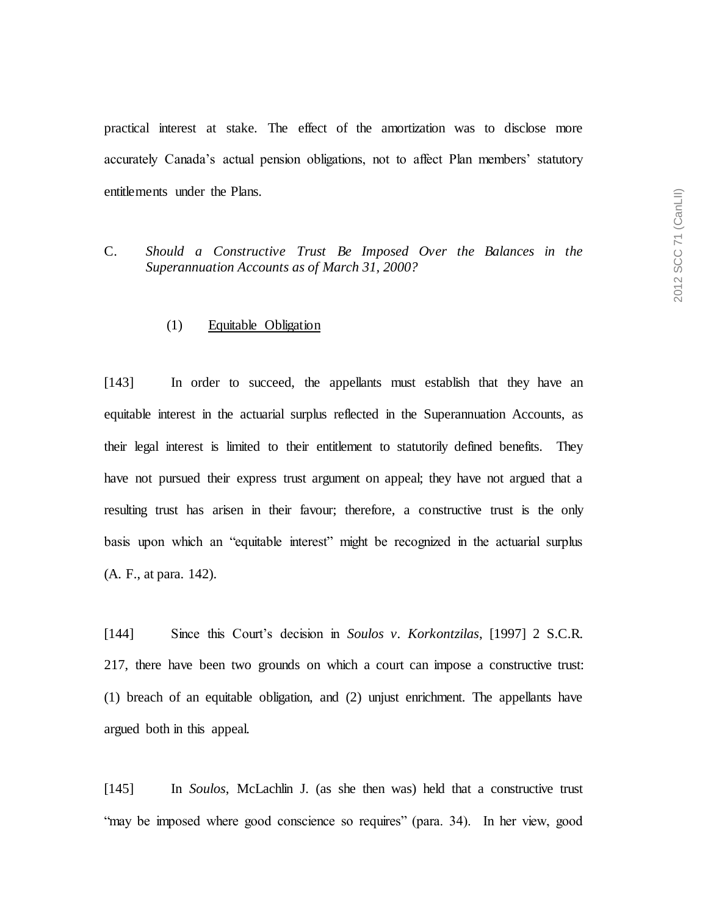practical interest at stake. The effect of the amortization was to disclose more accurately Canada's actual pension obligations, not to affect Plan members' statutory entitlements under the Plans.

### C. *Should a Constructive Trust Be Imposed Over the Balances in the Superannuation Accounts as of March 31, 2000?*

#### (1) Equitable Obligation

[143] In order to succeed, the appellants must establish that they have an equitable interest in the actuarial surplus reflected in the Superannuation Accounts, as their legal interest is limited to their entitlement to statutorily defined benefits. They have not pursued their express trust argument on appeal; they have not argued that a resulting trust has arisen in their favour; therefore, a constructive trust is the only basis upon which an "equitable interest" might be recognized in the actuarial surplus (A. F., at para. 142).

[144] Since this Court's decision in *Soulos v. Korkontzilas*, [1997] 2 S.C.R. 217, there have been two grounds on which a court can impose a constructive trust: (1) breach of an equitable obligation, and (2) unjust enrichment. The appellants have argued both in this appeal.

[145] In *Soulos*, McLachlin J. (as she then was) held that a constructive trust "may be imposed where good conscience so requires" (para. 34). In her view, good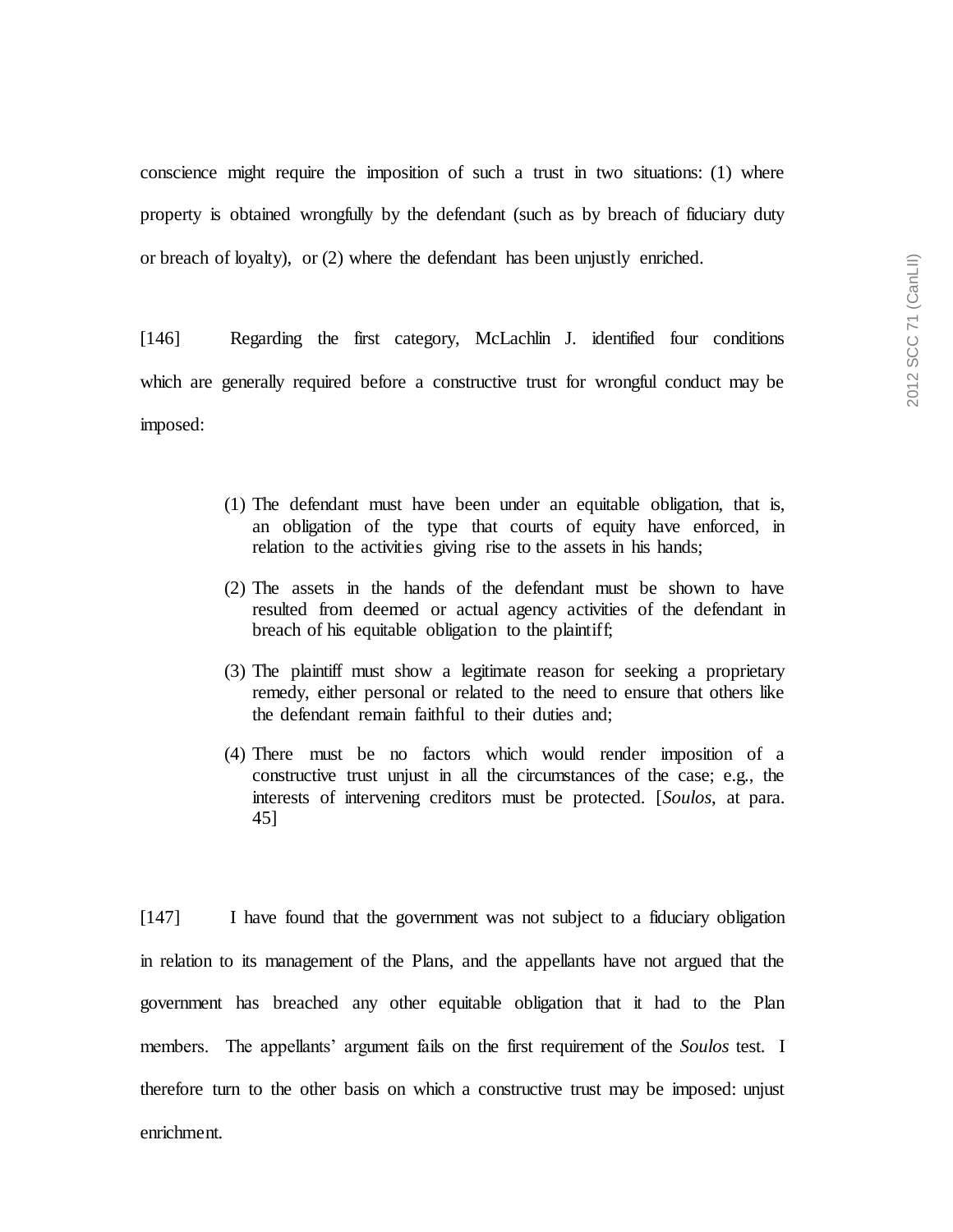conscience might require the imposition of such a trust in two situations: (1) where property is obtained wrongfully by the defendant (such as by breach of fiduciary duty or breach of loyalty), or (2) where the defendant has been unjustly enriched.

[146] Regarding the first category, McLachlin J. identified four conditions which are generally required before a constructive trust for wrongful conduct may be imposed:

> (1) The defendant must have been under an equitable obligation, that is, an obligation of the type that courts of equity have enforced, in relation to the activities giving rise to the assets in his hands;
>
> (2) The assets in the hands of the defendant must be shown to have resulted from deemed or actual agency activities of the defendant in breach of his equitable obligation to the plaintiff;
>
> (3) The plaintiff must show a legitimate reason for seeking a proprietary remedy, either personal or related to the need to ensure that others like the defendant remain faithful to their duties and;
>
> (4) There must be no factors which would render imposition of a constructive trust unjust in all the circumstances of the case; e.g., the interests of intervening creditors must be protected. [*Soulos*, at para. 45]

[147] I have found that the government was not subject to a fiduciary obligation in relation to its management of the Plans, and the appellants have not argued that the government has breached any other equitable obligation that it had to the Plan members. The appellants' argument fails on the first requirement of the *Soulos* test. I therefore turn to the other basis on which a constructive trust may be imposed: unjust enrichment.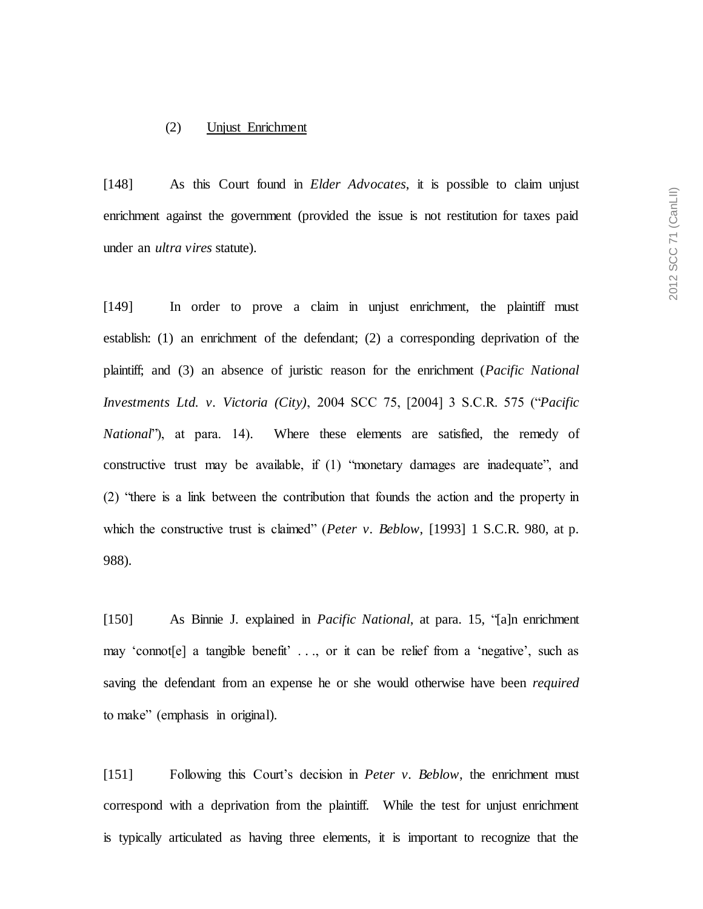(2) Unjust Enrichment

[148] As this Court found in *Elder Advocates*, it is possible to claim unjust enrichment against the government (provided the issue is not restitution for taxes paid under an *ultra vires* statute).

[149] In order to prove a claim in unjust enrichment, the plaintiff must establish: (1) an enrichment of the defendant; (2) a corresponding deprivation of the plaintiff; and (3) an absence of juristic reason for the enrichment (*Pacific National Investments Ltd. v. Victoria (City)*, 2004 SCC 75, [2004] 3 S.C.R. 575 ("*Pacific National*"), at para. 14). Where these elements are satisfied, the remedy of constructive trust may be available, if (1) "monetary damages are inadequate", and (2) "there is a link between the contribution that founds the action and the property in which the constructive trust is claimed" (*Peter v. Beblow*, [1993] 1 S.C.R. 980, at p. 988).

[150] As Binnie J. explained in *Pacific National*, at para. 15, "[a]n enrichment may 'connot[e] a tangible benefit' . . ., or it can be relief from a 'negative', such as saving the defendant from an expense he or she would otherwise have been *required* to make" (emphasis in original).

[151] Following this Court's decision in *Peter v. Beblow*, the enrichment must correspond with a deprivation from the plaintiff. While the test for unjust enrichment is typically articulated as having three elements, it is important to recognize that the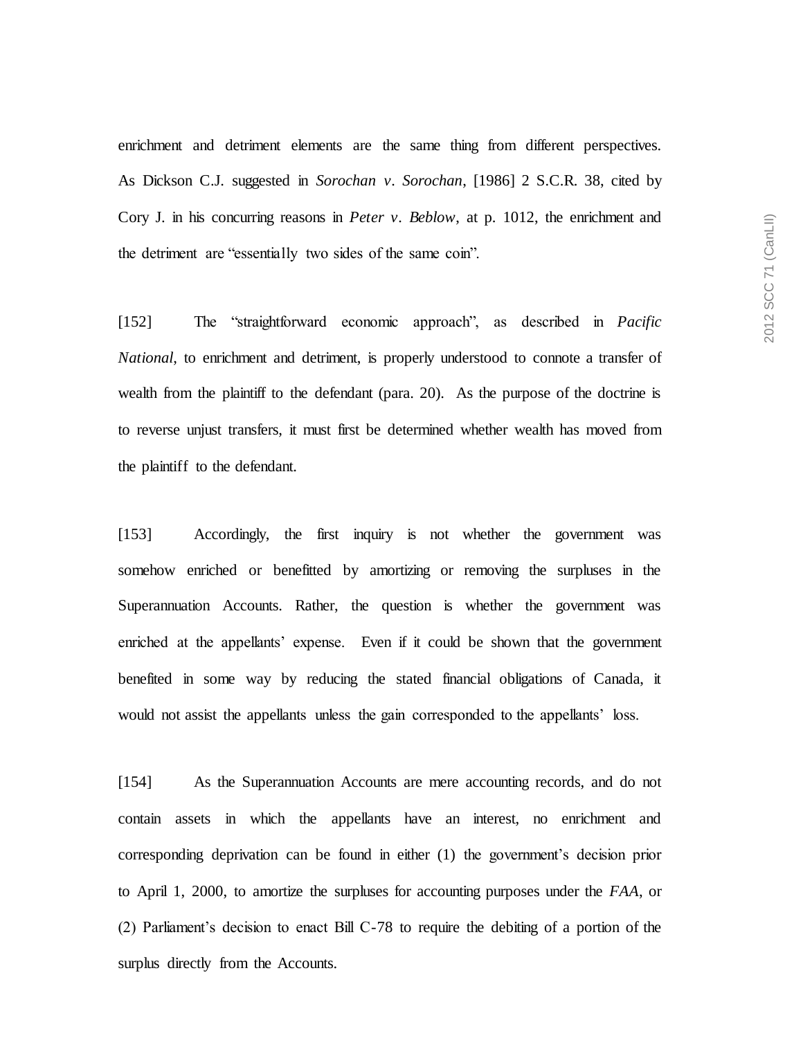enrichment and detriment elements are the same thing from different perspectives. As Dickson C.J. suggested in *Sorochan v. Sorochan*, [1986] 2 S.C.R. 38, cited by Cory J. in his concurring reasons in *Peter v. Beblow*, at p. 1012, the enrichment and the detriment are "essentially two sides of the same coin".

[152] The "straightforward economic approach", as described in *Pacific National*, to enrichment and detriment, is properly understood to connote a transfer of wealth from the plaintiff to the defendant (para. 20). As the purpose of the doctrine is to reverse unjust transfers, it must first be determined whether wealth has moved from the plaintiff to the defendant.

[153] Accordingly, the first inquiry is not whether the government was somehow enriched or benefitted by amortizing or removing the surpluses in the Superannuation Accounts. Rather, the question is whether the government was enriched at the appellants' expense. Even if it could be shown that the government benefited in some way by reducing the stated financial obligations of Canada, it would not assist the appellants unless the gain corresponded to the appellants' loss.

[154] As the Superannuation Accounts are mere accounting records, and do not contain assets in which the appellants have an interest, no enrichment and corresponding deprivation can be found in either (1) the government's decision prior to April 1, 2000, to amortize the surpluses for accounting purposes under the *FAA*, or (2) Parliament's decision to enact Bill C-78 to require the debiting of a portion of the surplus directly from the Accounts.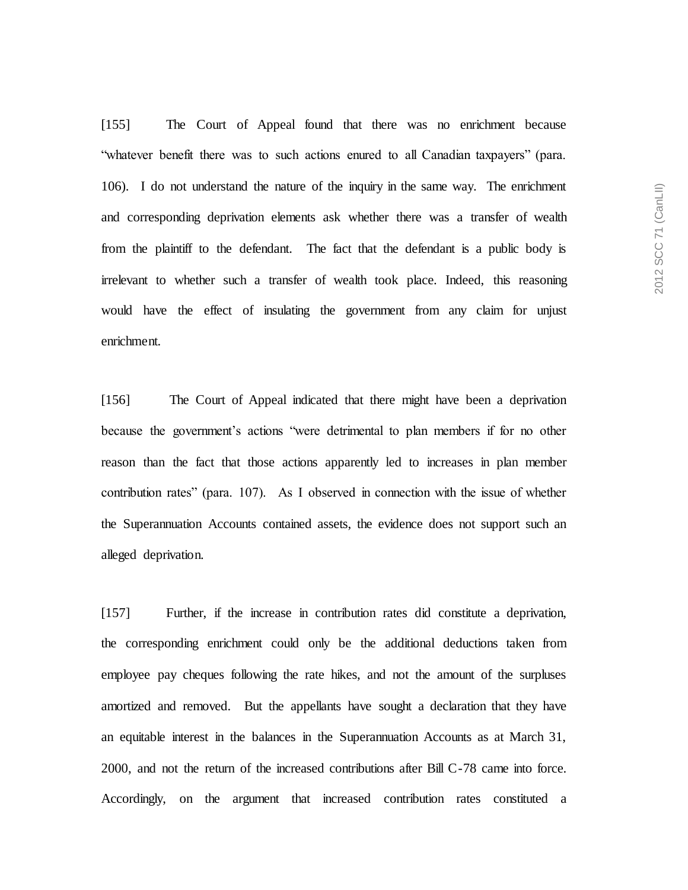[155] The Court of Appeal found that there was no enrichment because "whatever benefit there was to such actions enured to all Canadian taxpayers" (para. 106). I do not understand the nature of the inquiry in the same way. The enrichment and corresponding deprivation elements ask whether there was a transfer of wealth from the plaintiff to the defendant. The fact that the defendant is a public body is irrelevant to whether such a transfer of wealth took place. Indeed, this reasoning would have the effect of insulating the government from any claim for unjust enrichment.

[156] The Court of Appeal indicated that there might have been a deprivation because the government's actions "were detrimental to plan members if for no other reason than the fact that those actions apparently led to increases in plan member contribution rates" (para. 107). As I observed in connection with the issue of whether the Superannuation Accounts contained assets, the evidence does not support such an alleged deprivation.

[157] Further, if the increase in contribution rates did constitute a deprivation, the corresponding enrichment could only be the additional deductions taken from employee pay cheques following the rate hikes, and not the amount of the surpluses amortized and removed. But the appellants have sought a declaration that they have an equitable interest in the balances in the Superannuation Accounts as at March 31, 2000, and not the return of the increased contributions after Bill C-78 came into force. Accordingly, on the argument that increased contribution rates constituted a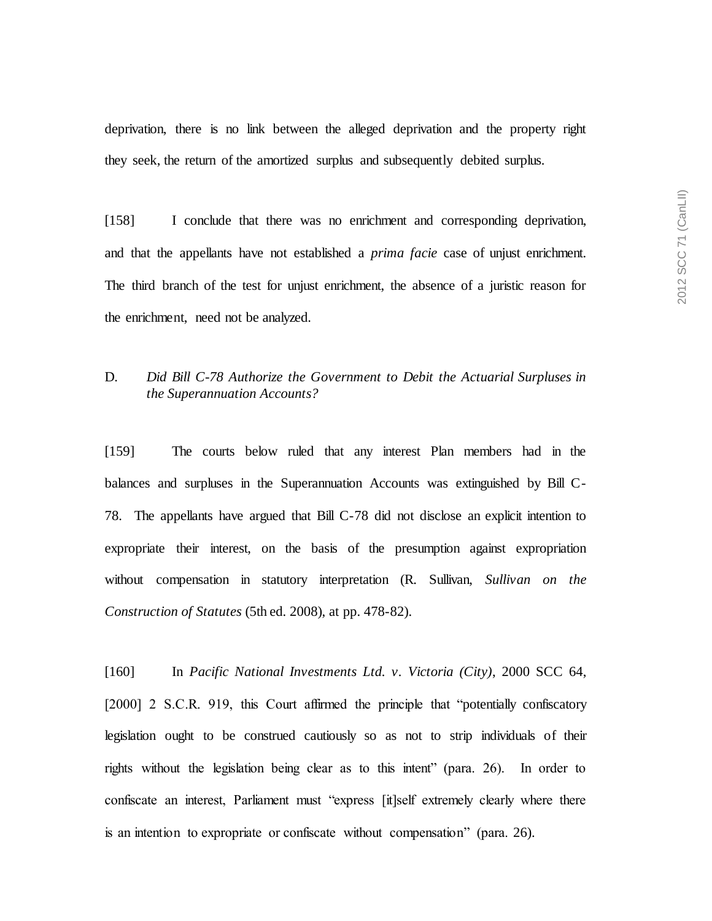deprivation, there is no link between the alleged deprivation and the property right they seek, the return of the amortized surplus and subsequently debited surplus.

[158] I conclude that there was no enrichment and corresponding deprivation, and that the appellants have not established a *prima facie* case of unjust enrichment. The third branch of the test for unjust enrichment, the absence of a juristic reason for the enrichment, need not be analyzed.

### D. *Did Bill C-78 Authorize the Government to Debit the Actuarial Surpluses in the Superannuation Accounts?*

[159] The courts below ruled that any interest Plan members had in the balances and surpluses in the Superannuation Accounts was extinguished by Bill C-78. The appellants have argued that Bill C-78 did not disclose an explicit intention to expropriate their interest, on the basis of the presumption against expropriation without compensation in statutory interpretation (R. Sullivan, *Sullivan on the Construction of Statutes* (5th ed. 2008), at pp. 478-82).

[160] In *Pacific National Investments Ltd. v. Victoria (City)*, 2000 SCC 64, [2000] 2 S.C.R. 919, this Court affirmed the principle that "potentially confiscatory legislation ought to be construed cautiously so as not to strip individuals of their rights without the legislation being clear as to this intent" (para. 26). In order to confiscate an interest, Parliament must "express [it]self extremely clearly where there is an intention to expropriate or confiscate without compensation" (para. 26).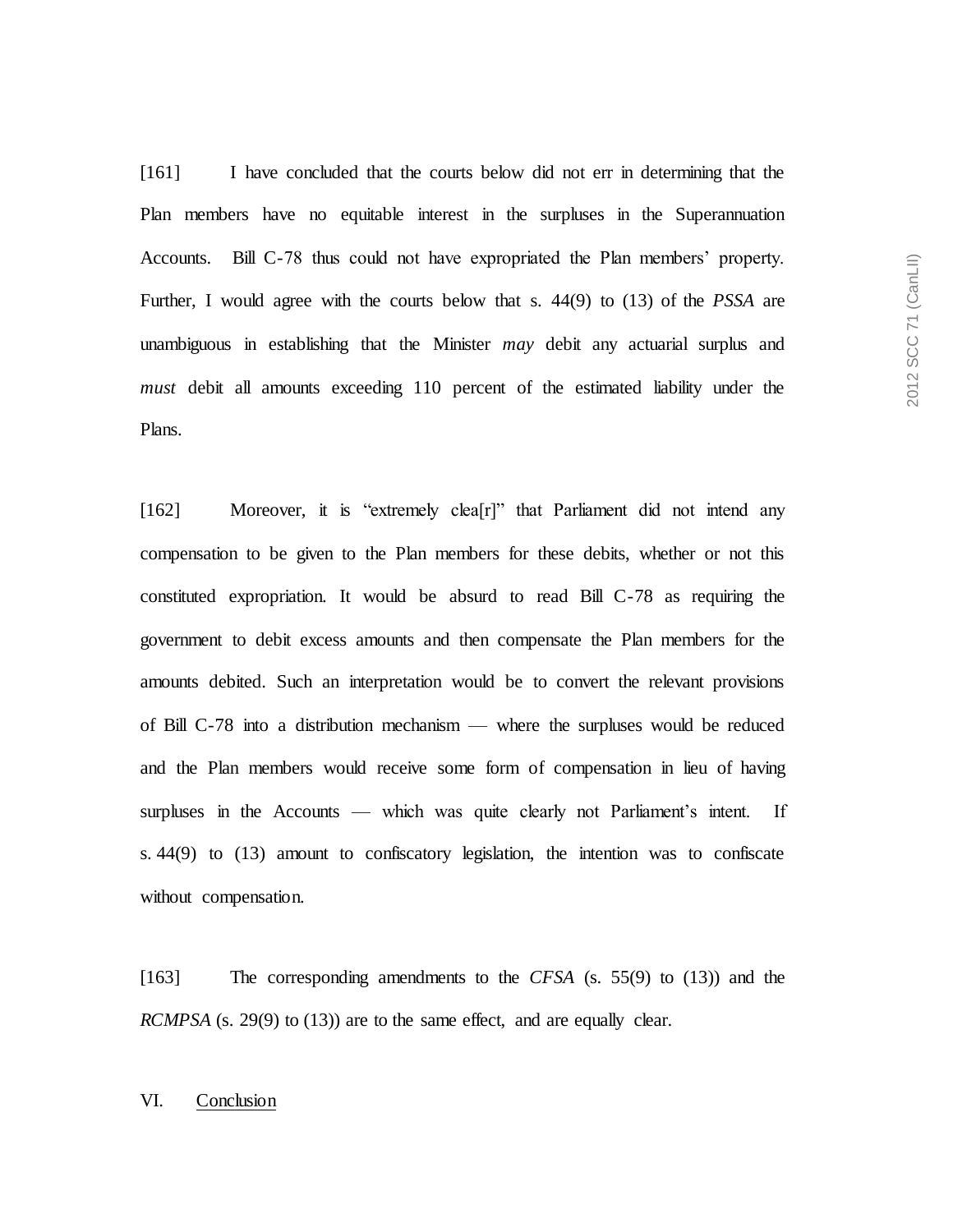[161] I have concluded that the courts below did not err in determining that the Plan members have no equitable interest in the surpluses in the Superannuation Accounts. Bill C-78 thus could not have expropriated the Plan members' property. Further, I would agree with the courts below that s. 44(9) to (13) of the *PSSA* are unambiguous in establishing that the Minister *may* debit any actuarial surplus and *must* debit all amounts exceeding 110 percent of the estimated liability under the Plans.

[162] Moreover, it is "extremely clea[r]" that Parliament did not intend any compensation to be given to the Plan members for these debits, whether or not this constituted expropriation. It would be absurd to read Bill C-78 as requiring the government to debit excess amounts and then compensate the Plan members for the amounts debited. Such an interpretation would be to convert the relevant provisions of Bill C-78 into a distribution mechanism — where the surpluses would be reduced and the Plan members would receive some form of compensation in lieu of having surpluses in the Accounts — which was quite clearly not Parliament's intent. If s. 44(9) to (13) amount to confiscatory legislation, the intention was to confiscate without compensation.

[163] The corresponding amendments to the *CFSA* (s. 55(9) to (13)) and the *RCMPSA* (s. 29(9) to (13)) are to the same effect, and are equally clear.

## VI. Conclusion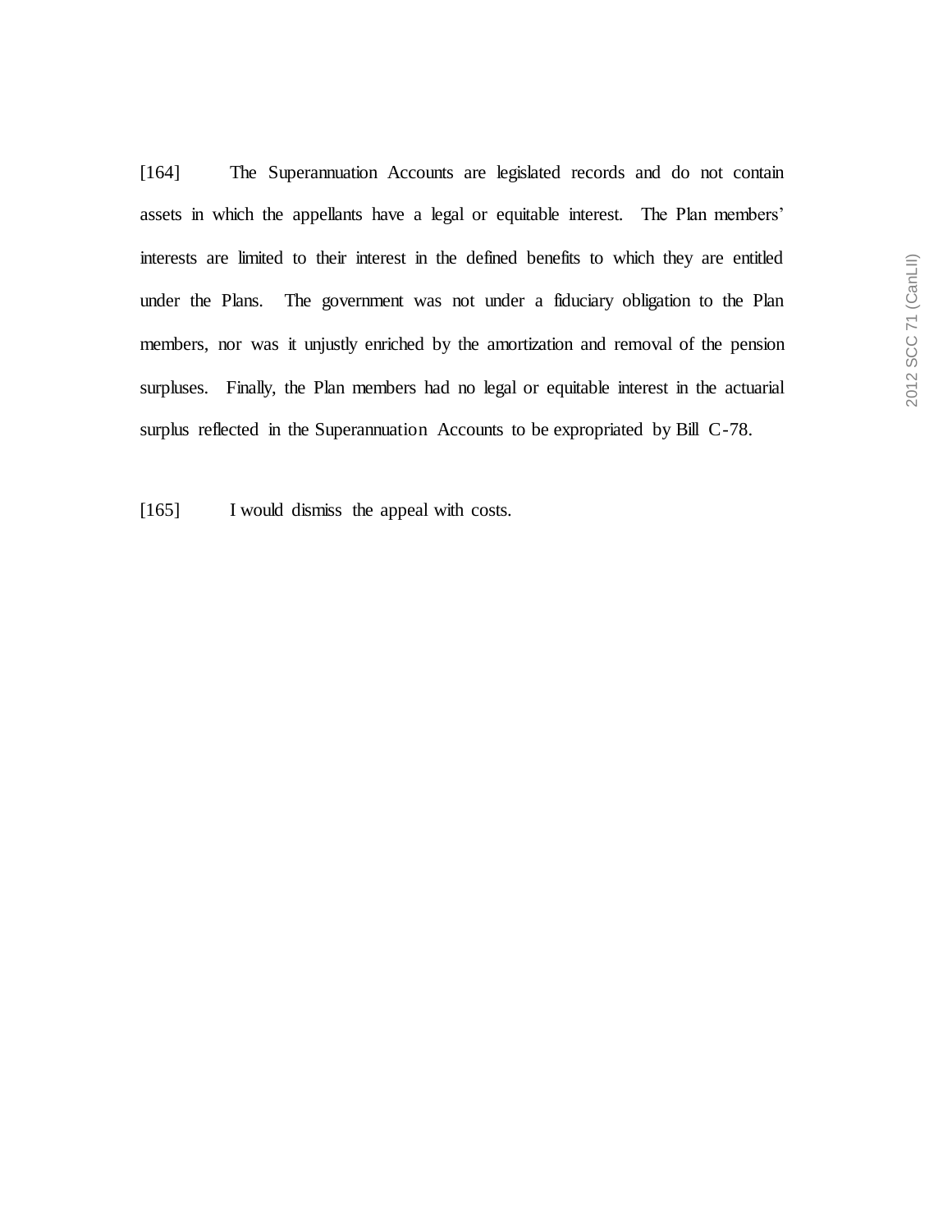[164] The Superannuation Accounts are legislated records and do not contain assets in which the appellants have a legal or equitable interest. The Plan members' interests are limited to their interest in the defined benefits to which they are entitled under the Plans. The government was not under a fiduciary obligation to the Plan members, nor was it unjustly enriched by the amortization and removal of the pension surpluses. Finally, the Plan members had no legal or equitable interest in the actuarial surplus reflected in the Superannuation Accounts to be expropriated by Bill C-78.

[165] I would dismiss the appeal with costs.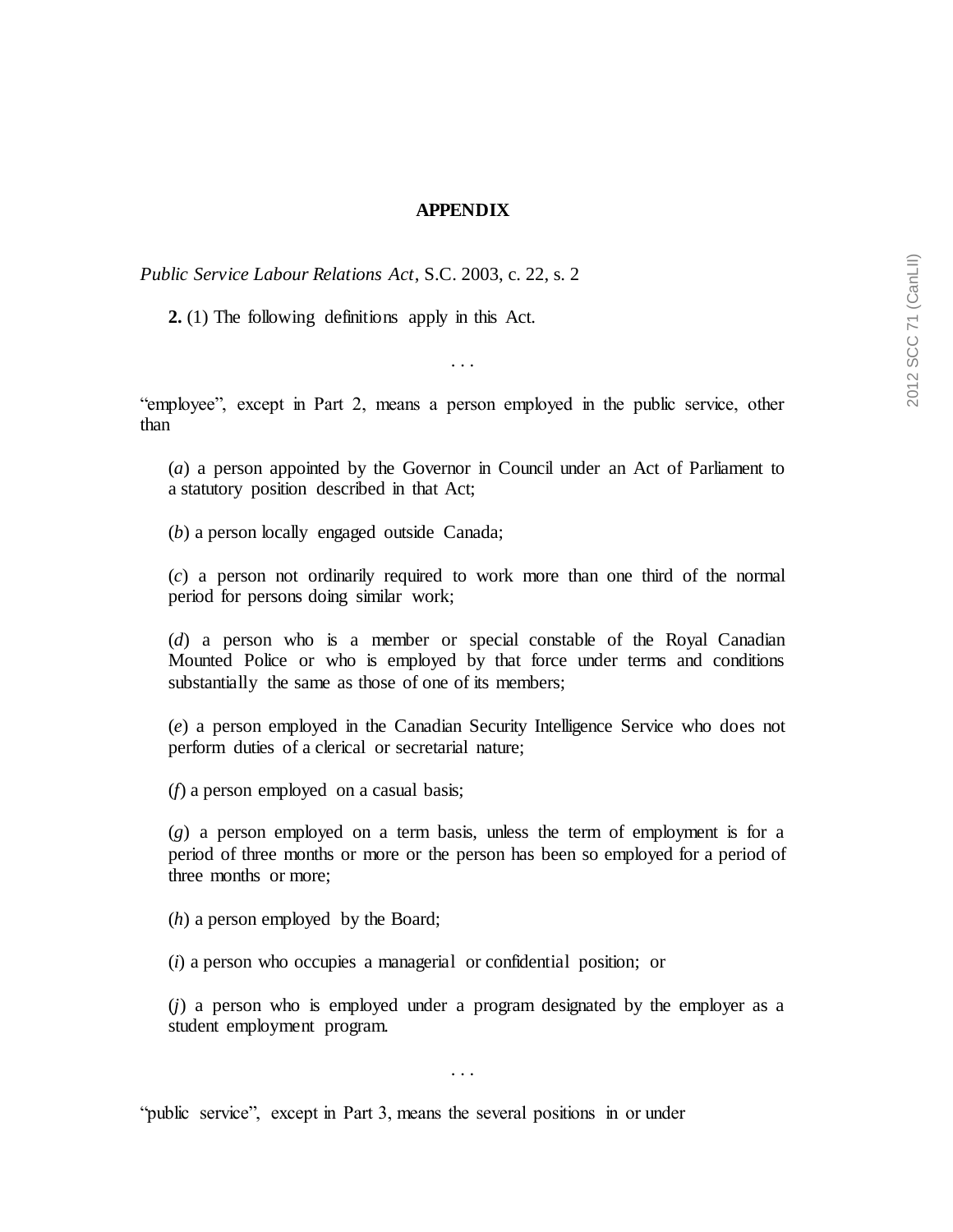**APPENDIX**

*Public Service Labour Relations Act*, S.C. 2003, c. 22, s. 2

**2.** (1) The following definitions apply in this Act.

. . .

"employee", except in Part 2, means a person employed in the public service, other than

(*a*) a person appointed by the Governor in Council under an Act of Parliament to a statutory position described in that Act;

(*b*) a person locally engaged outside Canada;

(*c*) a person not ordinarily required to work more than one third of the normal period for persons doing similar work;

(*d*) a person who is a member or special constable of the Royal Canadian Mounted Police or who is employed by that force under terms and conditions substantially the same as those of one of its members;

(*e*) a person employed in the Canadian Security Intelligence Service who does not perform duties of a clerical or secretarial nature;

(*f*) a person employed on a casual basis;

(*g*) a person employed on a term basis, unless the term of employment is for a period of three months or more or the person has been so employed for a period of three months or more;

(*h*) a person employed by the Board;

(*i*) a person who occupies a managerial or confidential position; or

(*j*) a person who is employed under a program designated by the employer as a student employment program.

. . .

"public service", except in Part 3, means the several positions in or under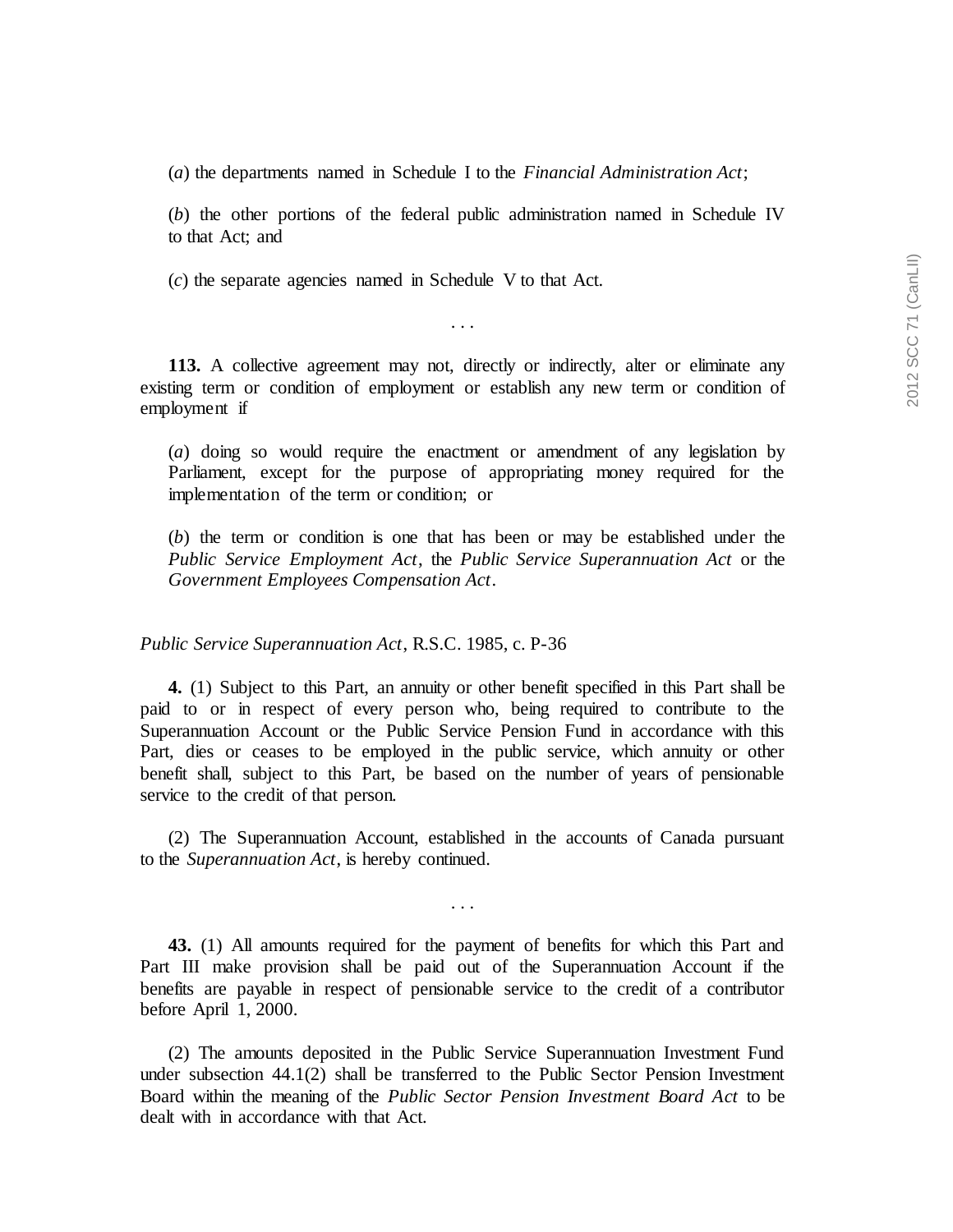(*a*) the departments named in Schedule I to the *Financial Administration Act*;

(*b*) the other portions of the federal public administration named in Schedule IV to that Act; and

(*c*) the separate agencies named in Schedule V to that Act.

. . .

**113.** A collective agreement may not, directly or indirectly, alter or eliminate any existing term or condition of employment or establish any new term or condition of employment if

(*a*) doing so would require the enactment or amendment of any legislation by Parliament, except for the purpose of appropriating money required for the implementation of the term or condition; or

(*b*) the term or condition is one that has been or may be established under the *Public Service Employment Act*, the *Public Service Superannuation Act* or the *Government Employees Compensation Act*.

*Public Service Superannuation Act*, R.S.C. 1985, c. P-36

**4.** (1) Subject to this Part, an annuity or other benefit specified in this Part shall be paid to or in respect of every person who, being required to contribute to the Superannuation Account or the Public Service Pension Fund in accordance with this Part, dies or ceases to be employed in the public service, which annuity or other benefit shall, subject to this Part, be based on the number of years of pensionable service to the credit of that person.

(2) The Superannuation Account, established in the accounts of Canada pursuant to the *Superannuation Act*, is hereby continued.

. . .

**43.** (1) All amounts required for the payment of benefits for which this Part and Part III make provision shall be paid out of the Superannuation Account if the benefits are payable in respect of pensionable service to the credit of a contributor before April 1, 2000.

(2) The amounts deposited in the Public Service Superannuation Investment Fund under subsection 44.1(2) shall be transferred to the Public Sector Pension Investment Board within the meaning of the *Public Sector Pension Investment Board Act* to be dealt with in accordance with that Act.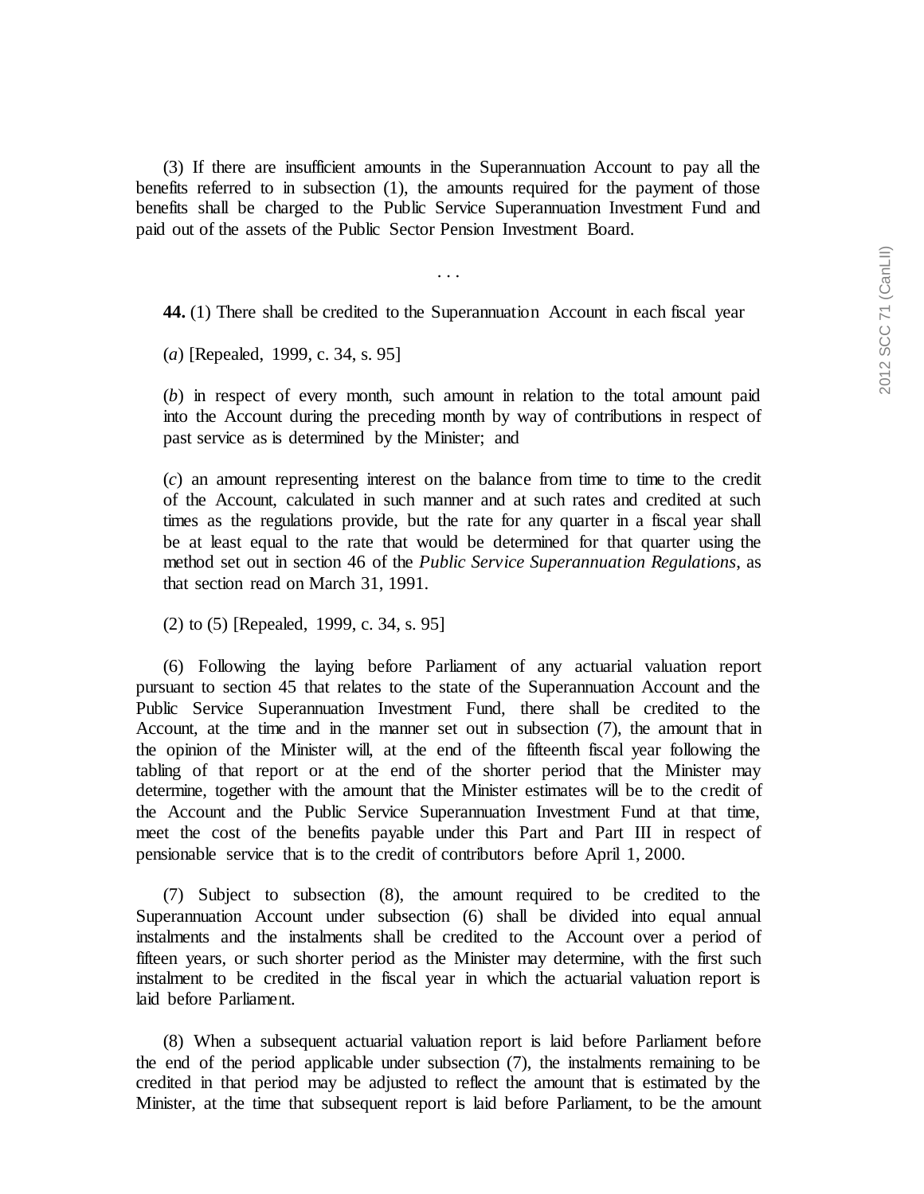(3) If there are insufficient amounts in the Superannuation Account to pay all the benefits referred to in subsection (1), the amounts required for the payment of those benefits shall be charged to the Public Service Superannuation Investment Fund and paid out of the assets of the Public Sector Pension Investment Board.

. . .

**44.** (1) There shall be credited to the Superannuation Account in each fiscal year

(*a*) [Repealed, 1999, c. 34, s. 95]

(*b*) in respect of every month, such amount in relation to the total amount paid into the Account during the preceding month by way of contributions in respect of past service as is determined by the Minister; and

(*c*) an amount representing interest on the balance from time to time to the credit of the Account, calculated in such manner and at such rates and credited at such times as the regulations provide, but the rate for any quarter in a fiscal year shall be at least equal to the rate that would be determined for that quarter using the method set out in section 46 of the *Public Service Superannuation Regulations*, as that section read on March 31, 1991.

(2) to (5) [Repealed, 1999, c. 34, s. 95]

(6) Following the laying before Parliament of any actuarial valuation report pursuant to section 45 that relates to the state of the Superannuation Account and the Public Service Superannuation Investment Fund, there shall be credited to the Account, at the time and in the manner set out in subsection (7), the amount that in the opinion of the Minister will, at the end of the fifteenth fiscal year following the tabling of that report or at the end of the shorter period that the Minister may determine, together with the amount that the Minister estimates will be to the credit of the Account and the Public Service Superannuation Investment Fund at that time, meet the cost of the benefits payable under this Part and Part III in respect of pensionable service that is to the credit of contributors before April 1, 2000.

(7) Subject to subsection (8), the amount required to be credited to the Superannuation Account under subsection (6) shall be divided into equal annual instalments and the instalments shall be credited to the Account over a period of fifteen years, or such shorter period as the Minister may determine, with the first such instalment to be credited in the fiscal year in which the actuarial valuation report is laid before Parliament.

(8) When a subsequent actuarial valuation report is laid before Parliament before the end of the period applicable under subsection (7), the instalments remaining to be credited in that period may be adjusted to reflect the amount that is estimated by the Minister, at the time that subsequent report is laid before Parliament, to be the amount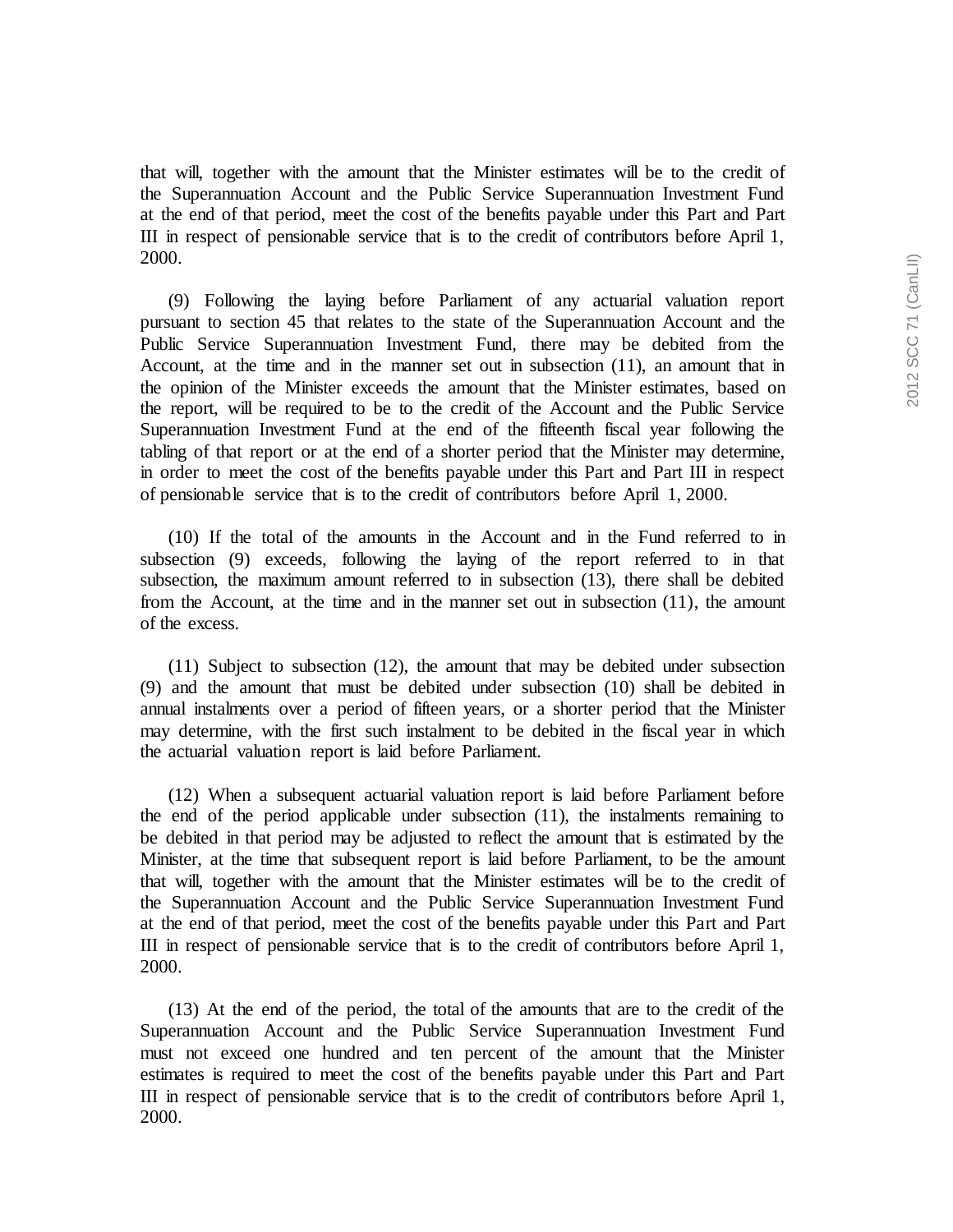that will, together with the amount that the Minister estimates will be to the credit of the Superannuation Account and the Public Service Superannuation Investment Fund at the end of that period, meet the cost of the benefits payable under this Part and Part III in respect of pensionable service that is to the credit of contributors before April 1, 2000.

(9) Following the laying before Parliament of any actuarial valuation report pursuant to section 45 that relates to the state of the Superannuation Account and the Public Service Superannuation Investment Fund, there may be debited from the Account, at the time and in the manner set out in subsection (11), an amount that in the opinion of the Minister exceeds the amount that the Minister estimates, based on the report, will be required to be to the credit of the Account and the Public Service Superannuation Investment Fund at the end of the fifteenth fiscal year following the tabling of that report or at the end of a shorter period that the Minister may determine, in order to meet the cost of the benefits payable under this Part and Part III in respect of pensionable service that is to the credit of contributors before April 1, 2000.

(10) If the total of the amounts in the Account and in the Fund referred to in subsection (9) exceeds, following the laying of the report referred to in that subsection, the maximum amount referred to in subsection (13), there shall be debited from the Account, at the time and in the manner set out in subsection (11), the amount of the excess.

(11) Subject to subsection (12), the amount that may be debited under subsection (9) and the amount that must be debited under subsection (10) shall be debited in annual instalments over a period of fifteen years, or a shorter period that the Minister may determine, with the first such instalment to be debited in the fiscal year in which the actuarial valuation report is laid before Parliament.

(12) When a subsequent actuarial valuation report is laid before Parliament before the end of the period applicable under subsection (11), the instalments remaining to be debited in that period may be adjusted to reflect the amount that is estimated by the Minister, at the time that subsequent report is laid before Parliament, to be the amount that will, together with the amount that the Minister estimates will be to the credit of the Superannuation Account and the Public Service Superannuation Investment Fund at the end of that period, meet the cost of the benefits payable under this Part and Part III in respect of pensionable service that is to the credit of contributors before April 1, 2000.

(13) At the end of the period, the total of the amounts that are to the credit of the Superannuation Account and the Public Service Superannuation Investment Fund must not exceed one hundred and ten percent of the amount that the Minister estimates is required to meet the cost of the benefits payable under this Part and Part III in respect of pensionable service that is to the credit of contributors before April 1, 2000.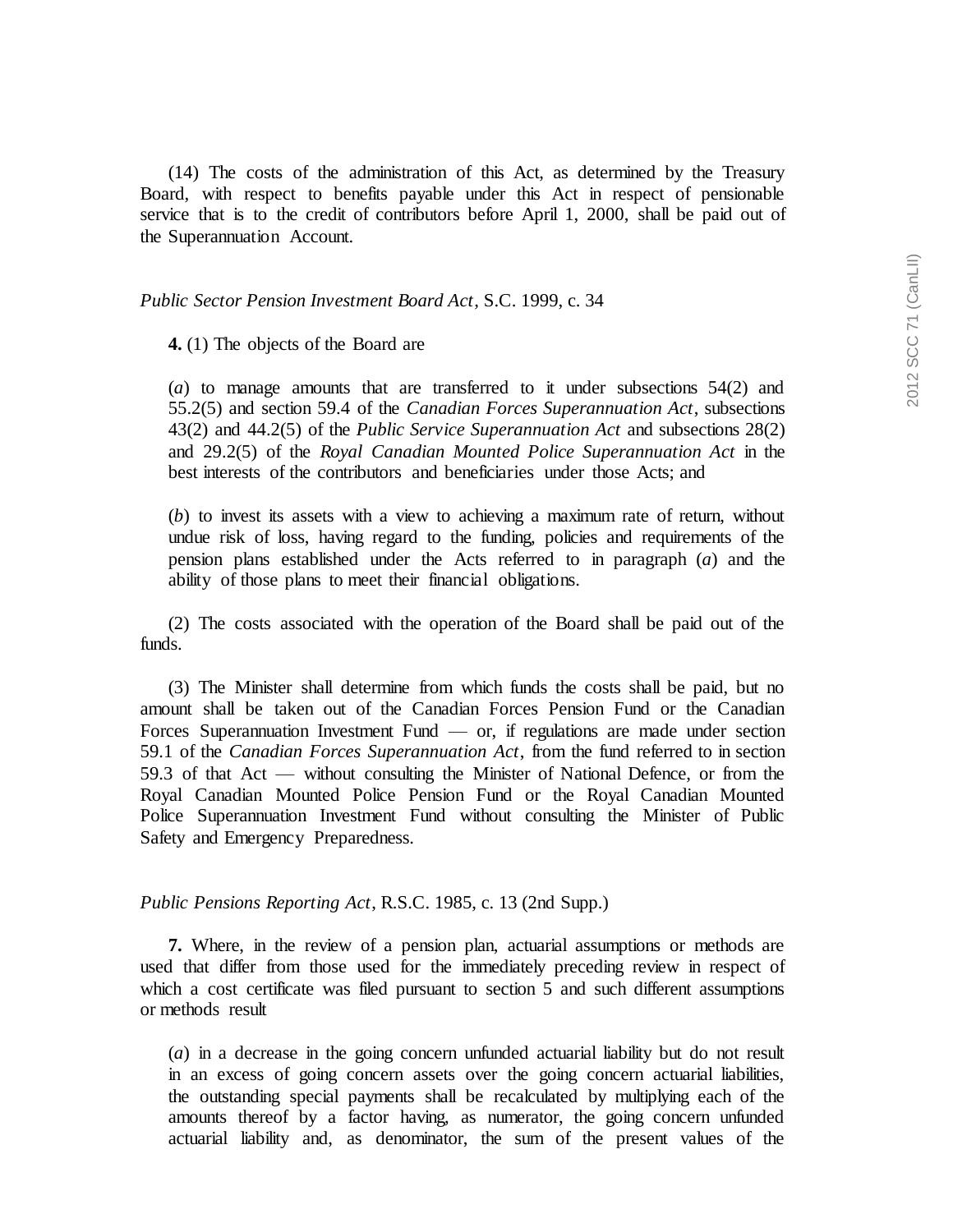(14) The costs of the administration of this Act, as determined by the Treasury Board, with respect to benefits payable under this Act in respect of pensionable service that is to the credit of contributors before April 1, 2000, shall be paid out of the Superannuation Account.

*Public Sector Pension Investment Board Act*, S.C. 1999, c. 34

**4.** (1) The objects of the Board are

(*a*) to manage amounts that are transferred to it under subsections 54(2) and 55.2(5) and section 59.4 of the *Canadian Forces Superannuation Act*, subsections 43(2) and 44.2(5) of the *Public Service Superannuation Act* and subsections 28(2) and 29.2(5) of the *Royal Canadian Mounted Police Superannuation Act* in the best interests of the contributors and beneficiaries under those Acts; and

(*b*) to invest its assets with a view to achieving a maximum rate of return, without undue risk of loss, having regard to the funding, policies and requirements of the pension plans established under the Acts referred to in paragraph (*a*) and the ability of those plans to meet their financial obligations.

(2) The costs associated with the operation of the Board shall be paid out of the funds.

(3) The Minister shall determine from which funds the costs shall be paid, but no amount shall be taken out of the Canadian Forces Pension Fund or the Canadian Forces Superannuation Investment Fund — or, if regulations are made under section 59.1 of the *Canadian Forces Superannuation Act*, from the fund referred to in section 59.3 of that Act — without consulting the Minister of National Defence, or from the Royal Canadian Mounted Police Pension Fund or the Royal Canadian Mounted Police Superannuation Investment Fund without consulting the Minister of Public Safety and Emergency Preparedness.

*Public Pensions Reporting Act*, R.S.C. 1985, c. 13 (2nd Supp.)

**7.** Where, in the review of a pension plan, actuarial assumptions or methods are used that differ from those used for the immediately preceding review in respect of which a cost certificate was filed pursuant to section 5 and such different assumptions or methods result

(*a*) in a decrease in the going concern unfunded actuarial liability but do not result in an excess of going concern assets over the going concern actuarial liabilities, the outstanding special payments shall be recalculated by multiplying each of the amounts thereof by a factor having, as numerator, the going concern unfunded actuarial liability and, as denominator, the sum of the present values of the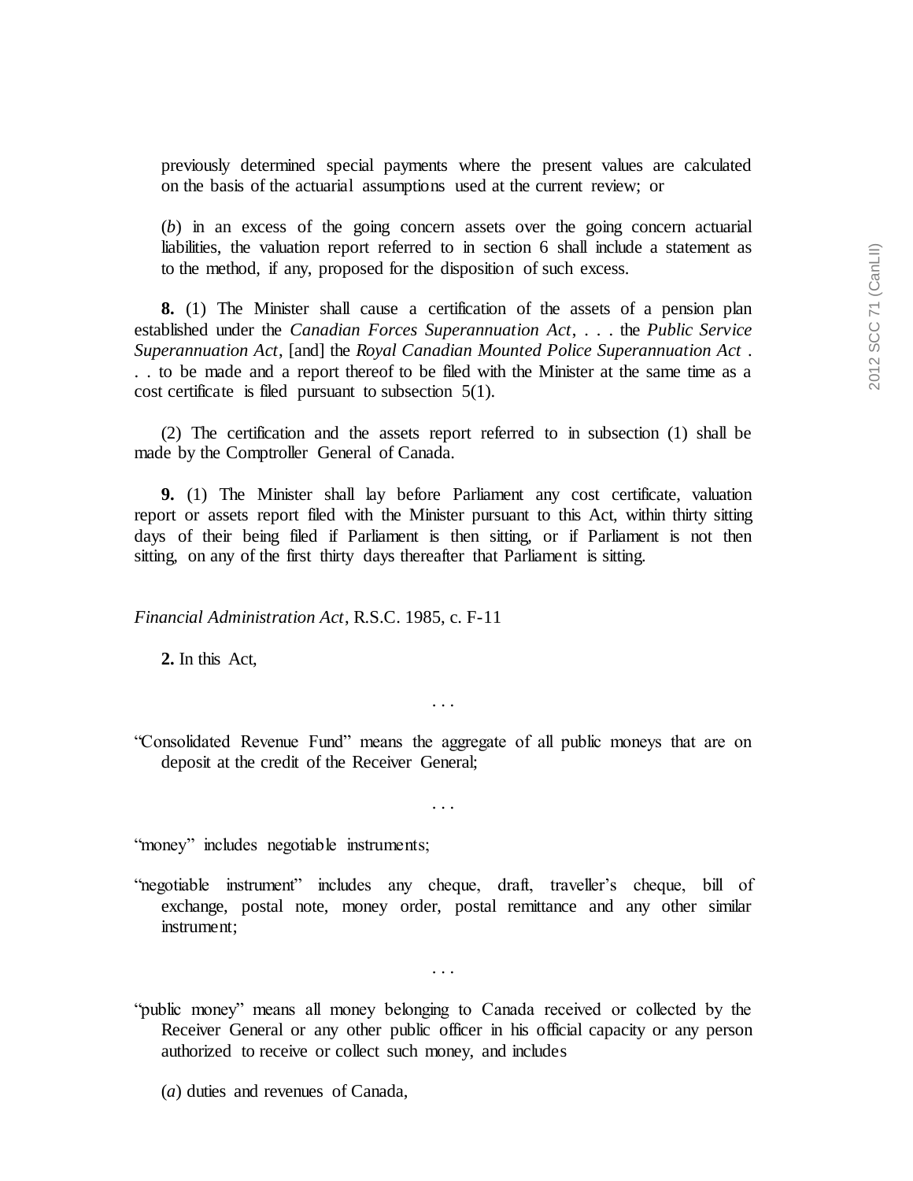previously determined special payments where the present values are calculated on the basis of the actuarial assumptions used at the current review; or

(*b*) in an excess of the going concern assets over the going concern actuarial liabilities, the valuation report referred to in section 6 shall include a statement as to the method, if any, proposed for the disposition of such excess.

**8.** (1) The Minister shall cause a certification of the assets of a pension plan established under the *Canadian Forces Superannuation Act*, . . . the *Public Service Superannuation Act*, [and] the *Royal Canadian Mounted Police Superannuation Act* . . . to be made and a report thereof to be filed with the Minister at the same time as a cost certificate is filed pursuant to subsection 5(1).

(2) The certification and the assets report referred to in subsection (1) shall be made by the Comptroller General of Canada.

**9.** (1) The Minister shall lay before Parliament any cost certificate, valuation report or assets report filed with the Minister pursuant to this Act, within thirty sitting days of their being filed if Parliament is then sitting, or if Parliament is not then sitting, on any of the first thirty days thereafter that Parliament is sitting.

*Financial Administration Act*, R.S.C. 1985, c. F-11

**2.** In this Act,

. . .

"Consolidated Revenue Fund" means the aggregate of all public moneys that are on deposit at the credit of the Receiver General;

. . .

"money" includes negotiable instruments;

"negotiable instrument" includes any cheque, draft, traveller's cheque, bill of exchange, postal note, money order, postal remittance and any other similar instrument;

. . .

"public money" means all money belonging to Canada received or collected by the Receiver General or any other public officer in his official capacity or any person authorized to receive or collect such money, and includes

(*a*) duties and revenues of Canada,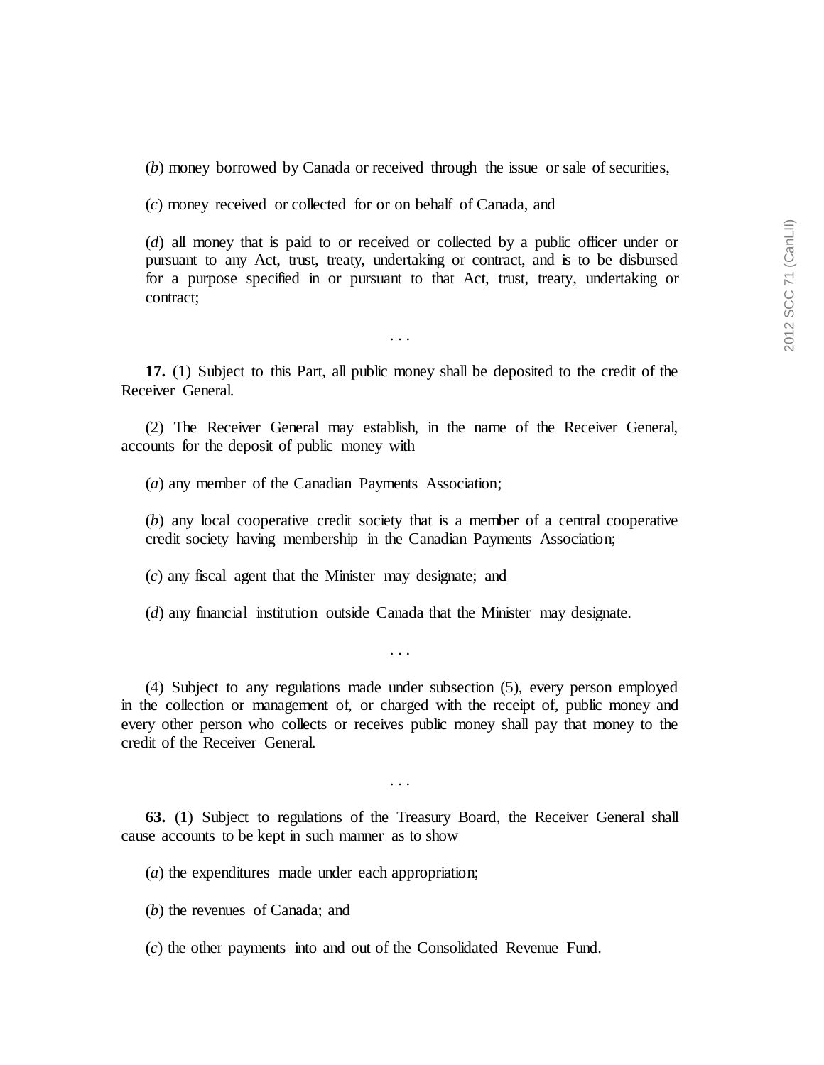(*b*) money borrowed by Canada or received through the issue or sale of securities,

(*c*) money received or collected for or on behalf of Canada, and

(*d*) all money that is paid to or received or collected by a public officer under or pursuant to any Act, trust, treaty, undertaking or contract, and is to be disbursed for a purpose specified in or pursuant to that Act, trust, treaty, undertaking or contract;

. . .

**17.** (1) Subject to this Part, all public money shall be deposited to the credit of the Receiver General.

(2) The Receiver General may establish, in the name of the Receiver General, accounts for the deposit of public money with

(*a*) any member of the Canadian Payments Association;

(*b*) any local cooperative credit society that is a member of a central cooperative credit society having membership in the Canadian Payments Association;

(*c*) any fiscal agent that the Minister may designate; and

(*d*) any financial institution outside Canada that the Minister may designate.

. . .

(4) Subject to any regulations made under subsection (5), every person employed in the collection or management of, or charged with the receipt of, public money and every other person who collects or receives public money shall pay that money to the credit of the Receiver General.

. . .

**63.** (1) Subject to regulations of the Treasury Board, the Receiver General shall cause accounts to be kept in such manner as to show

(*a*) the expenditures made under each appropriation;

(*b*) the revenues of Canada; and

(*c*) the other payments into and out of the Consolidated Revenue Fund.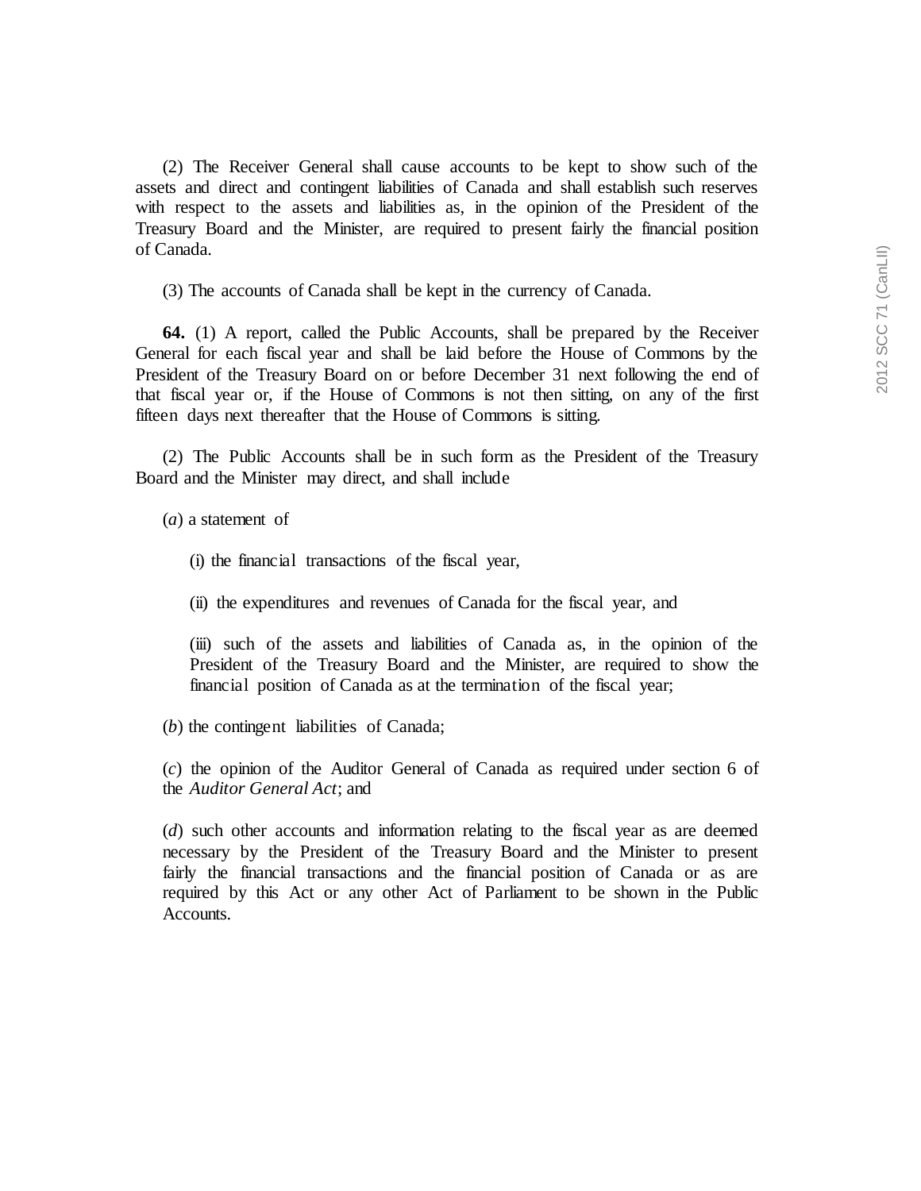(2) The Receiver General shall cause accounts to be kept to show such of the assets and direct and contingent liabilities of Canada and shall establish such reserves with respect to the assets and liabilities as, in the opinion of the President of the Treasury Board and the Minister, are required to present fairly the financial position of Canada.

(3) The accounts of Canada shall be kept in the currency of Canada.

**64.** (1) A report, called the Public Accounts, shall be prepared by the Receiver General for each fiscal year and shall be laid before the House of Commons by the President of the Treasury Board on or before December 31 next following the end of that fiscal year or, if the House of Commons is not then sitting, on any of the first fifteen days next thereafter that the House of Commons is sitting.

(2) The Public Accounts shall be in such form as the President of the Treasury Board and the Minister may direct, and shall include

(*a*) a statement of

(i) the financial transactions of the fiscal year,

(ii) the expenditures and revenues of Canada for the fiscal year, and

(iii) such of the assets and liabilities of Canada as, in the opinion of the President of the Treasury Board and the Minister, are required to show the financial position of Canada as at the termination of the fiscal year;

(*b*) the contingent liabilities of Canada;

(*c*) the opinion of the Auditor General of Canada as required under section 6 of the *Auditor General Act*; and

(*d*) such other accounts and information relating to the fiscal year as are deemed necessary by the President of the Treasury Board and the Minister to present fairly the financial transactions and the financial position of Canada or as are required by this Act or any other Act of Parliament to be shown in the Public Accounts.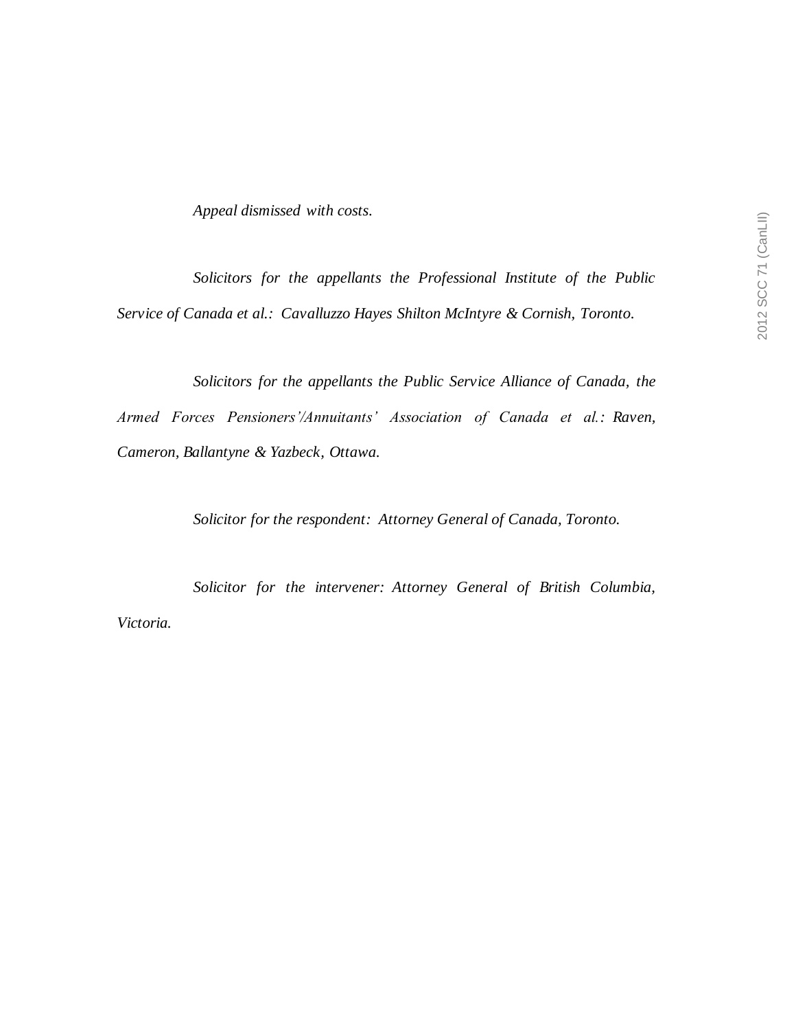*Appeal dismissed with costs.*

*Solicitors for the appellants the Professional Institute of the Public Service of Canada et al.: Cavalluzzo Hayes Shilton McIntyre & Cornish, Toronto.*

*Solicitors for the appellants the Public Service Alliance of Canada, the Armed Forces Pensioners'/Annuitants' Association of Canada et al.: Raven, Cameron, Ballantyne & Yazbeck, Ottawa.*

*Solicitor for the respondent: Attorney General of Canada, Toronto.*

*Solicitor for the intervener: Attorney General of British Columbia, Victoria.*